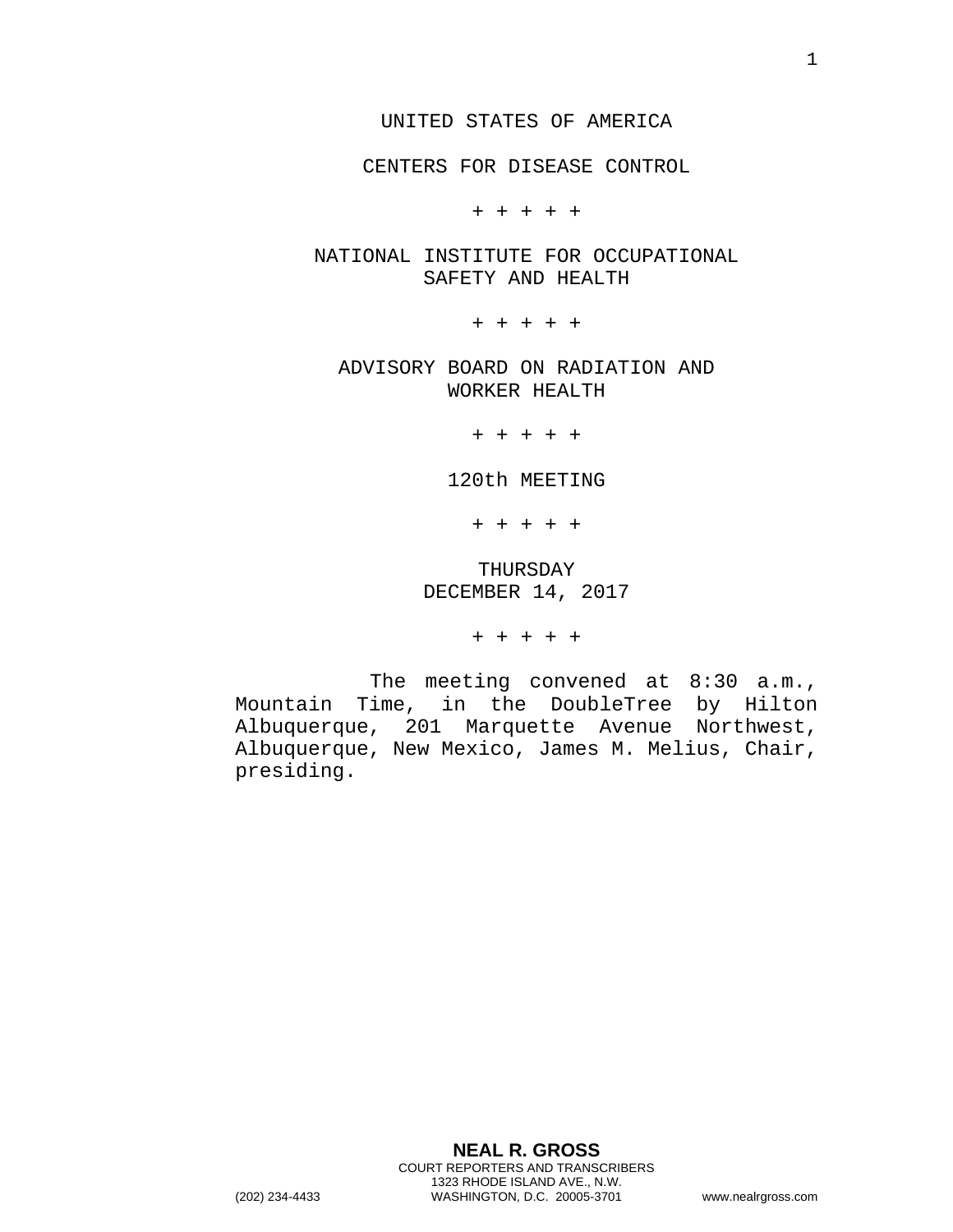UNITED STATES OF AMERICA

CENTERS FOR DISEASE CONTROL

+ + + + +

NATIONAL INSTITUTE FOR OCCUPATIONAL SAFETY AND HEALTH

+ + + + +

ADVISORY BOARD ON RADIATION AND WORKER HEALTH

+ + + + +

120th MEETING

+ + + + +

THURSDAY
DECEMBER 14, 2017

+ + + + +

The meeting convened at 8:30 a.m., Mountain Time, in the DoubleTree by Hilton Albuquerque, 201 Marquette Avenue Northwest, Albuquerque, New Mexico, James M. Melius, Chair, presiding.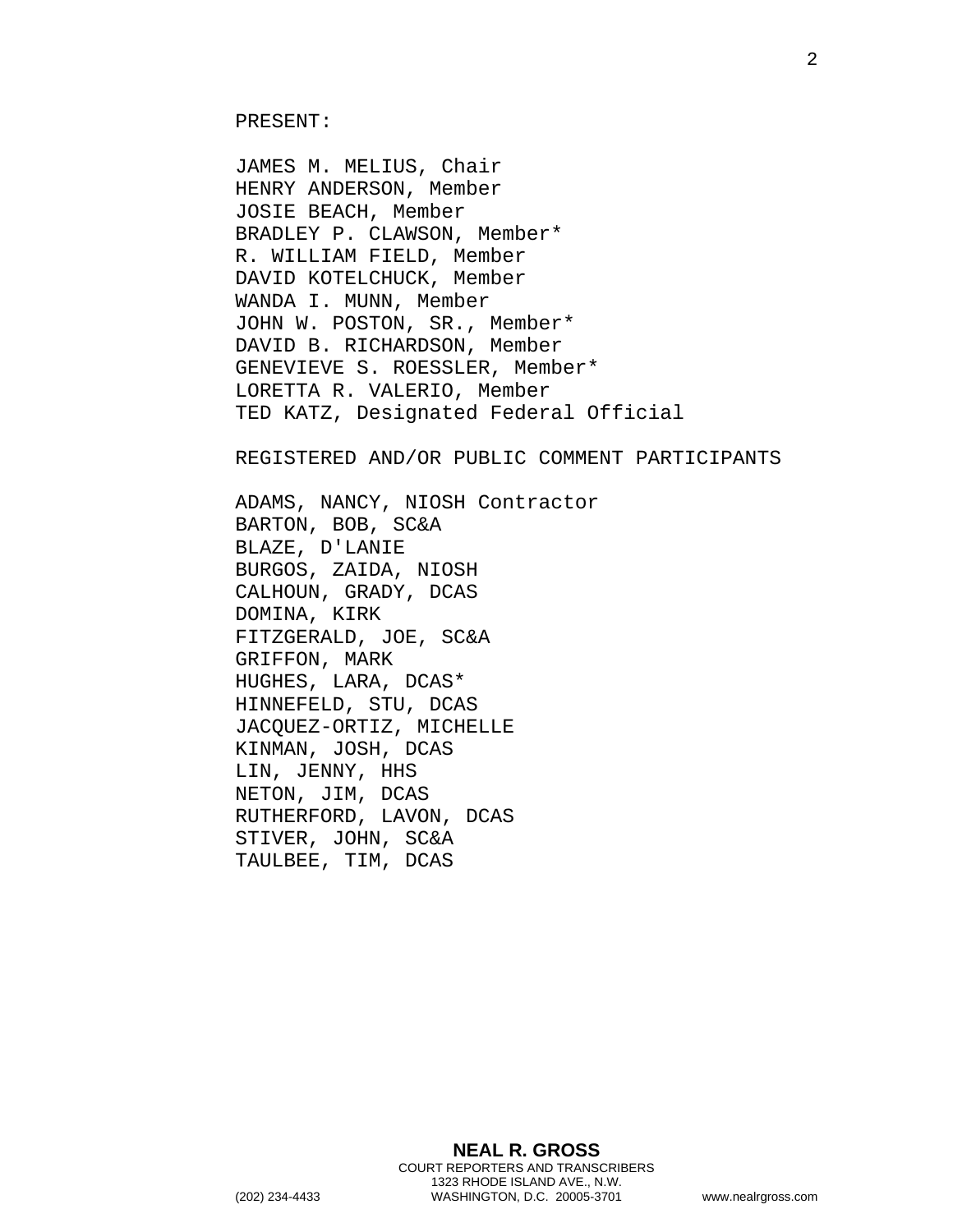PRESENT:

JAMES M. MELIUS, Chair
HENRY ANDERSON, Member
JOSIE BEACH, Member
BRADLEY P. CLAWSON, Member*
R. WILLIAM FIELD, Member
DAVID KOTELCHUCK, Member
WANDA I. MUNN, Member
JOHN W. POSTON, SR., Member*
DAVID B. RICHARDSON, Member
GENEVIEVE S. ROESSLER, Member*
LORETTA R. VALERIO, Member
TED KATZ, Designated Federal Official

REGISTERED AND/OR PUBLIC COMMENT PARTICIPANTS

ADAMS, NANCY, NIOSH Contractor
BARTON, BOB, SC&A
BLAZE, D'LANIE
BURGOS, ZAIDA, NIOSH
CALHOUN, GRADY, DCAS
DOMINA, KIRK
FITZGERALD, JOE, SC&A
GRIFFON, MARK
HUGHES, LARA, DCAS*
HINNEFELD, STU, DCAS
JACQUEZ-ORTIZ, MICHELLE
KINMAN, JOSH, DCAS
LIN, JENNY, HHS
NETON, JIM, DCAS
RUTHERFORD, LAVON, DCAS
STIVER, JOHN, SC&A
TAULBEE, TIM, DCAS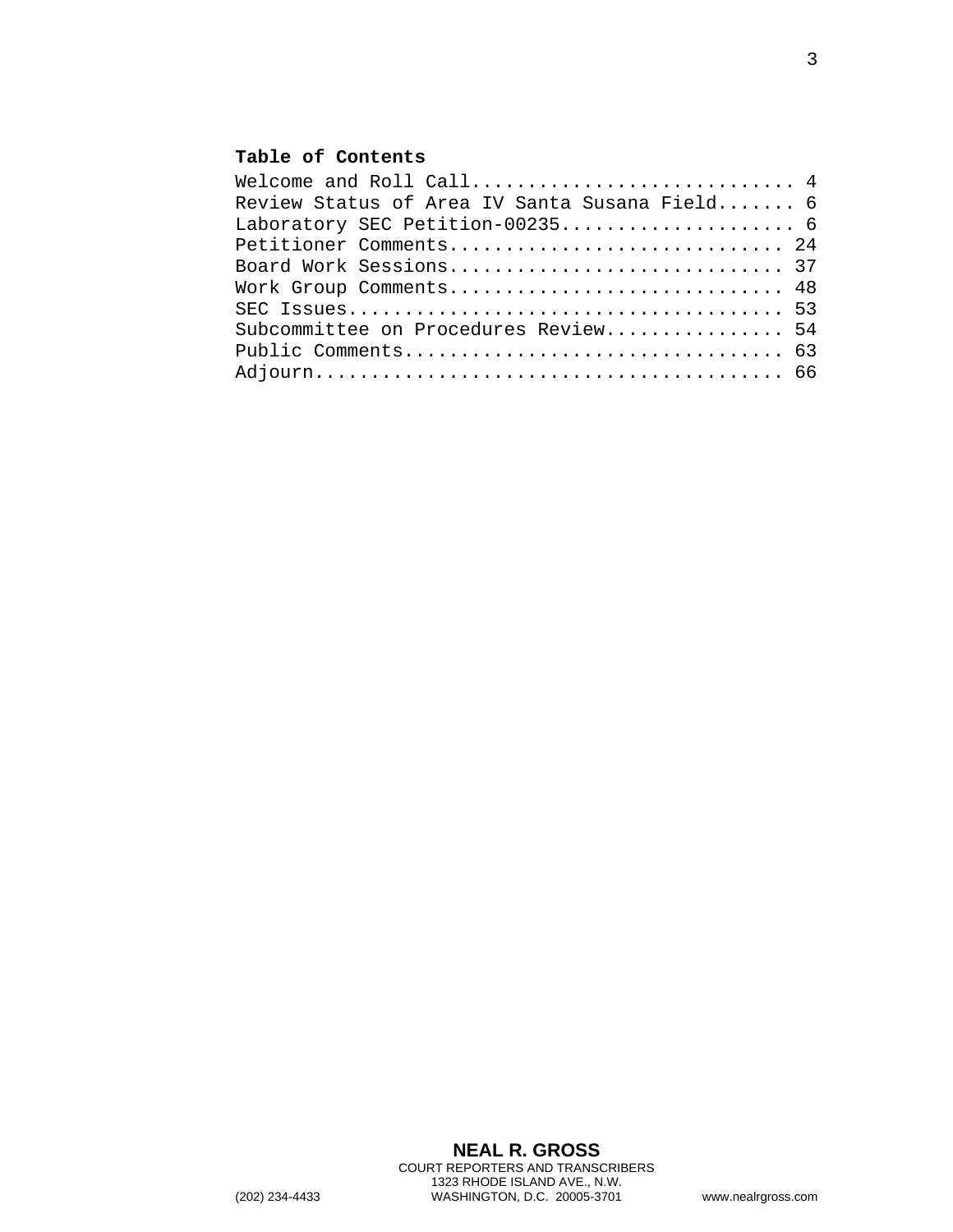**Table of Contents**

Welcome and Roll Call............................ 4
Review Status of Area IV Santa Susana Field....... 6
Laboratory SEC Petition-00235.................... 6
Petitioner Comments............................. 24
Board Work Sessions............................. 37
Work Group Comments............................. 48
SEC Issues...................................... 53
Subcommittee on Procedures Review................ 54
Public Comments................................. 63
Adjourn......................................... 66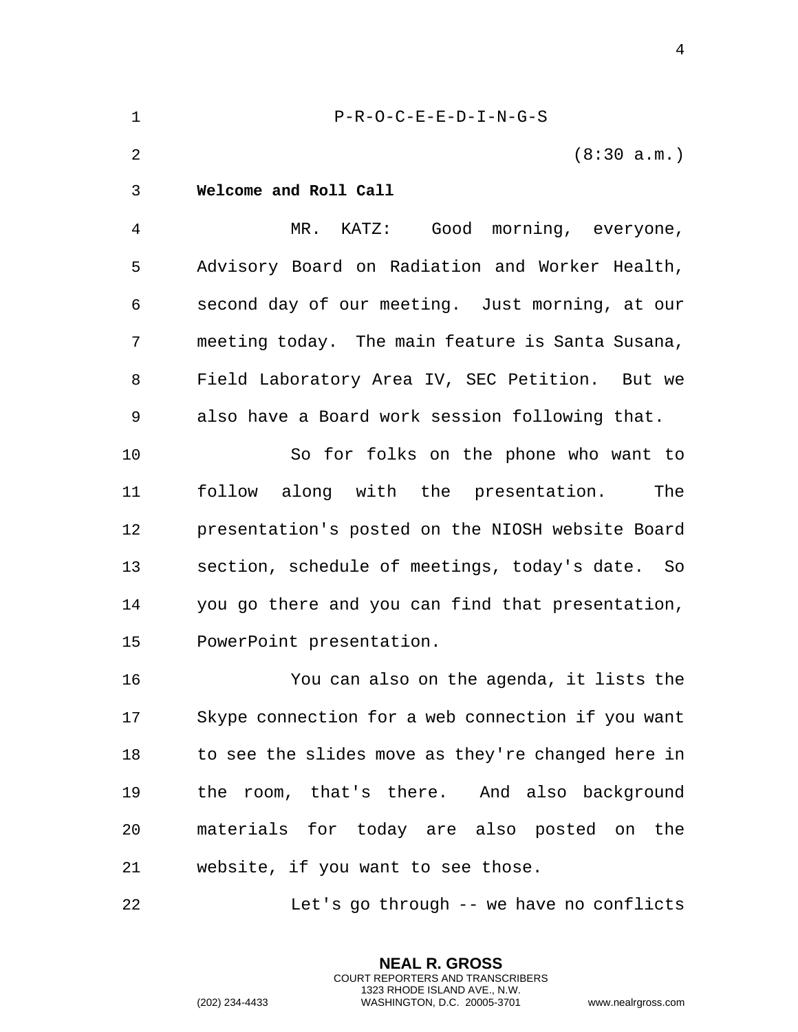P-R-O-C-E-E-D-I-N-G-S

(8:30 a.m.)

**Welcome and Roll Call**

MR. KATZ: Good morning, everyone, Advisory Board on Radiation and Worker Health, second day of our meeting. Just morning, at our meeting today. The main feature is Santa Susana, Field Laboratory Area IV, SEC Petition. But we also have a Board work session following that.

So for folks on the phone who want to follow along with the presentation. The presentation's posted on the NIOSH website Board section, schedule of meetings, today's date. So you go there and you can find that presentation, PowerPoint presentation.

You can also on the agenda, it lists the Skype connection for a web connection if you want to see the slides move as they're changed here in the room, that's there. And also background materials for today are also posted on the website, if you want to see those.

Let's go through -- we have no conflicts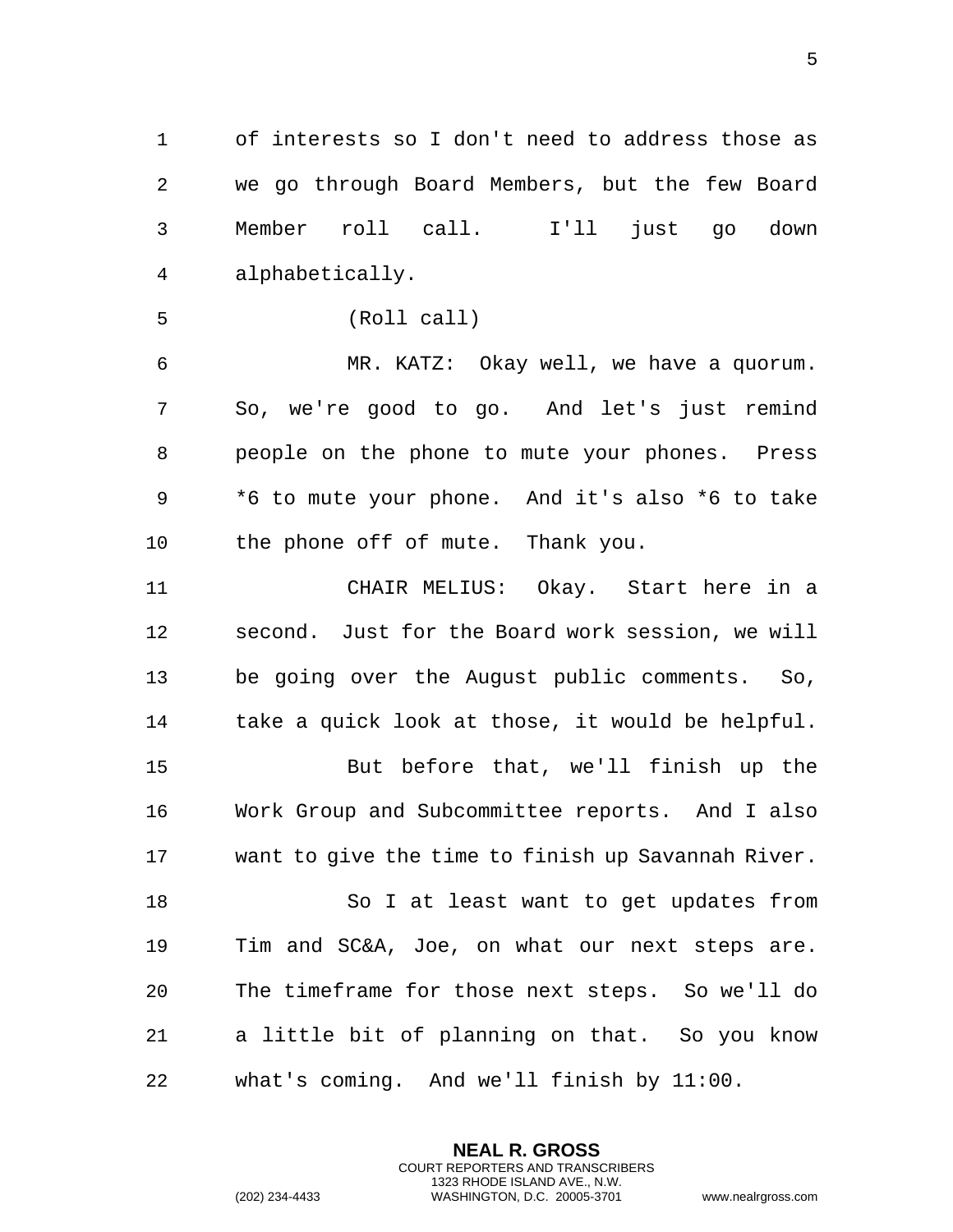of interests so I don't need to address those as we go through Board Members, but the few Board Member roll call. I'll just go down alphabetically.

(Roll call)

MR. KATZ: Okay well, we have a quorum. So, we're good to go. And let's just remind people on the phone to mute your phones. Press *6 to mute your phone. And it's also *6 to take the phone off of mute. Thank you.

CHAIR MELIUS: Okay. Start here in a second. Just for the Board work session, we will be going over the August public comments. So, take a quick look at those, it would be helpful.

But before that, we'll finish up the Work Group and Subcommittee reports. And I also want to give the time to finish up Savannah River.

So I at least want to get updates from Tim and SC&A, Joe, on what our next steps are. The timeframe for those next steps. So we'll do a little bit of planning on that. So you know what's coming. And we'll finish by 11:00.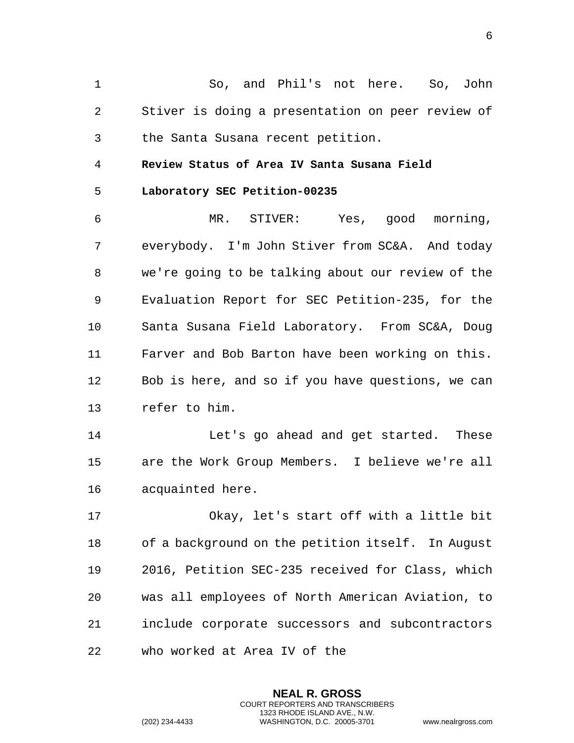So, and Phil's not here. So, John Stiver is doing a presentation on peer review of the Santa Susana recent petition.

**Review Status of Area IV Santa Susana Field Laboratory SEC Petition-00235**

MR. STIVER: Yes, good morning, everybody. I'm John Stiver from SC&A. And today we're going to be talking about our review of the Evaluation Report for SEC Petition-235, for the Santa Susana Field Laboratory. From SC&A, Doug Farver and Bob Barton have been working on this. Bob is here, and so if you have questions, we can refer to him.

Let's go ahead and get started. These are the Work Group Members. I believe we're all acquainted here.

Okay, let's start off with a little bit of a background on the petition itself. In August 2016, Petition SEC-235 received for Class, which was all employees of North American Aviation, to include corporate successors and subcontractors who worked at Area IV of the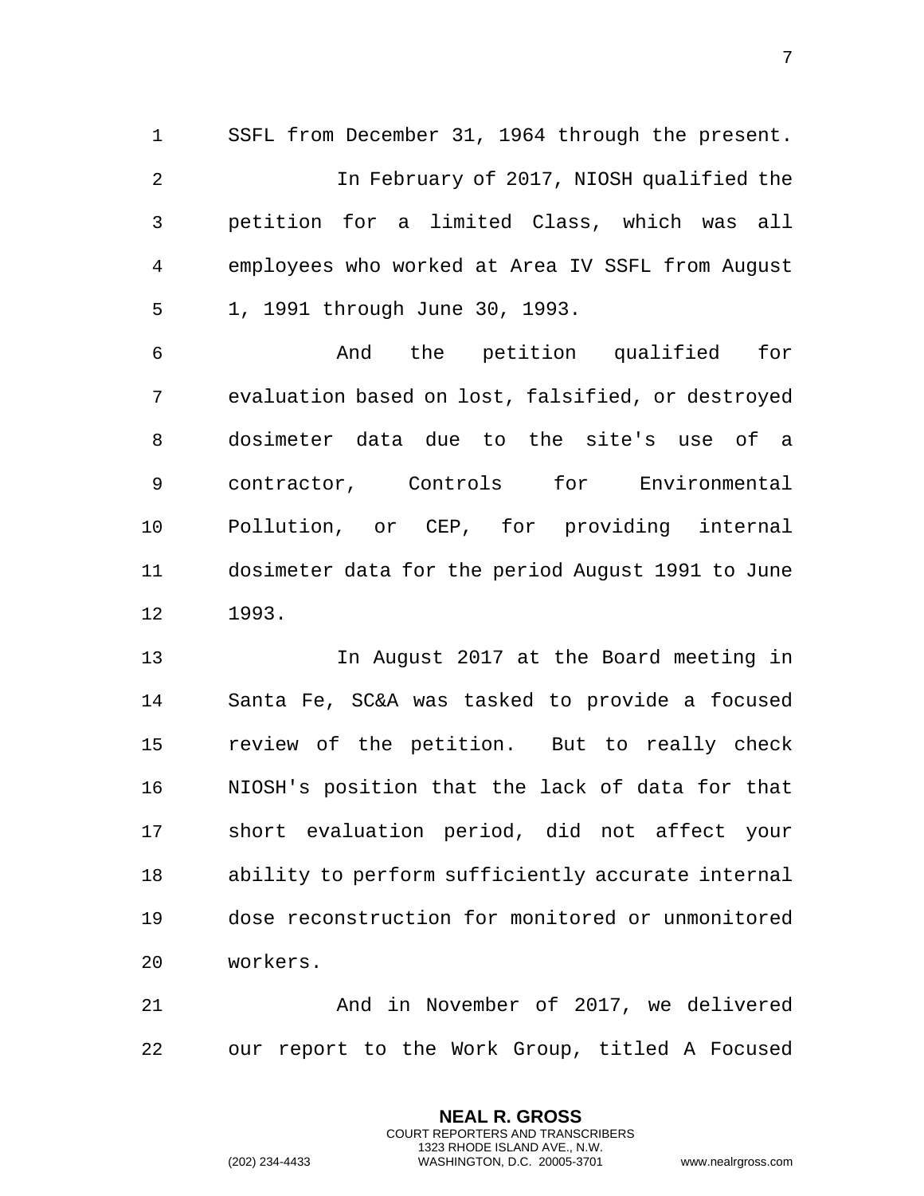SSFL from December 31, 1964 through the present.

In February of 2017, NIOSH qualified the petition for a limited Class, which was all employees who worked at Area IV SSFL from August 1, 1991 through June 30, 1993.

And the petition qualified for evaluation based on lost, falsified, or destroyed dosimeter data due to the site's use of a contractor, Controls for Environmental Pollution, or CEP, for providing internal dosimeter data for the period August 1991 to June 1993.

In August 2017 at the Board meeting in Santa Fe, SC&A was tasked to provide a focused review of the petition. But to really check NIOSH's position that the lack of data for that short evaluation period, did not affect your ability to perform sufficiently accurate internal dose reconstruction for monitored or unmonitored workers.

And in November of 2017, we delivered our report to the Work Group, titled A Focused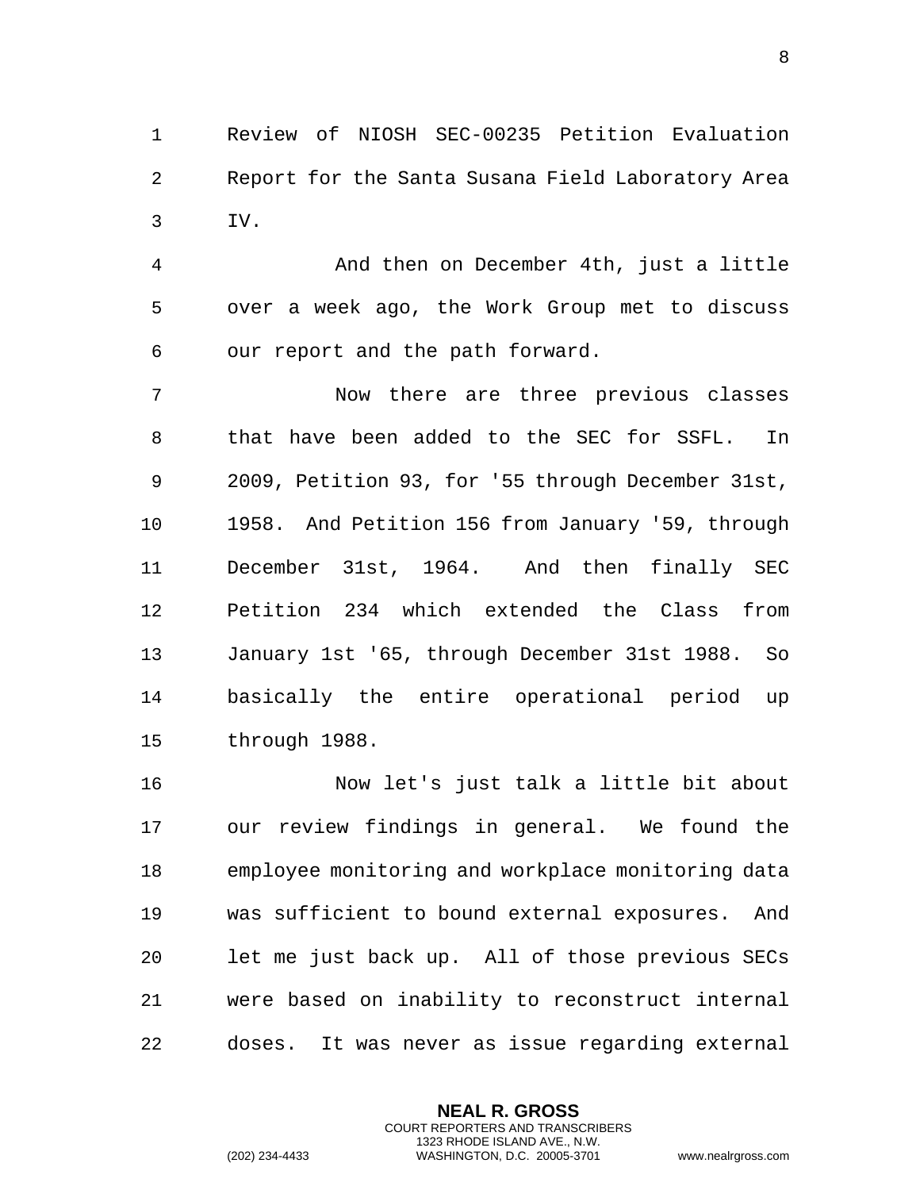Review of NIOSH SEC-00235 Petition Evaluation Report for the Santa Susana Field Laboratory Area IV.

And then on December 4th, just a little over a week ago, the Work Group met to discuss our report and the path forward.

Now there are three previous classes that have been added to the SEC for SSFL. In 2009, Petition 93, for '55 through December 31st, 1958. And Petition 156 from January '59, through December 31st, 1964. And then finally SEC Petition 234 which extended the Class from January 1st '65, through December 31st 1988. So basically the entire operational period up through 1988.

Now let's just talk a little bit about our review findings in general. We found the employee monitoring and workplace monitoring data was sufficient to bound external exposures. And let me just back up. All of those previous SECs were based on inability to reconstruct internal doses. It was never as issue regarding external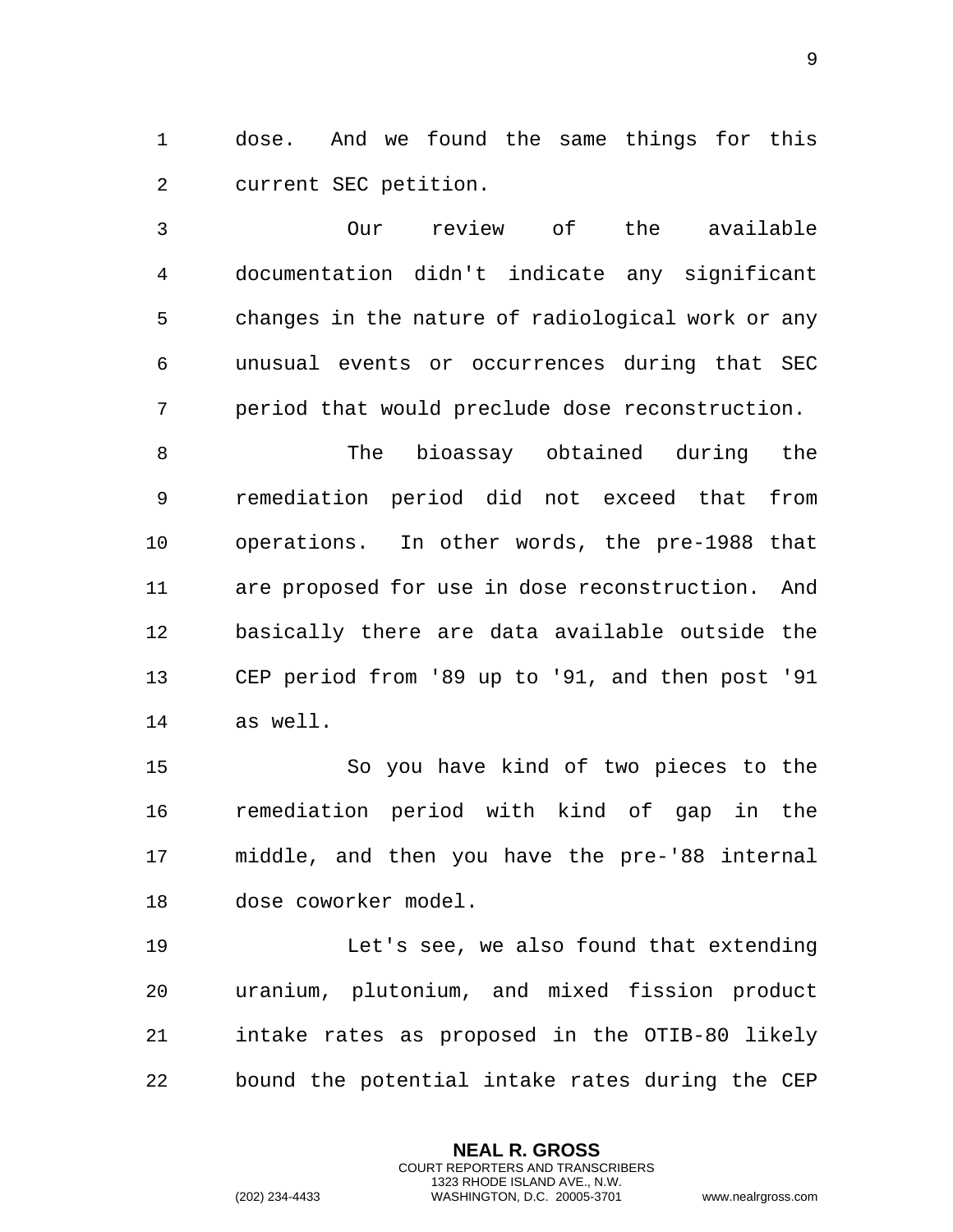dose. And we found the same things for this current SEC petition.

Our review of the available documentation didn't indicate any significant changes in the nature of radiological work or any unusual events or occurrences during that SEC period that would preclude dose reconstruction.

The bioassay obtained during the remediation period did not exceed that from operations. In other words, the pre-1988 that are proposed for use in dose reconstruction. And basically there are data available outside the CEP period from '89 up to '91, and then post '91 as well.

So you have kind of two pieces to the remediation period with kind of gap in the middle, and then you have the pre-'88 internal dose coworker model.

Let's see, we also found that extending uranium, plutonium, and mixed fission product intake rates as proposed in the OTIB-80 likely bound the potential intake rates during the CEP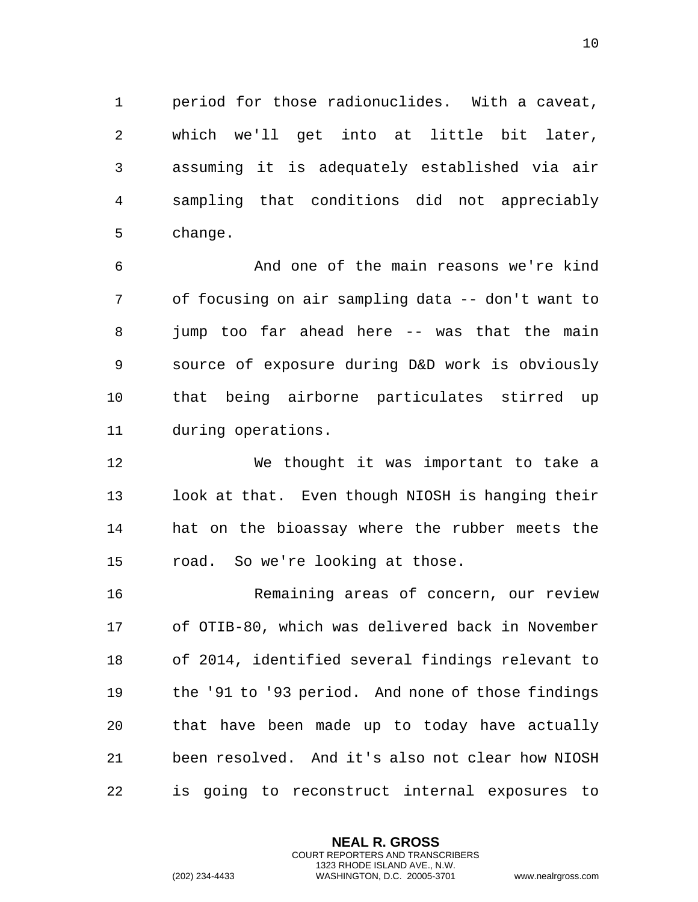period for those radionuclides. With a caveat, which we'll get into at little bit later, assuming it is adequately established via air sampling that conditions did not appreciably change.

And one of the main reasons we're kind of focusing on air sampling data -- don't want to jump too far ahead here -- was that the main source of exposure during D&D work is obviously that being airborne particulates stirred up during operations.

We thought it was important to take a look at that. Even though NIOSH is hanging their hat on the bioassay where the rubber meets the road. So we're looking at those.

Remaining areas of concern, our review of OTIB-80, which was delivered back in November of 2014, identified several findings relevant to the '91 to '93 period. And none of those findings that have been made up to today have actually been resolved. And it's also not clear how NIOSH is going to reconstruct internal exposures to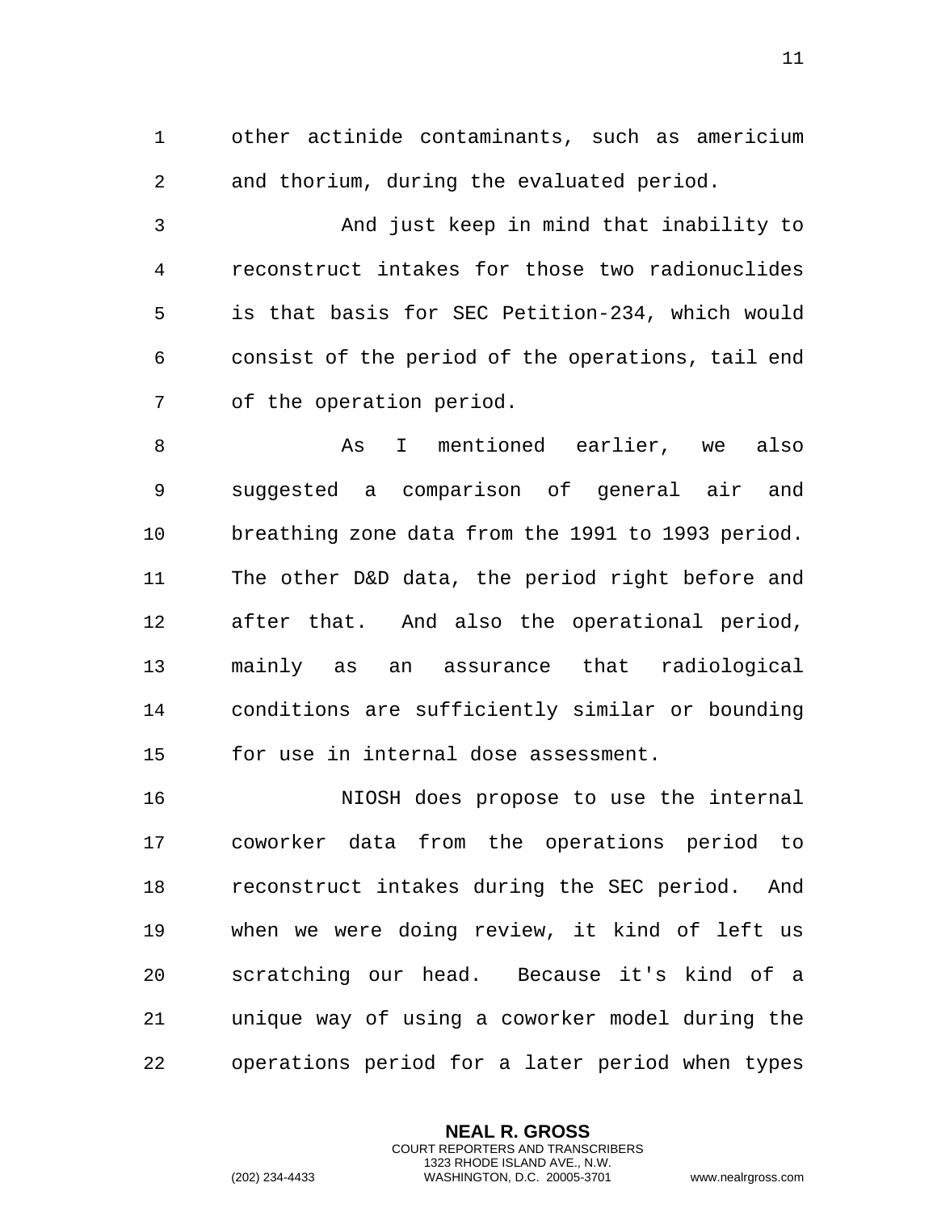other actinide contaminants, such as americium and thorium, during the evaluated period.

And just keep in mind that inability to reconstruct intakes for those two radionuclides is that basis for SEC Petition-234, which would consist of the period of the operations, tail end of the operation period.

As I mentioned earlier, we also suggested a comparison of general air and breathing zone data from the 1991 to 1993 period. The other D&D data, the period right before and after that. And also the operational period, mainly as an assurance that radiological conditions are sufficiently similar or bounding for use in internal dose assessment.

NIOSH does propose to use the internal coworker data from the operations period to reconstruct intakes during the SEC period. And when we were doing review, it kind of left us scratching our head. Because it's kind of a unique way of using a coworker model during the operations period for a later period when types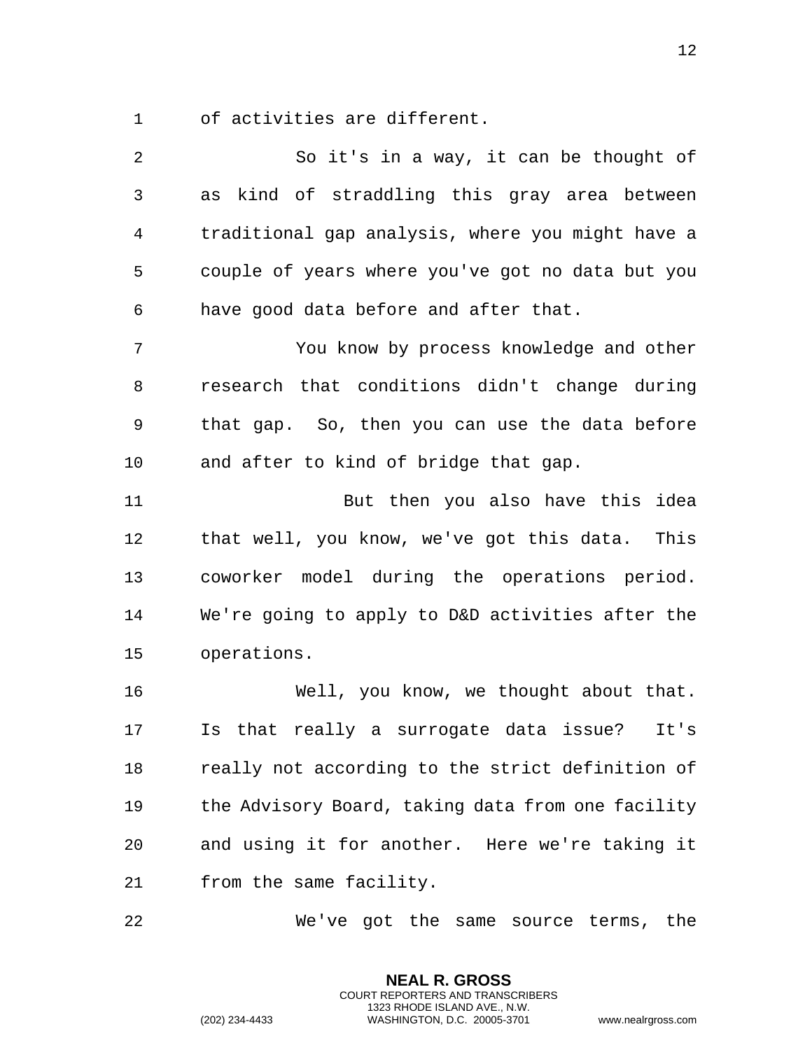of activities are different.

So it's in a way, it can be thought of as kind of straddling this gray area between traditional gap analysis, where you might have a couple of years where you've got no data but you have good data before and after that.

You know by process knowledge and other research that conditions didn't change during that gap. So, then you can use the data before and after to kind of bridge that gap.

But then you also have this idea that well, you know, we've got this data. This coworker model during the operations period. We're going to apply to D&D activities after the operations.

Well, you know, we thought about that. Is that really a surrogate data issue? It's really not according to the strict definition of the Advisory Board, taking data from one facility and using it for another. Here we're taking it from the same facility.

We've got the same source terms, the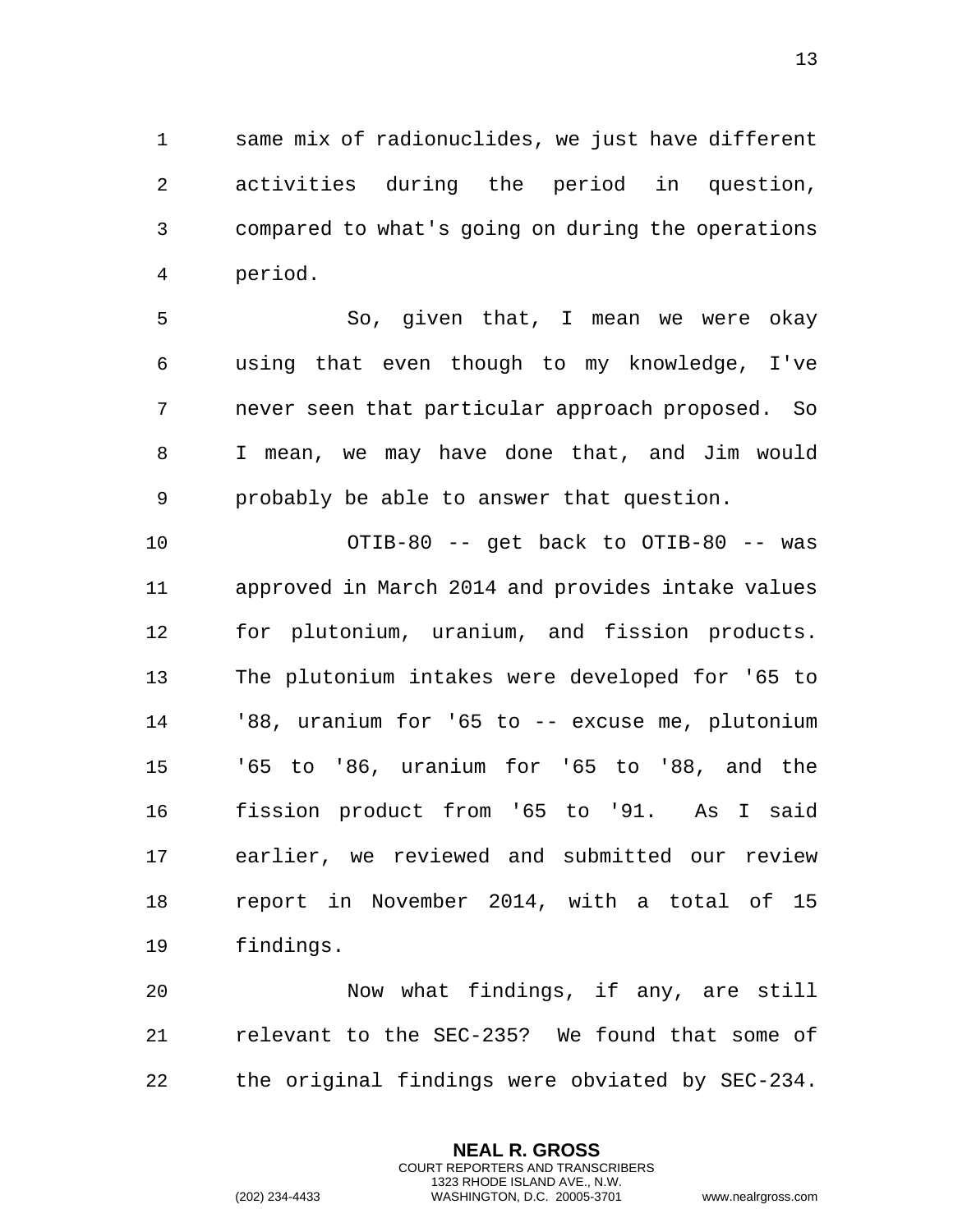same mix of radionuclides, we just have different activities during the period in question, compared to what's going on during the operations period.

So, given that, I mean we were okay using that even though to my knowledge, I've never seen that particular approach proposed. So I mean, we may have done that, and Jim would probably be able to answer that question.

OTIB-80 -- get back to OTIB-80 -- was approved in March 2014 and provides intake values for plutonium, uranium, and fission products. The plutonium intakes were developed for '65 to '88, uranium for '65 to -- excuse me, plutonium '65 to '86, uranium for '65 to '88, and the fission product from '65 to '91. As I said earlier, we reviewed and submitted our review report in November 2014, with a total of 15 findings.

Now what findings, if any, are still relevant to the SEC-235? We found that some of the original findings were obviated by SEC-234.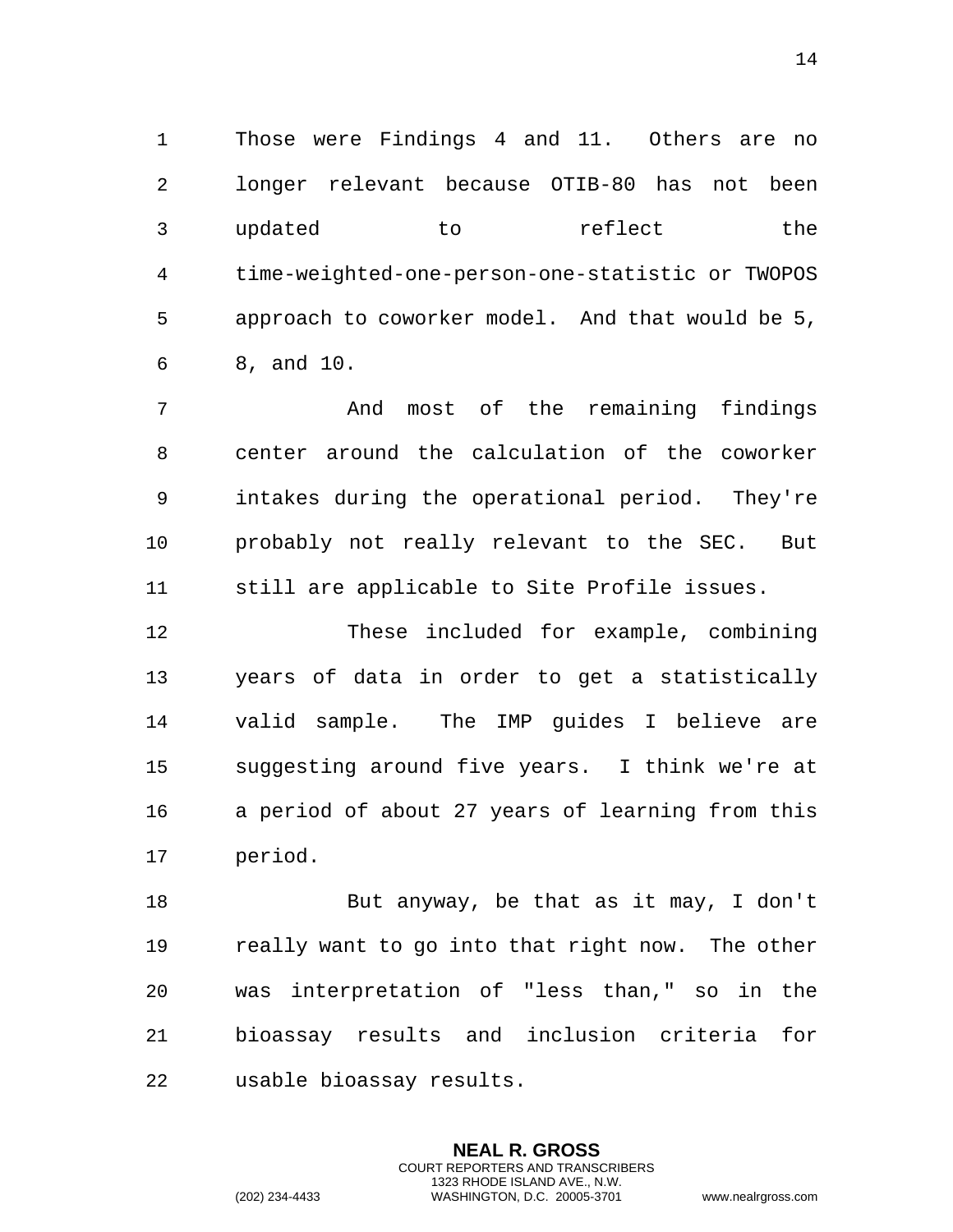Those were Findings 4 and 11. Others are no longer relevant because OTIB-80 has not been updated to reflect the time-weighted-one-person-one-statistic or TWOPOS approach to coworker model. And that would be 5, 8, and 10.

And most of the remaining findings center around the calculation of the coworker intakes during the operational period. They're probably not really relevant to the SEC. But still are applicable to Site Profile issues.

These included for example, combining years of data in order to get a statistically valid sample. The IMP guides I believe are suggesting around five years. I think we're at a period of about 27 years of learning from this period.

But anyway, be that as it may, I don't really want to go into that right now. The other was interpretation of "less than," so in the bioassay results and inclusion criteria for usable bioassay results.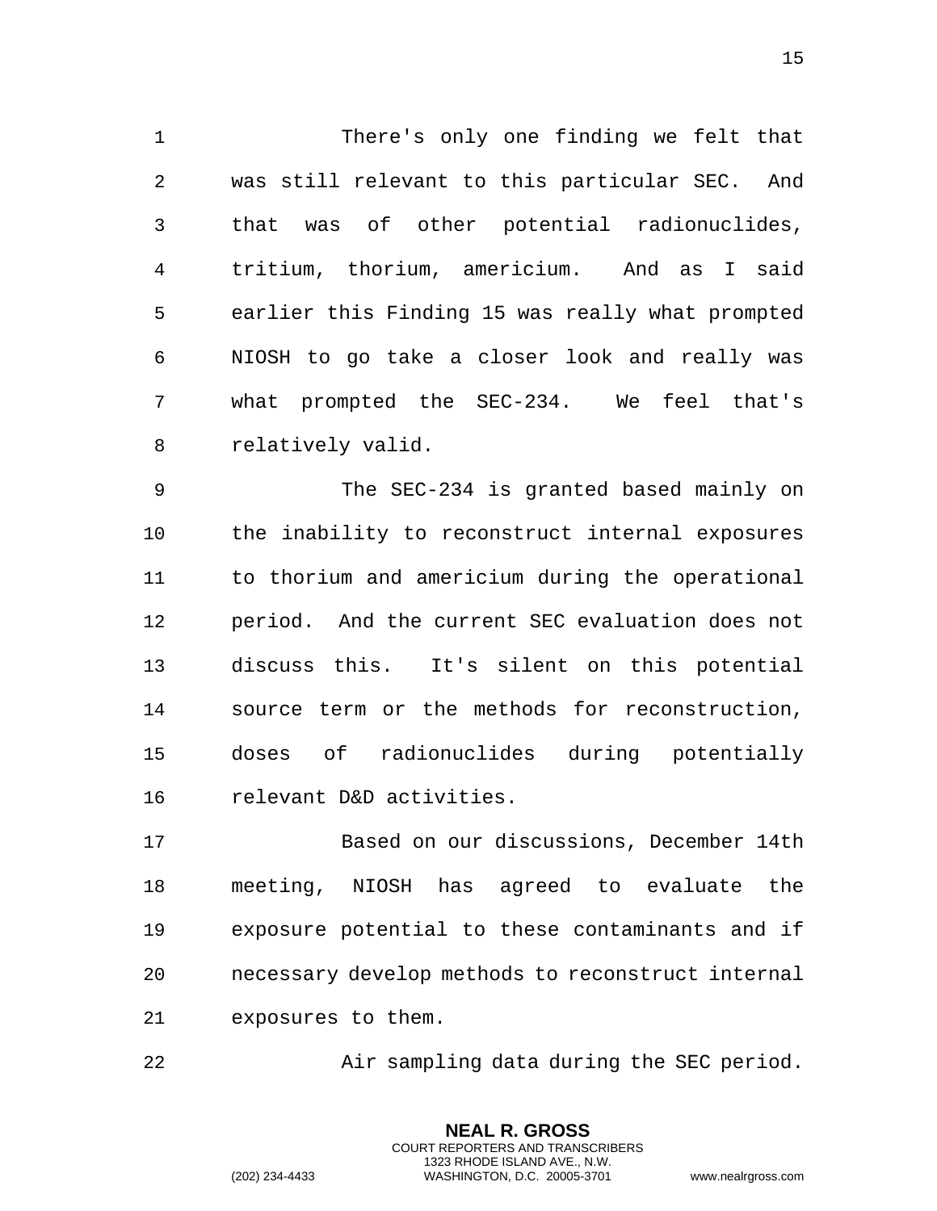There's only one finding we felt that was still relevant to this particular SEC. And that was of other potential radionuclides, tritium, thorium, americium. And as I said earlier this Finding 15 was really what prompted NIOSH to go take a closer look and really was what prompted the SEC-234. We feel that's relatively valid.

The SEC-234 is granted based mainly on the inability to reconstruct internal exposures to thorium and americium during the operational period. And the current SEC evaluation does not discuss this. It's silent on this potential source term or the methods for reconstruction, doses of radionuclides during potentially relevant D&D activities.

Based on our discussions, December 14th meeting, NIOSH has agreed to evaluate the exposure potential to these contaminants and if necessary develop methods to reconstruct internal exposures to them.

Air sampling data during the SEC period.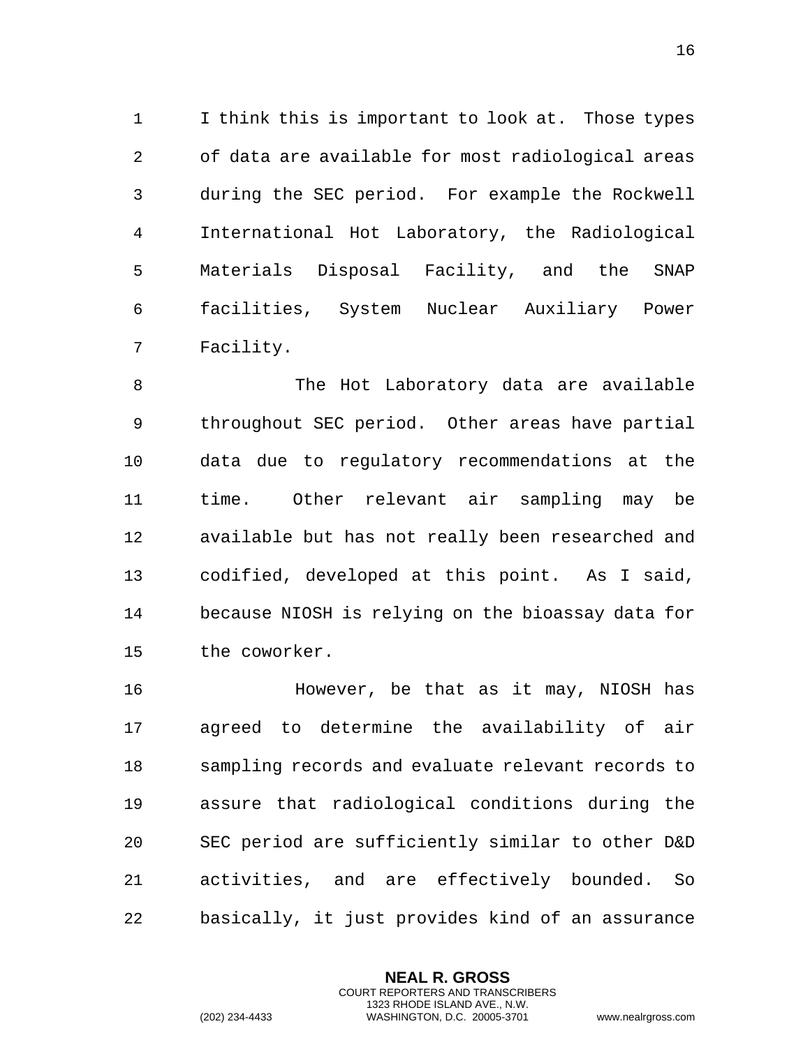I think this is important to look at. Those types of data are available for most radiological areas during the SEC period. For example the Rockwell International Hot Laboratory, the Radiological Materials Disposal Facility, and the SNAP facilities, System Nuclear Auxiliary Power Facility.

The Hot Laboratory data are available throughout SEC period. Other areas have partial data due to regulatory recommendations at the time. Other relevant air sampling may be available but has not really been researched and codified, developed at this point. As I said, because NIOSH is relying on the bioassay data for the coworker.

However, be that as it may, NIOSH has agreed to determine the availability of air sampling records and evaluate relevant records to assure that radiological conditions during the SEC period are sufficiently similar to other D&D activities, and are effectively bounded. So basically, it just provides kind of an assurance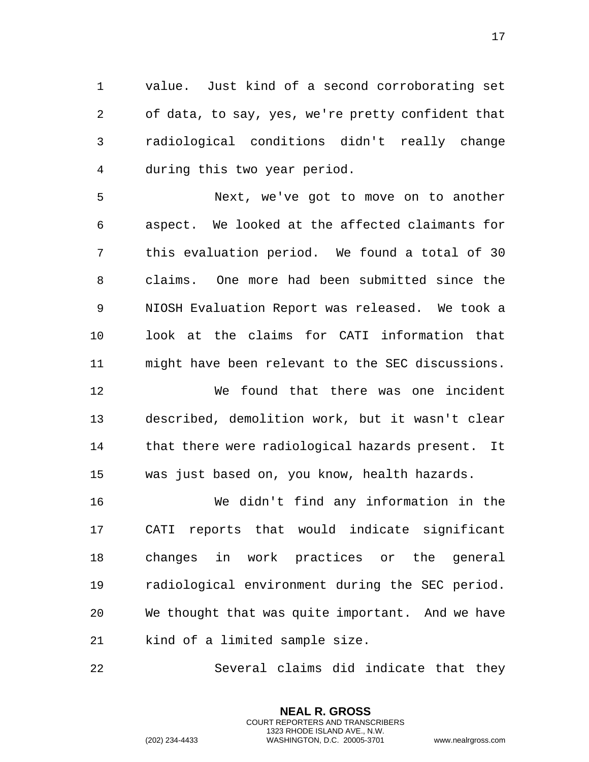value. Just kind of a second corroborating set of data, to say, yes, we're pretty confident that radiological conditions didn't really change during this two year period.

Next, we've got to move on to another aspect. We looked at the affected claimants for this evaluation period. We found a total of 30 claims. One more had been submitted since the NIOSH Evaluation Report was released. We took a look at the claims for CATI information that might have been relevant to the SEC discussions.

We found that there was one incident described, demolition work, but it wasn't clear that there were radiological hazards present. It was just based on, you know, health hazards.

We didn't find any information in the CATI reports that would indicate significant changes in work practices or the general radiological environment during the SEC period. We thought that was quite important. And we have kind of a limited sample size.

Several claims did indicate that they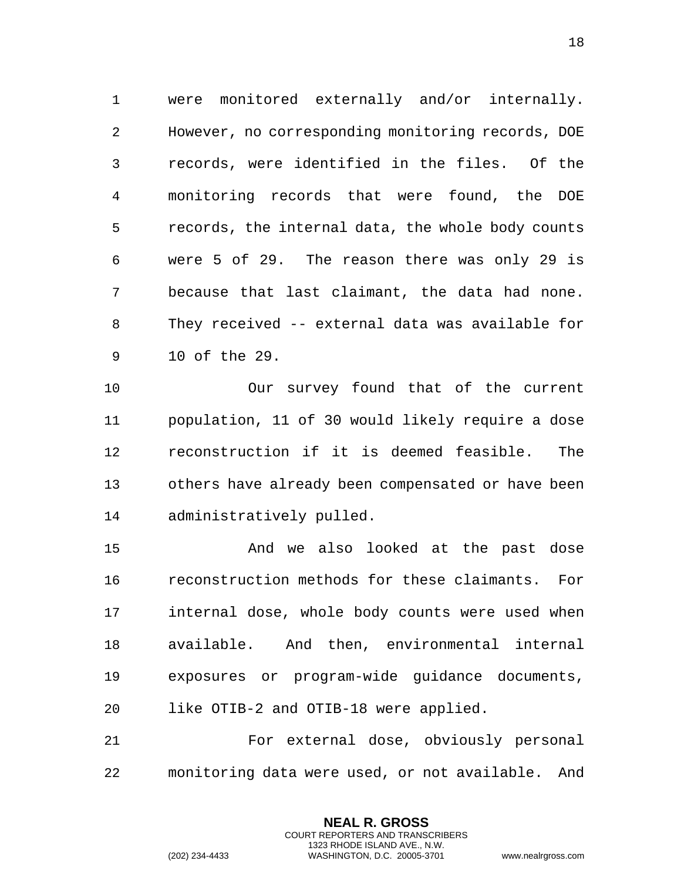were monitored externally and/or internally. However, no corresponding monitoring records, DOE records, were identified in the files. Of the monitoring records that were found, the DOE records, the internal data, the whole body counts were 5 of 29. The reason there was only 29 is because that last claimant, the data had none. They received -- external data was available for 10 of the 29.

Our survey found that of the current population, 11 of 30 would likely require a dose reconstruction if it is deemed feasible. The others have already been compensated or have been administratively pulled.

And we also looked at the past dose reconstruction methods for these claimants. For internal dose, whole body counts were used when available. And then, environmental internal exposures or program-wide guidance documents, like OTIB-2 and OTIB-18 were applied.

For external dose, obviously personal monitoring data were used, or not available. And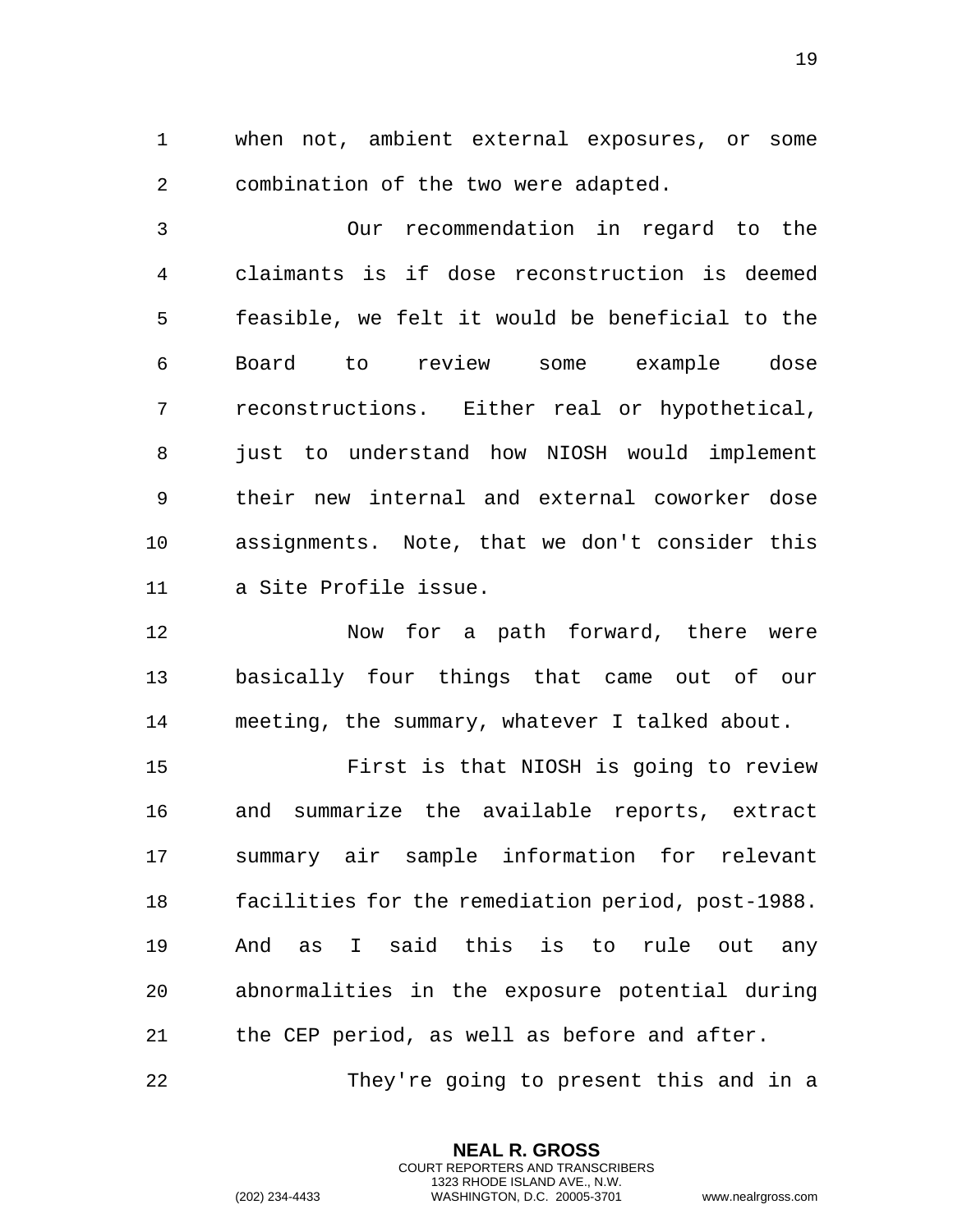when not, ambient external exposures, or some combination of the two were adapted.

Our recommendation in regard to the claimants is if dose reconstruction is deemed feasible, we felt it would be beneficial to the Board to review some example dose reconstructions. Either real or hypothetical, just to understand how NIOSH would implement their new internal and external coworker dose assignments. Note, that we don't consider this a Site Profile issue.

Now for a path forward, there were basically four things that came out of our meeting, the summary, whatever I talked about.

First is that NIOSH is going to review and summarize the available reports, extract summary air sample information for relevant facilities for the remediation period, post-1988. And as I said this is to rule out any abnormalities in the exposure potential during the CEP period, as well as before and after.

They're going to present this and in a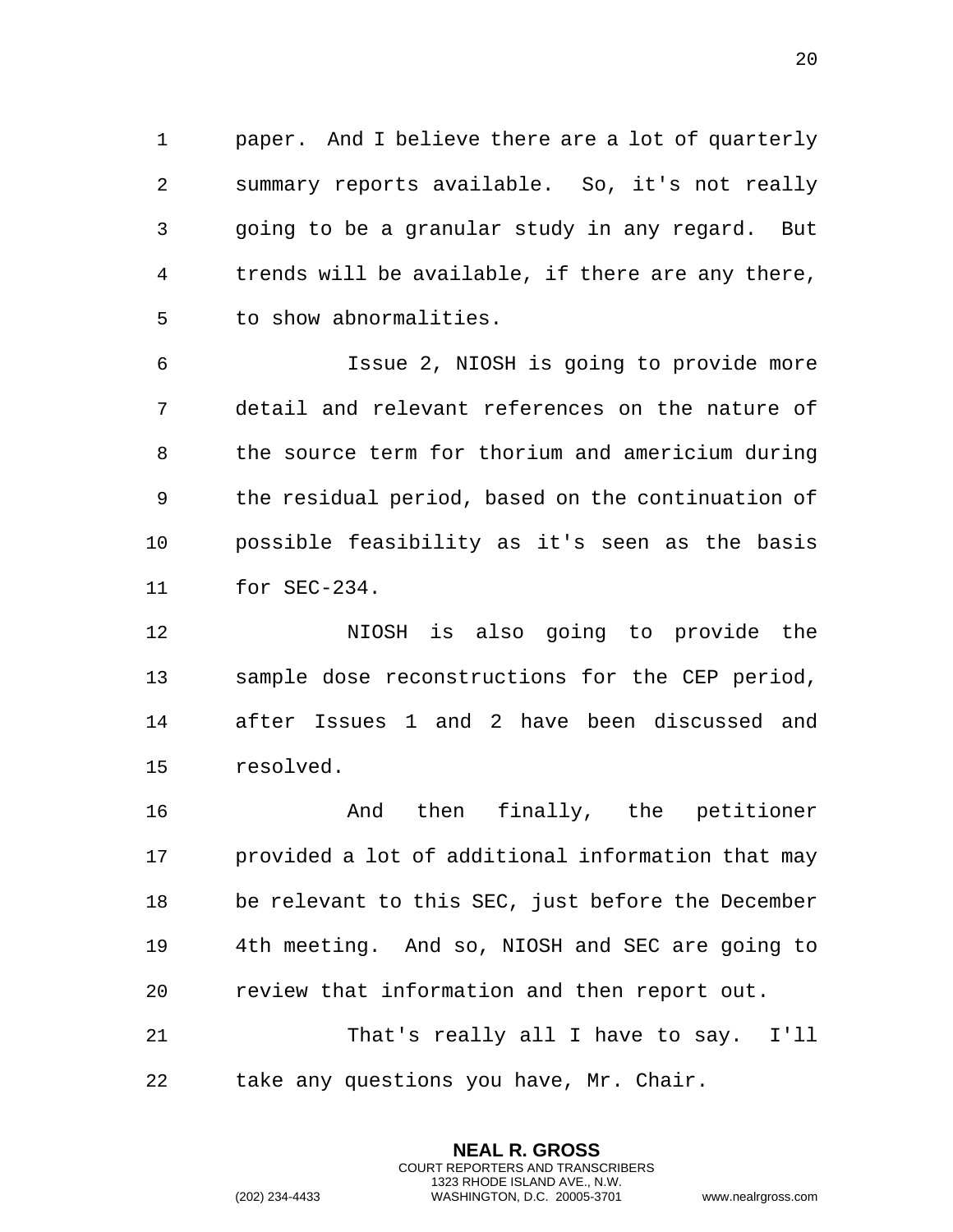paper. And I believe there are a lot of quarterly summary reports available. So, it's not really going to be a granular study in any regard. But trends will be available, if there are any there, to show abnormalities.

Issue 2, NIOSH is going to provide more detail and relevant references on the nature of the source term for thorium and americium during the residual period, based on the continuation of possible feasibility as it's seen as the basis for SEC-234.

NIOSH is also going to provide the sample dose reconstructions for the CEP period, after Issues 1 and 2 have been discussed and resolved.

And then finally, the petitioner provided a lot of additional information that may be relevant to this SEC, just before the December 4th meeting. And so, NIOSH and SEC are going to review that information and then report out.

That's really all I have to say. I'll take any questions you have, Mr. Chair.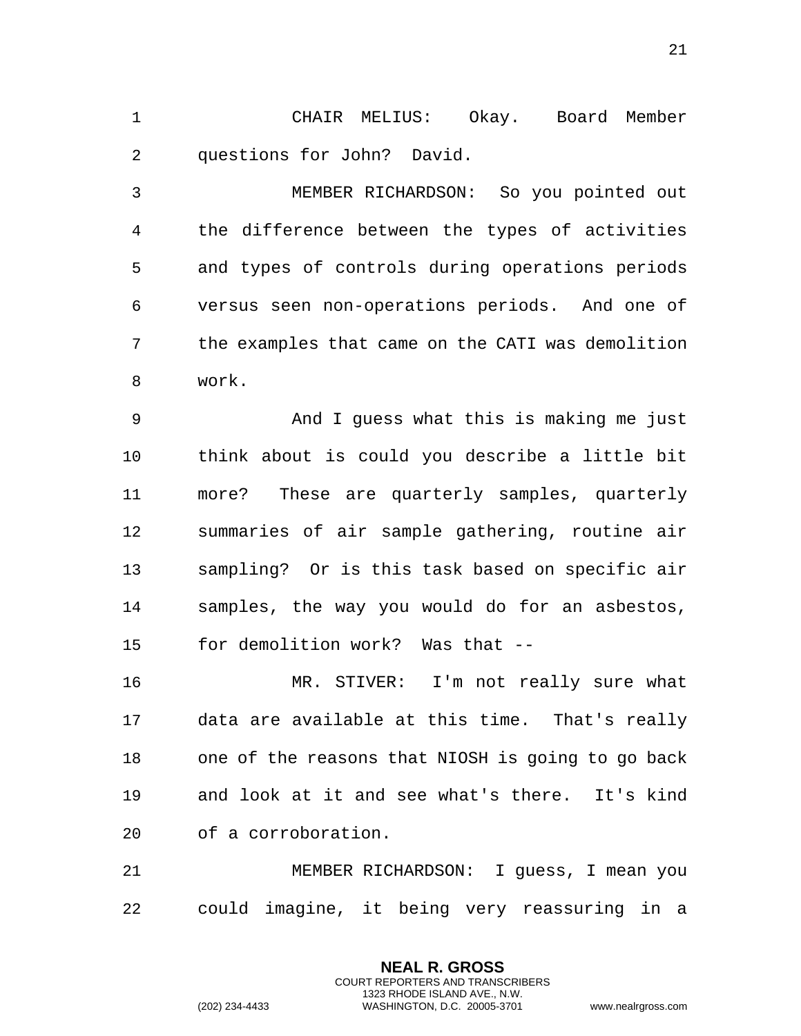CHAIR MELIUS: Okay. Board Member questions for John? David.

MEMBER RICHARDSON: So you pointed out the difference between the types of activities and types of controls during operations periods versus seen non-operations periods. And one of the examples that came on the CATI was demolition work.

And I guess what this is making me just think about is could you describe a little bit more? These are quarterly samples, quarterly summaries of air sample gathering, routine air sampling? Or is this task based on specific air samples, the way you would do for an asbestos, for demolition work? Was that --

MR. STIVER: I'm not really sure what data are available at this time. That's really one of the reasons that NIOSH is going to go back and look at it and see what's there. It's kind of a corroboration.

MEMBER RICHARDSON: I guess, I mean you could imagine, it being very reassuring in a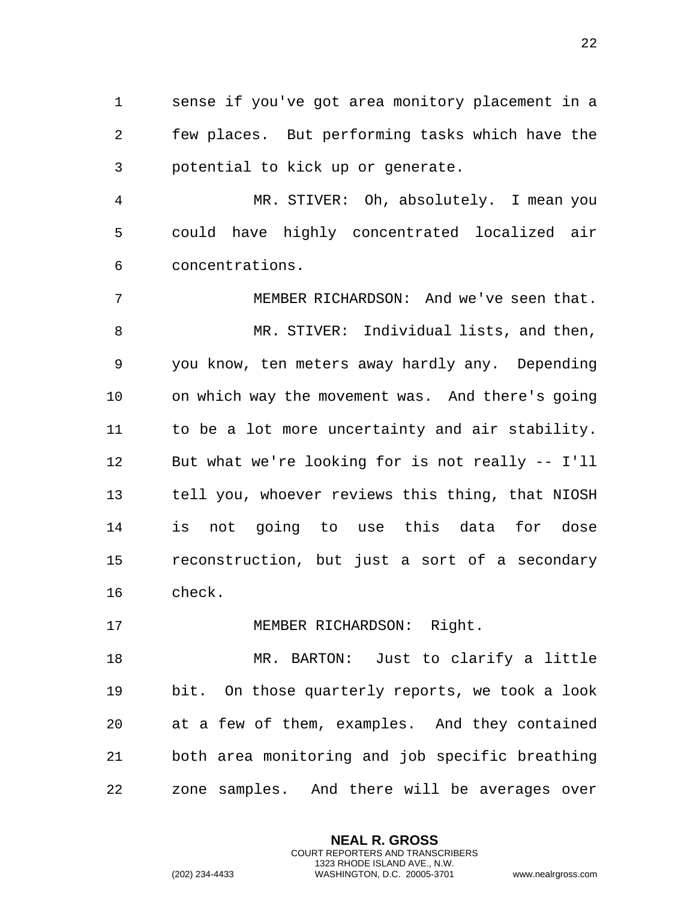sense if you've got area monitory placement in a few places. But performing tasks which have the potential to kick up or generate.

MR. STIVER: Oh, absolutely. I mean you could have highly concentrated localized air concentrations.

MEMBER RICHARDSON: And we've seen that.

MR. STIVER: Individual lists, and then, you know, ten meters away hardly any. Depending on which way the movement was. And there's going to be a lot more uncertainty and air stability. But what we're looking for is not really -- I'll tell you, whoever reviews this thing, that NIOSH is not going to use this data for dose reconstruction, but just a sort of a secondary check.

MEMBER RICHARDSON: Right.

MR. BARTON: Just to clarify a little bit. On those quarterly reports, we took a look at a few of them, examples. And they contained both area monitoring and job specific breathing zone samples. And there will be averages over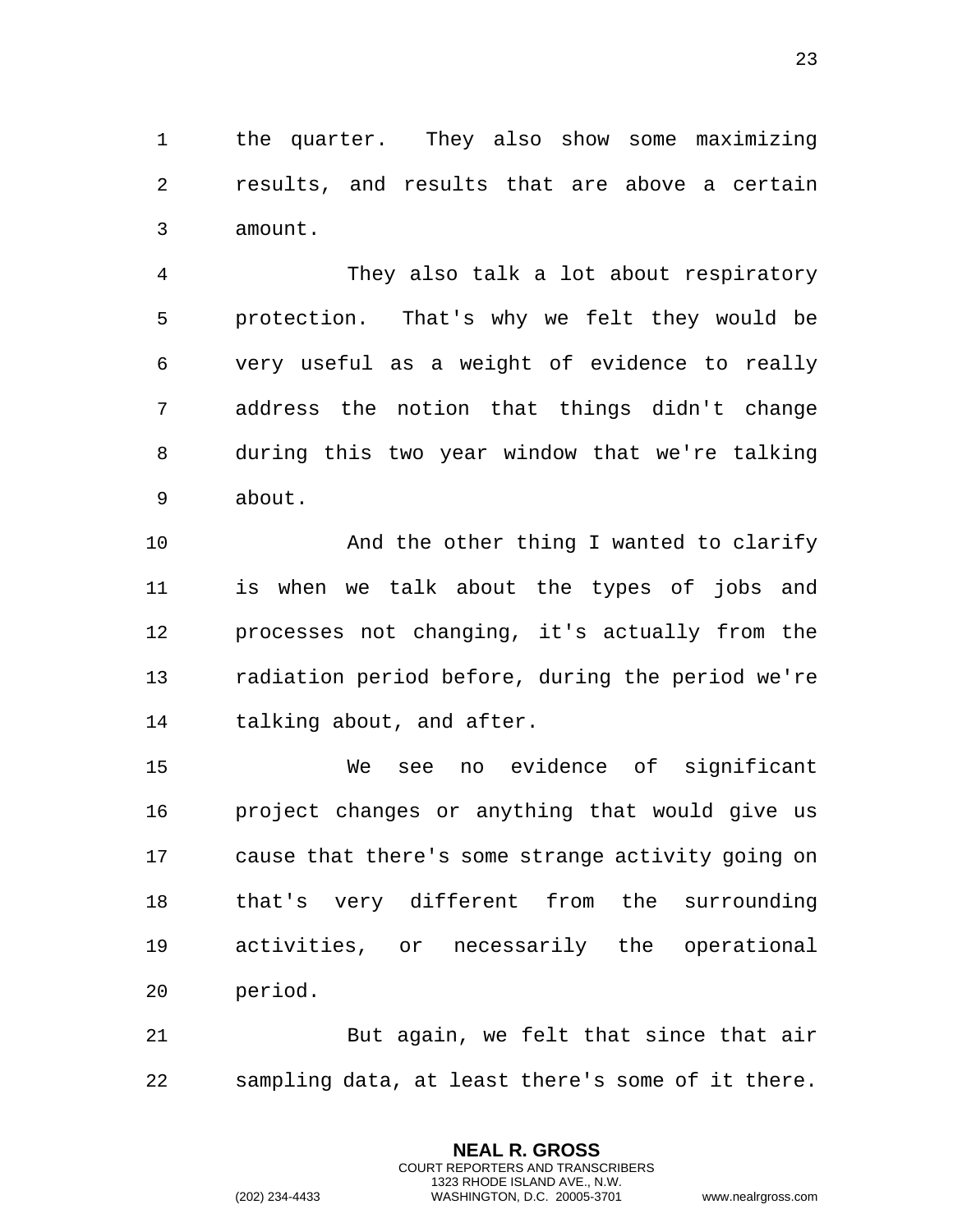the quarter. They also show some maximizing results, and results that are above a certain amount.

They also talk a lot about respiratory protection. That's why we felt they would be very useful as a weight of evidence to really address the notion that things didn't change during this two year window that we're talking about.

And the other thing I wanted to clarify is when we talk about the types of jobs and processes not changing, it's actually from the radiation period before, during the period we're talking about, and after.

We see no evidence of significant project changes or anything that would give us cause that there's some strange activity going on that's very different from the surrounding activities, or necessarily the operational period.

But again, we felt that since that air sampling data, at least there's some of it there.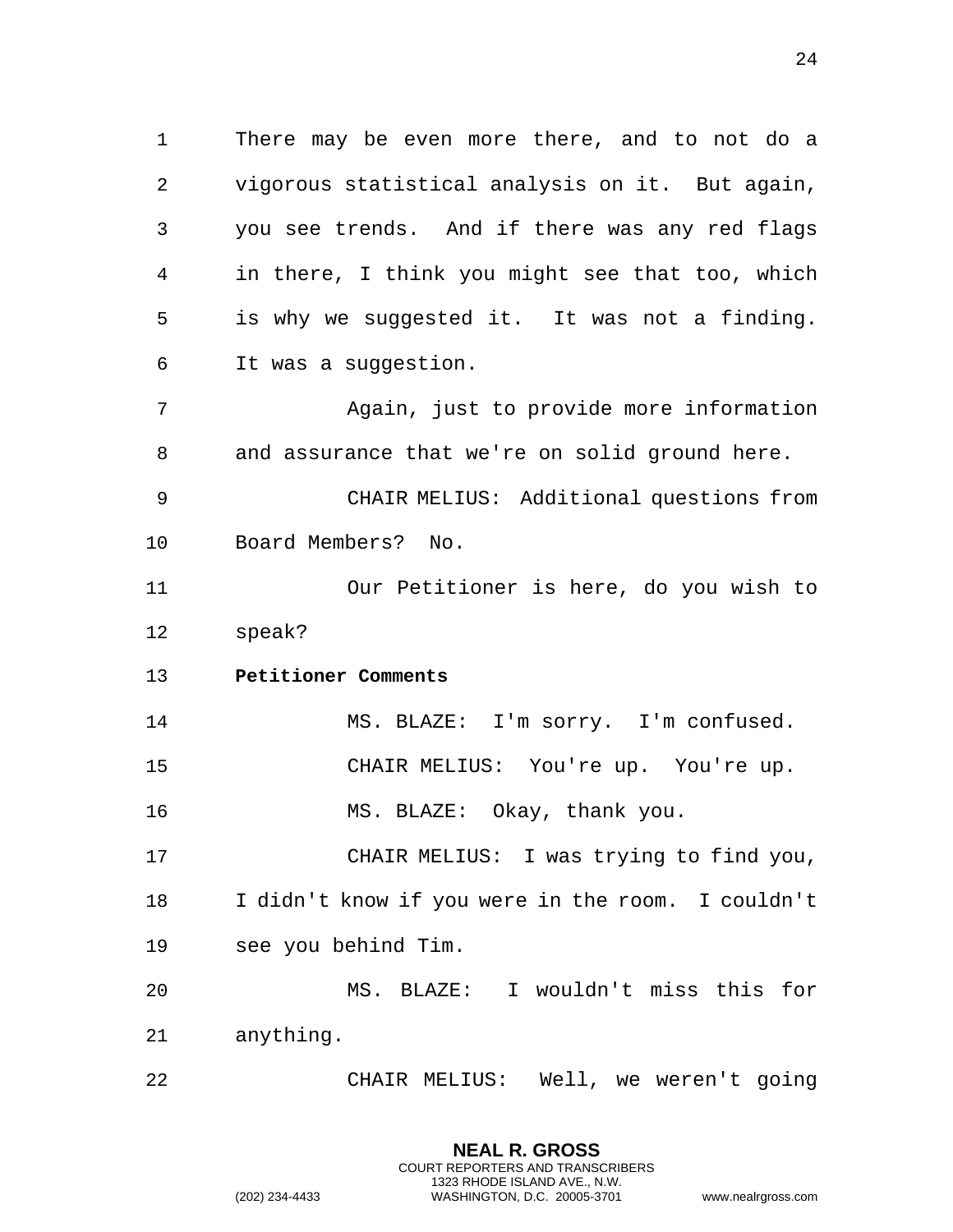There may be even more there, and to not do a vigorous statistical analysis on it. But again, you see trends. And if there was any red flags in there, I think you might see that too, which is why we suggested it. It was not a finding. It was a suggestion.

Again, just to provide more information and assurance that we're on solid ground here.

CHAIR MELIUS: Additional questions from Board Members? No.

Our Petitioner is here, do you wish to speak?

**Petitioner Comments**

MS. BLAZE: I'm sorry. I'm confused.

CHAIR MELIUS: You're up. You're up.

MS. BLAZE: Okay, thank you.

CHAIR MELIUS: I was trying to find you, I didn't know if you were in the room. I couldn't see you behind Tim.

MS. BLAZE: I wouldn't miss this for anything.

CHAIR MELIUS: Well, we weren't going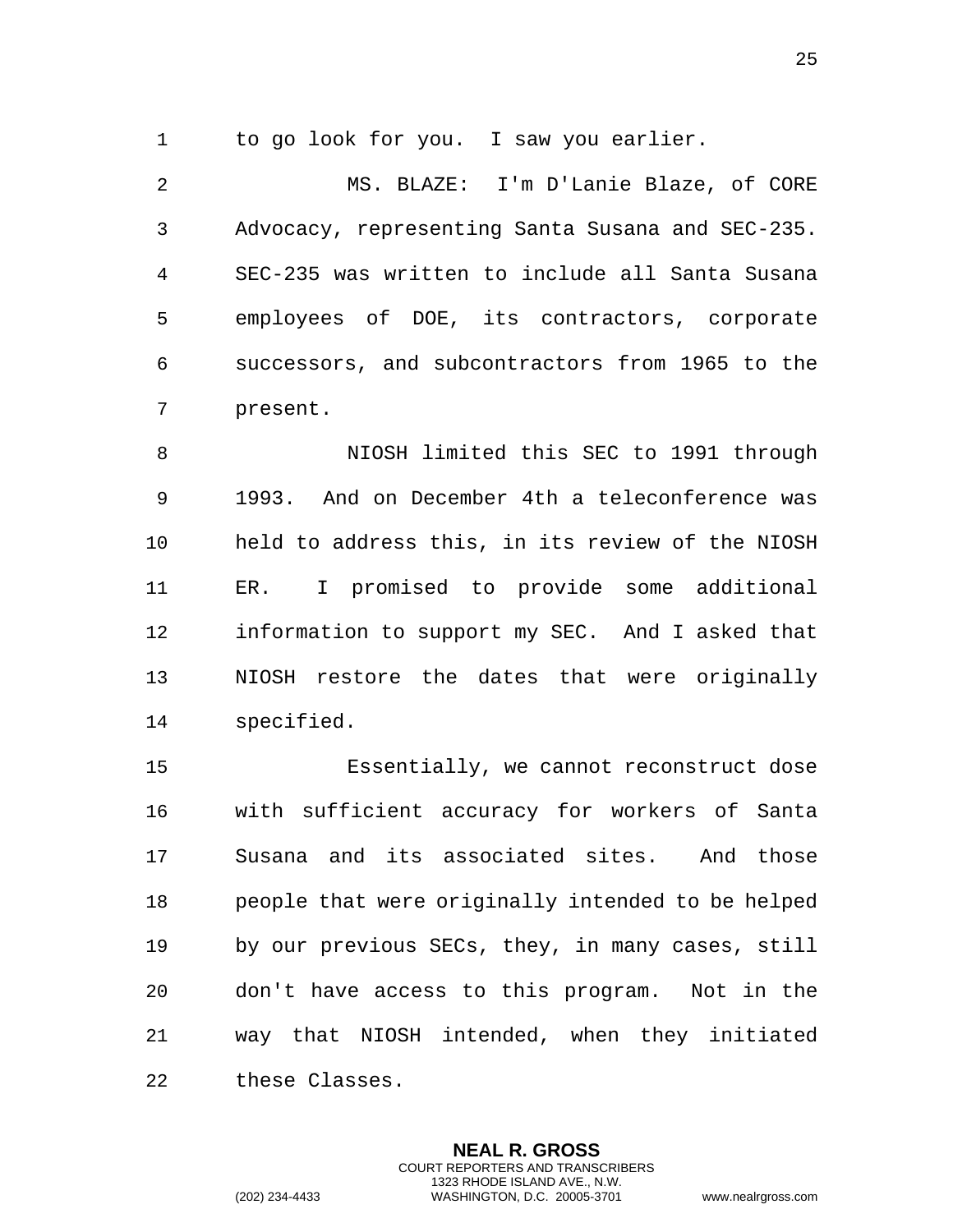to go look for you. I saw you earlier.

MS. BLAZE: I'm D'Lanie Blaze, of CORE Advocacy, representing Santa Susana and SEC-235. SEC-235 was written to include all Santa Susana employees of DOE, its contractors, corporate successors, and subcontractors from 1965 to the present.

NIOSH limited this SEC to 1991 through 1993. And on December 4th a teleconference was held to address this, in its review of the NIOSH ER. I promised to provide some additional information to support my SEC. And I asked that NIOSH restore the dates that were originally specified.

Essentially, we cannot reconstruct dose with sufficient accuracy for workers of Santa Susana and its associated sites. And those people that were originally intended to be helped by our previous SECs, they, in many cases, still don't have access to this program. Not in the way that NIOSH intended, when they initiated these Classes.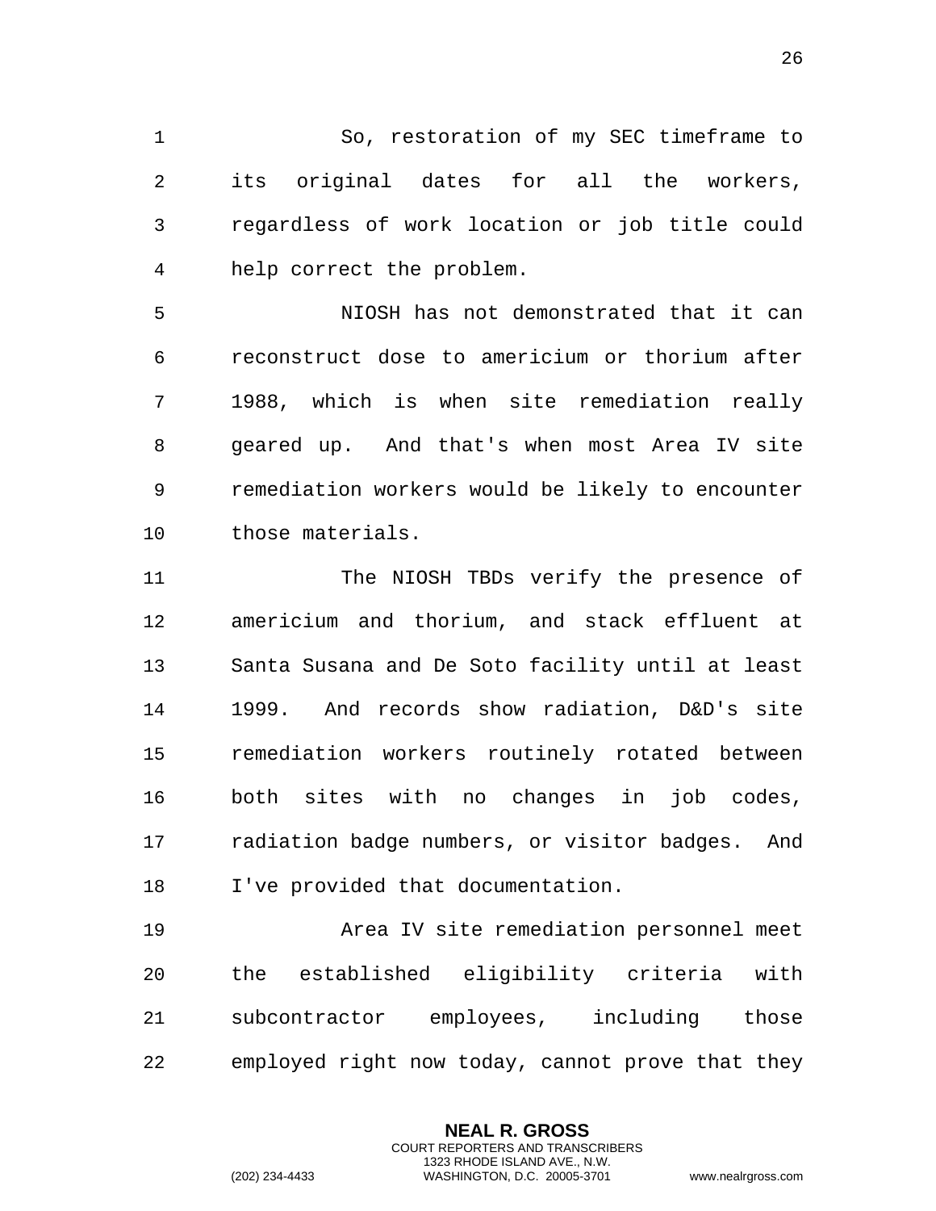So, restoration of my SEC timeframe to its original dates for all the workers, regardless of work location or job title could help correct the problem.

NIOSH has not demonstrated that it can reconstruct dose to americium or thorium after 1988, which is when site remediation really geared up. And that's when most Area IV site remediation workers would be likely to encounter those materials.

The NIOSH TBDs verify the presence of americium and thorium, and stack effluent at Santa Susana and De Soto facility until at least 1999. And records show radiation, D&D's site remediation workers routinely rotated between both sites with no changes in job codes, radiation badge numbers, or visitor badges. And I've provided that documentation.

Area IV site remediation personnel meet the established eligibility criteria with subcontractor employees, including those employed right now today, cannot prove that they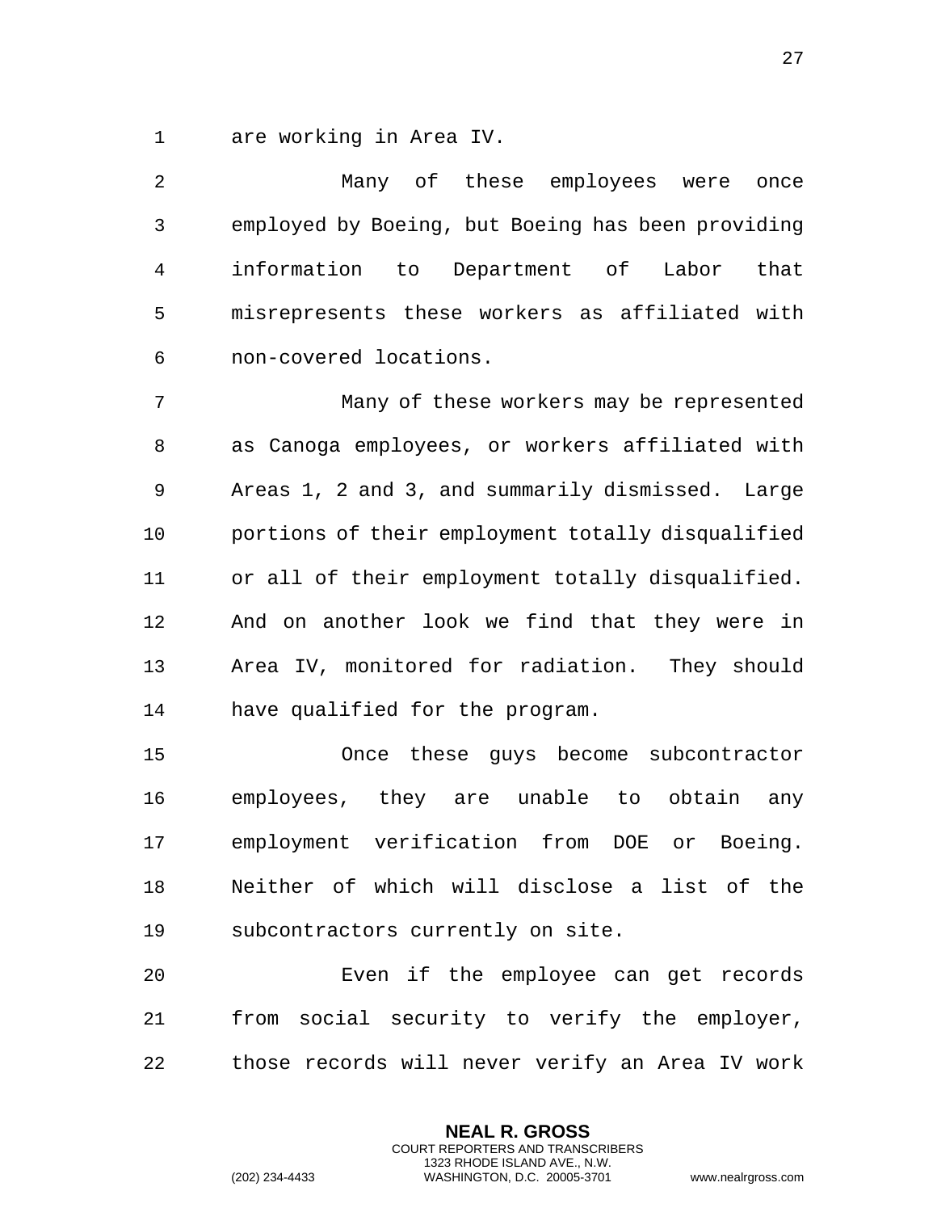are working in Area IV.

Many of these employees were once employed by Boeing, but Boeing has been providing information to Department of Labor that misrepresents these workers as affiliated with non-covered locations.

Many of these workers may be represented as Canoga employees, or workers affiliated with Areas 1, 2 and 3, and summarily dismissed. Large portions of their employment totally disqualified or all of their employment totally disqualified. And on another look we find that they were in Area IV, monitored for radiation. They should have qualified for the program.

Once these guys become subcontractor employees, they are unable to obtain any employment verification from DOE or Boeing. Neither of which will disclose a list of the subcontractors currently on site.

Even if the employee can get records from social security to verify the employer, those records will never verify an Area IV work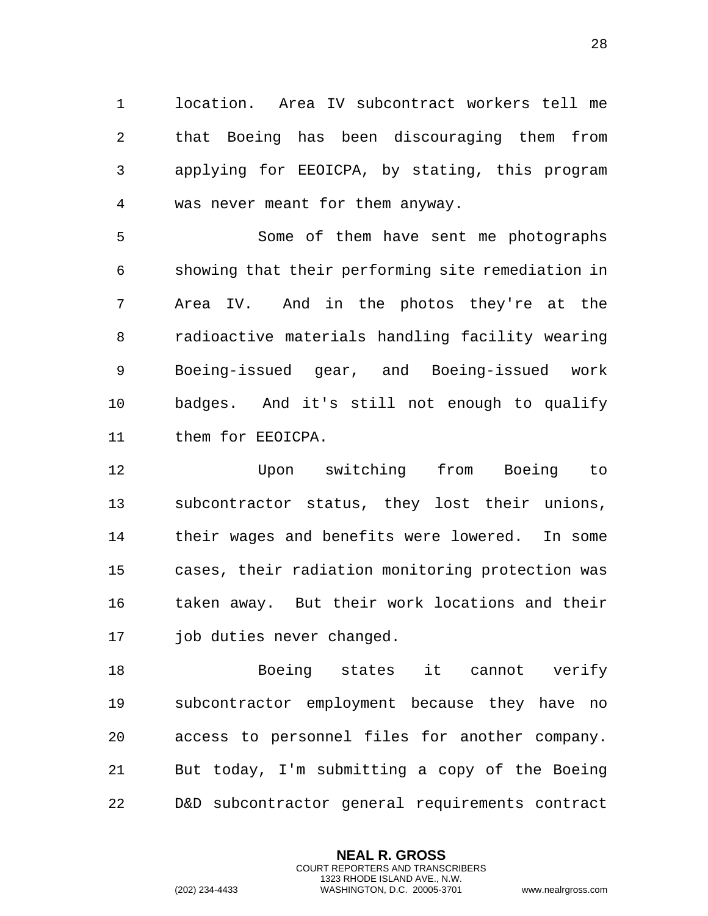location. Area IV subcontract workers tell me that Boeing has been discouraging them from applying for EEOICPA, by stating, this program was never meant for them anyway.

Some of them have sent me photographs showing that their performing site remediation in Area IV. And in the photos they're at the radioactive materials handling facility wearing Boeing-issued gear, and Boeing-issued work badges. And it's still not enough to qualify them for EEOICPA.

Upon switching from Boeing to subcontractor status, they lost their unions, their wages and benefits were lowered. In some cases, their radiation monitoring protection was taken away. But their work locations and their job duties never changed.

Boeing states it cannot verify subcontractor employment because they have no access to personnel files for another company. But today, I'm submitting a copy of the Boeing D&D subcontractor general requirements contract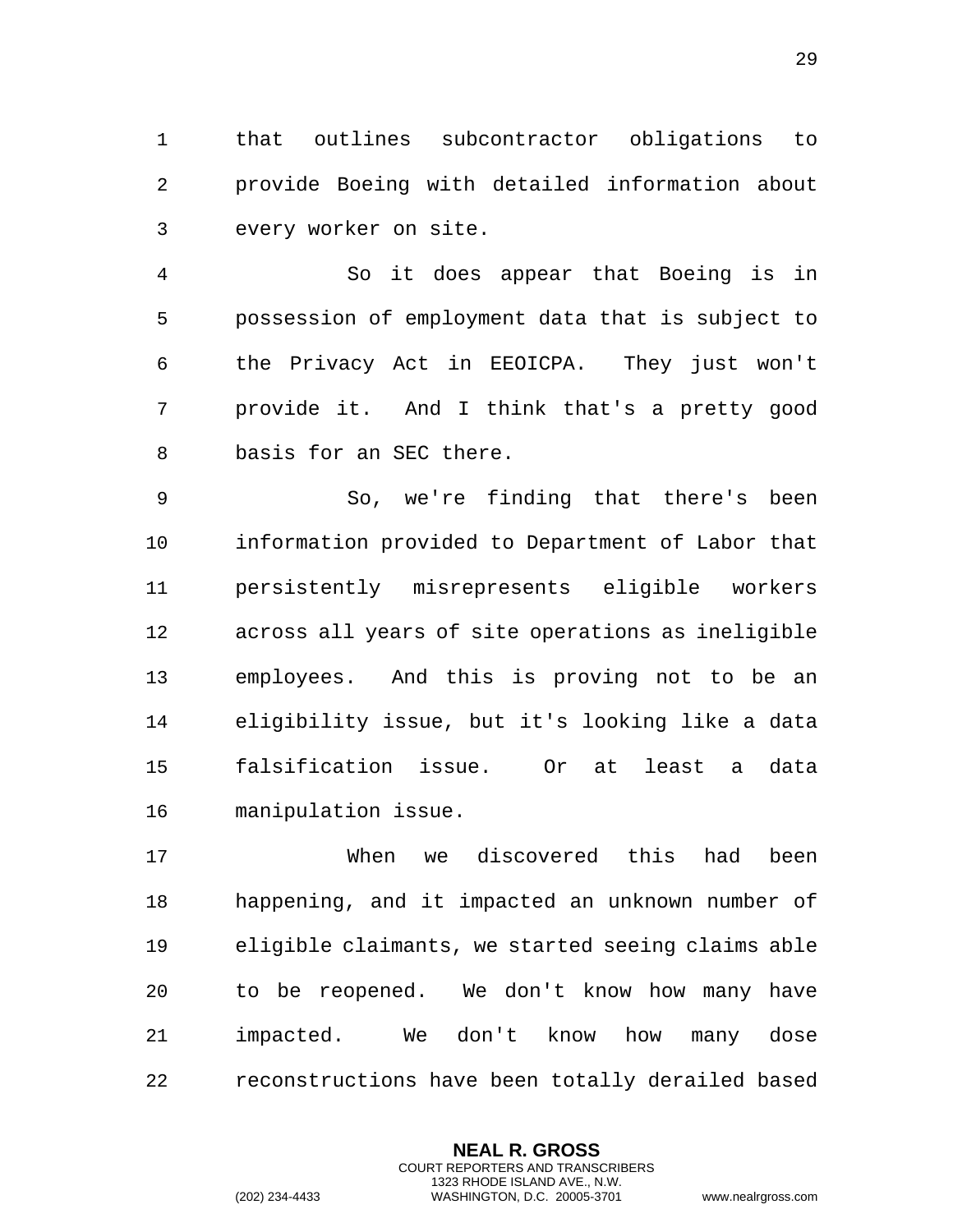that outlines subcontractor obligations to provide Boeing with detailed information about every worker on site.

So it does appear that Boeing is in possession of employment data that is subject to the Privacy Act in EEOICPA. They just won't provide it. And I think that's a pretty good basis for an SEC there.

So, we're finding that there's been information provided to Department of Labor that persistently misrepresents eligible workers across all years of site operations as ineligible employees. And this is proving not to be an eligibility issue, but it's looking like a data falsification issue. Or at least a data manipulation issue.

When we discovered this had been happening, and it impacted an unknown number of eligible claimants, we started seeing claims able to be reopened. We don't know how many have impacted. We don't know how many dose reconstructions have been totally derailed based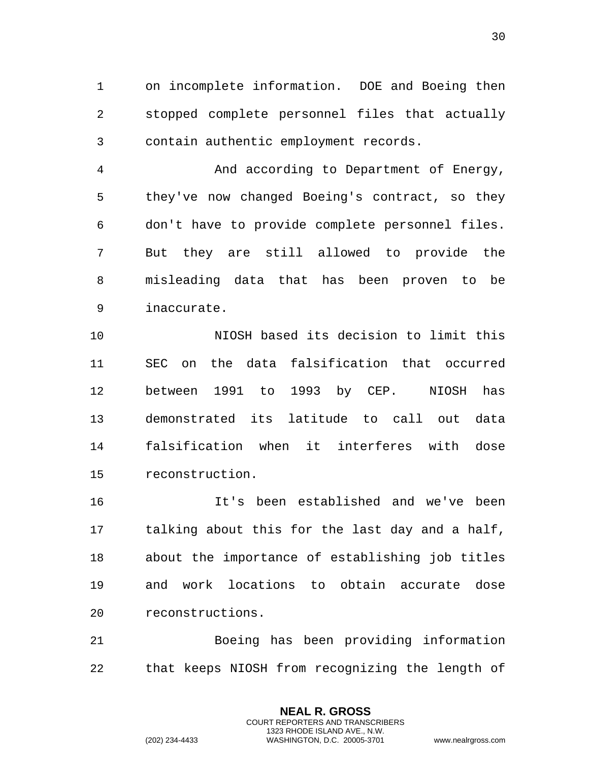on incomplete information. DOE and Boeing then stopped complete personnel files that actually contain authentic employment records.

And according to Department of Energy, they've now changed Boeing's contract, so they don't have to provide complete personnel files. But they are still allowed to provide the misleading data that has been proven to be inaccurate.

NIOSH based its decision to limit this SEC on the data falsification that occurred between 1991 to 1993 by CEP. NIOSH has demonstrated its latitude to call out data falsification when it interferes with dose reconstruction.

It's been established and we've been talking about this for the last day and a half, about the importance of establishing job titles and work locations to obtain accurate dose reconstructions.

Boeing has been providing information that keeps NIOSH from recognizing the length of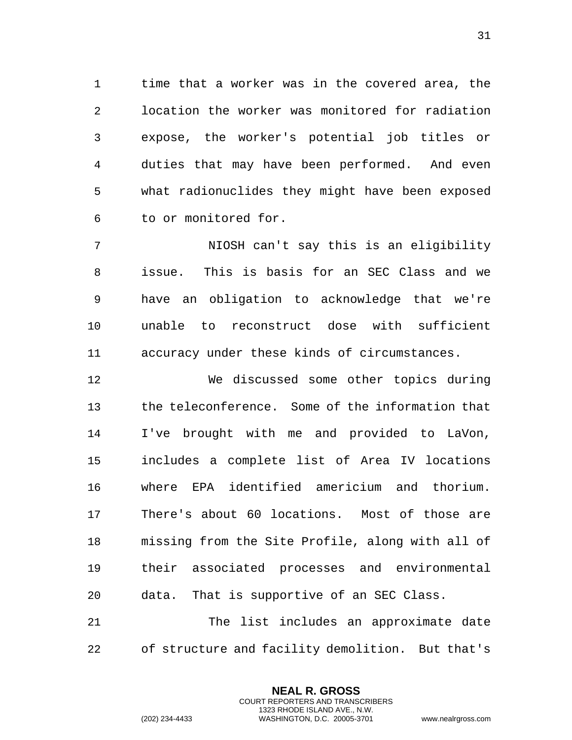time that a worker was in the covered area, the location the worker was monitored for radiation expose, the worker's potential job titles or duties that may have been performed. And even what radionuclides they might have been exposed to or monitored for.

NIOSH can't say this is an eligibility issue. This is basis for an SEC Class and we have an obligation to acknowledge that we're unable to reconstruct dose with sufficient accuracy under these kinds of circumstances.

We discussed some other topics during the teleconference. Some of the information that I've brought with me and provided to LaVon, includes a complete list of Area IV locations where EPA identified americium and thorium. There's about 60 locations. Most of those are missing from the Site Profile, along with all of their associated processes and environmental data. That is supportive of an SEC Class.

The list includes an approximate date of structure and facility demolition. But that's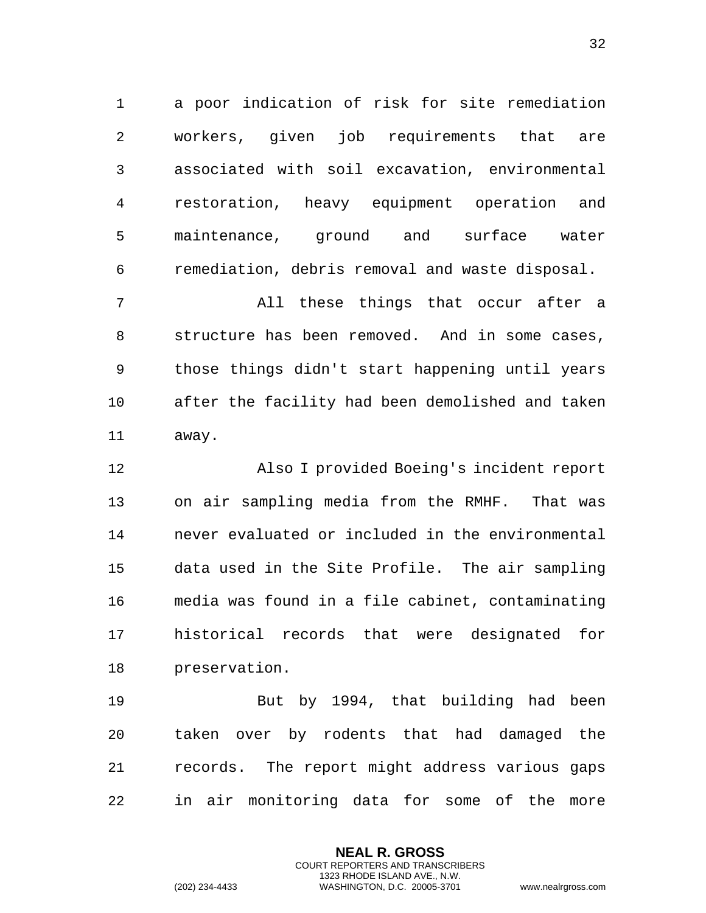a poor indication of risk for site remediation workers, given job requirements that are associated with soil excavation, environmental restoration, heavy equipment operation and maintenance, ground and surface water remediation, debris removal and waste disposal.

All these things that occur after a structure has been removed. And in some cases, those things didn't start happening until years after the facility had been demolished and taken away.

Also I provided Boeing's incident report on air sampling media from the RMHF. That was never evaluated or included in the environmental data used in the Site Profile. The air sampling media was found in a file cabinet, contaminating historical records that were designated for preservation.

But by 1994, that building had been taken over by rodents that had damaged the records. The report might address various gaps in air monitoring data for some of the more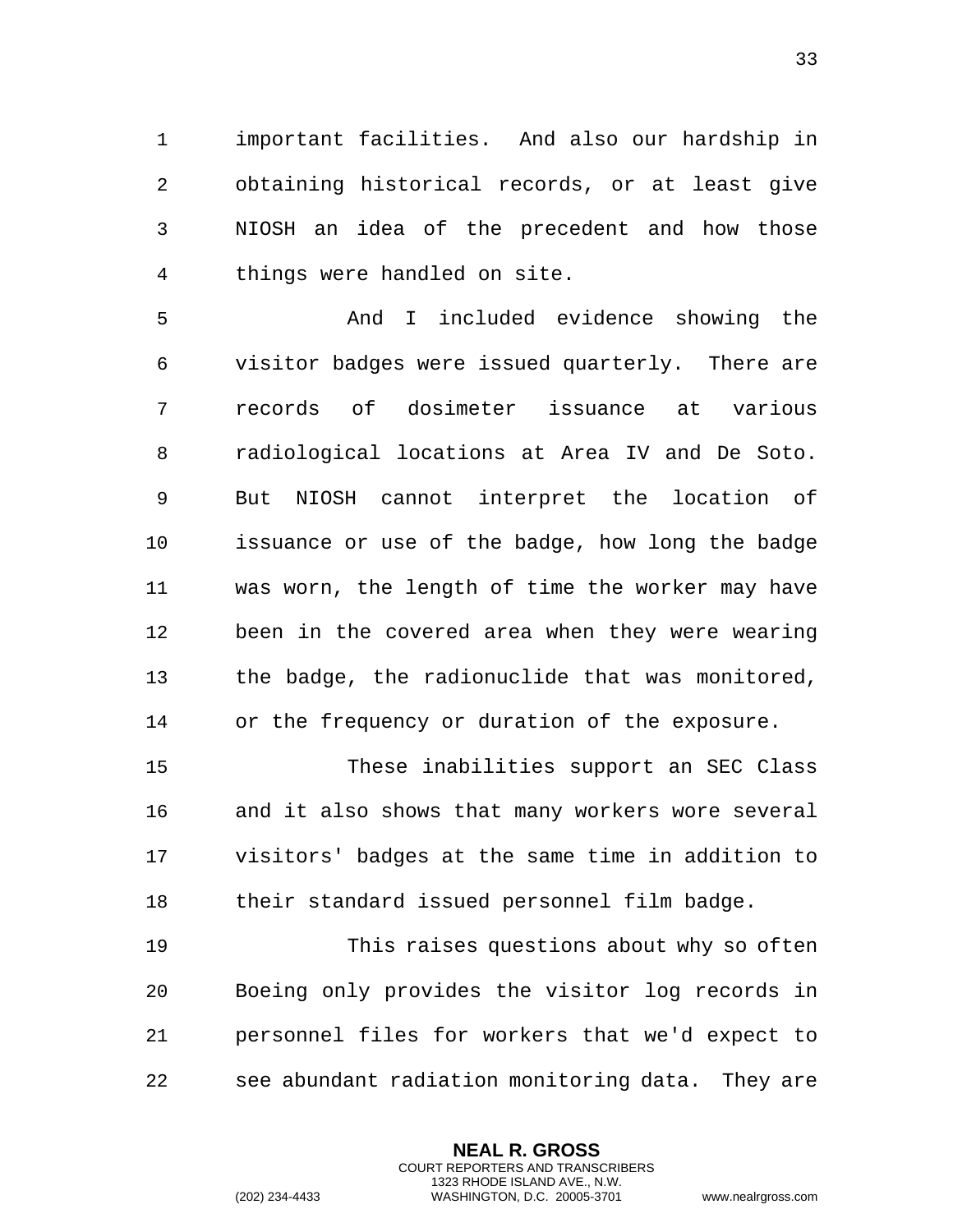important facilities. And also our hardship in obtaining historical records, or at least give NIOSH an idea of the precedent and how those things were handled on site.

And I included evidence showing the visitor badges were issued quarterly. There are records of dosimeter issuance at various radiological locations at Area IV and De Soto. But NIOSH cannot interpret the location of issuance or use of the badge, how long the badge was worn, the length of time the worker may have been in the covered area when they were wearing the badge, the radionuclide that was monitored, or the frequency or duration of the exposure.

These inabilities support an SEC Class and it also shows that many workers wore several visitors' badges at the same time in addition to their standard issued personnel film badge.

This raises questions about why so often Boeing only provides the visitor log records in personnel files for workers that we'd expect to see abundant radiation monitoring data. They are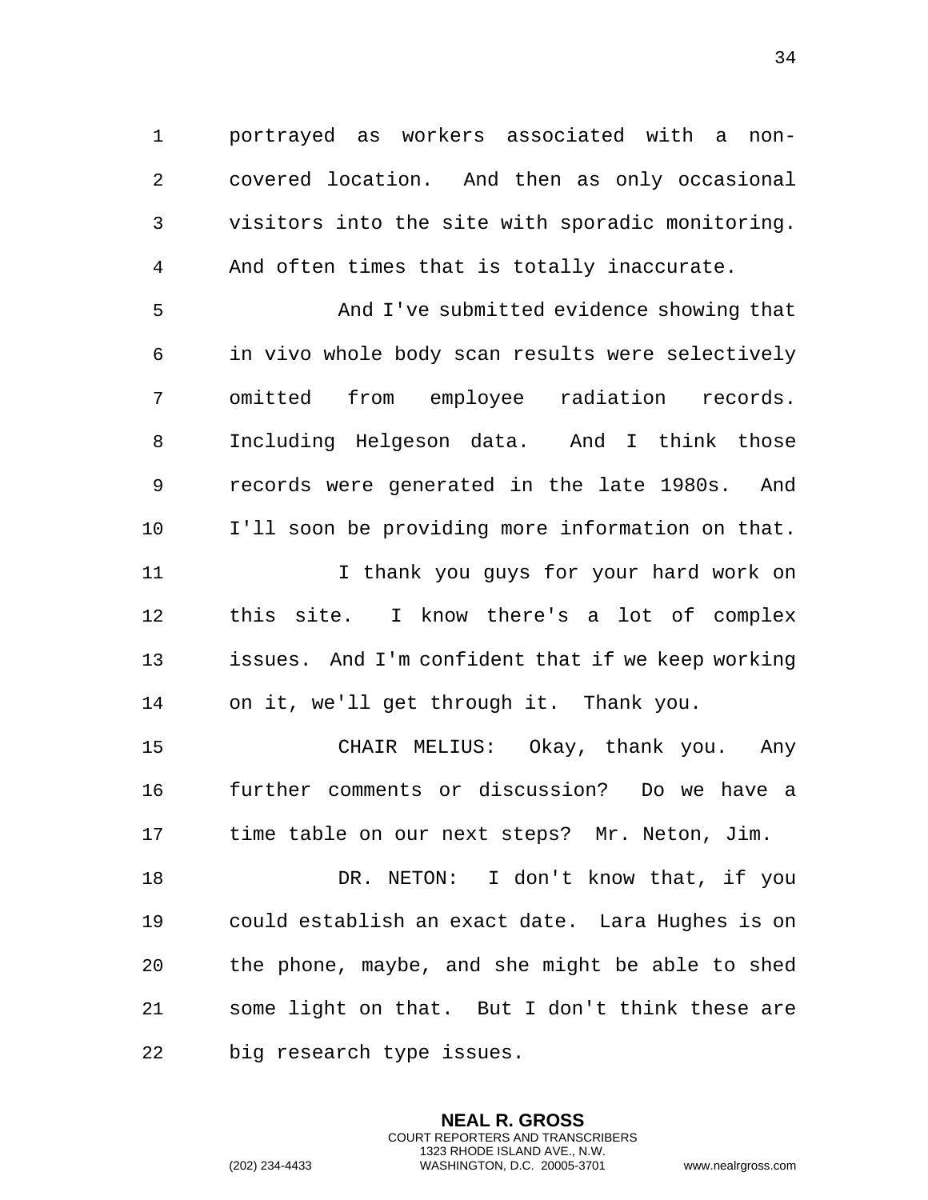portrayed as workers associated with a non-covered location. And then as only occasional visitors into the site with sporadic monitoring. And often times that is totally inaccurate.

And I've submitted evidence showing that in vivo whole body scan results were selectively omitted from employee radiation records. Including Helgeson data. And I think those records were generated in the late 1980s. And I'll soon be providing more information on that.

I thank you guys for your hard work on this site. I know there's a lot of complex issues. And I'm confident that if we keep working on it, we'll get through it. Thank you.

CHAIR MELIUS: Okay, thank you. Any further comments or discussion? Do we have a time table on our next steps? Mr. Neton, Jim.

DR. NETON: I don't know that, if you could establish an exact date. Lara Hughes is on the phone, maybe, and she might be able to shed some light on that. But I don't think these are big research type issues.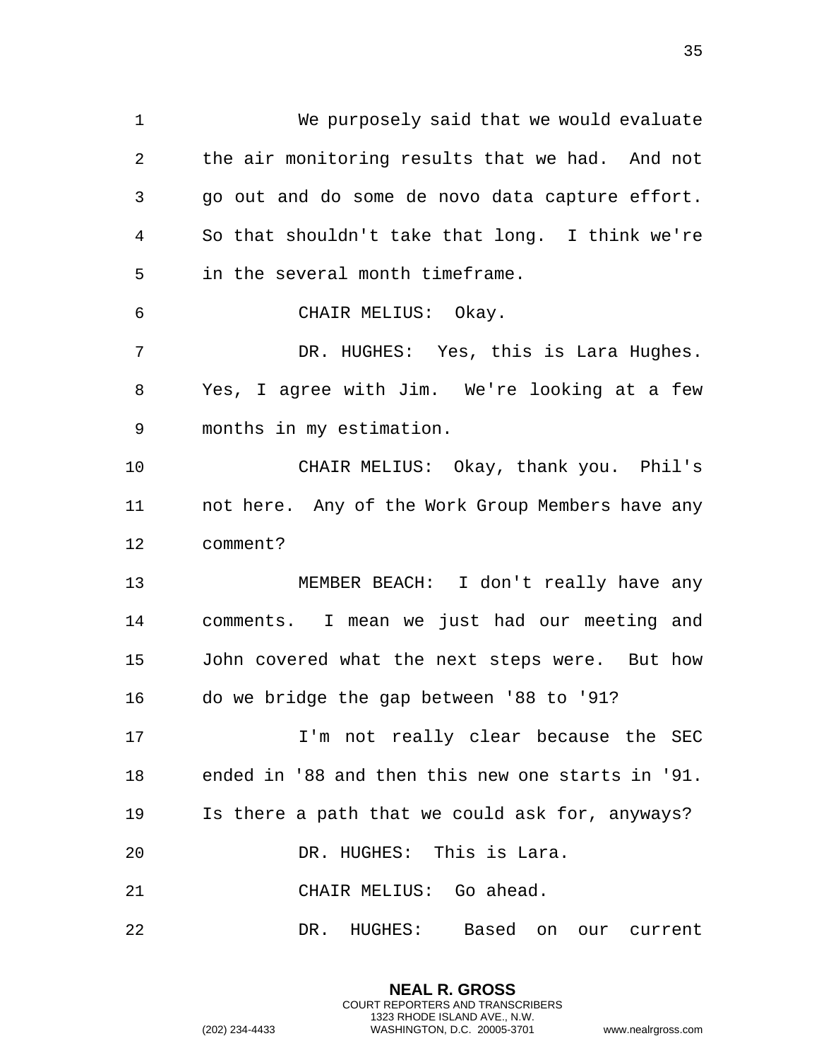We purposely said that we would evaluate the air monitoring results that we had. And not go out and do some de novo data capture effort. So that shouldn't take that long. I think we're in the several month timeframe.

CHAIR MELIUS: Okay.

DR. HUGHES: Yes, this is Lara Hughes. Yes, I agree with Jim. We're looking at a few months in my estimation.

CHAIR MELIUS: Okay, thank you. Phil's not here. Any of the Work Group Members have any comment?

MEMBER BEACH: I don't really have any comments. I mean we just had our meeting and John covered what the next steps were. But how do we bridge the gap between '88 to '91?

I'm not really clear because the SEC ended in '88 and then this new one starts in '91. Is there a path that we could ask for, anyways?

DR. HUGHES: This is Lara.

CHAIR MELIUS: Go ahead.

DR. HUGHES: Based on our current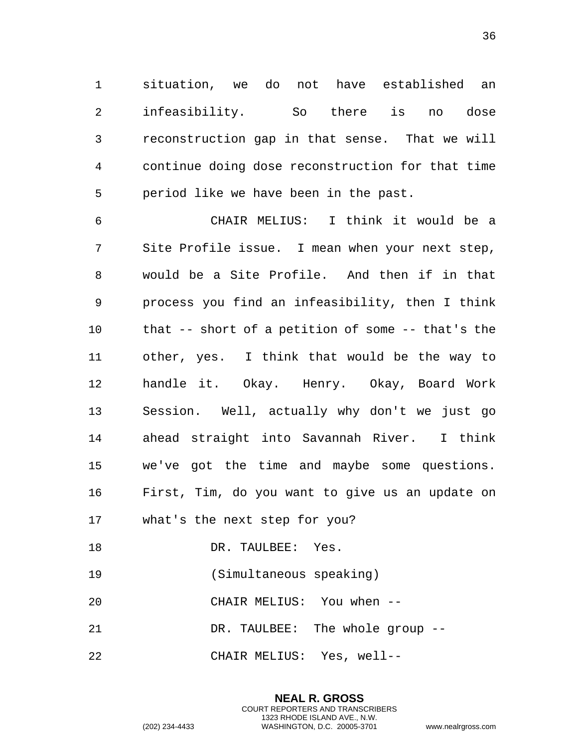situation, we do not have established an infeasibility. So there is no dose reconstruction gap in that sense. That we will continue doing dose reconstruction for that time period like we have been in the past.

CHAIR MELIUS: I think it would be a Site Profile issue. I mean when your next step, would be a Site Profile. And then if in that process you find an infeasibility, then I think that -- short of a petition of some -- that's the other, yes. I think that would be the way to handle it. Okay. Henry. Okay, Board Work Session. Well, actually why don't we just go ahead straight into Savannah River. I think we've got the time and maybe some questions. First, Tim, do you want to give us an update on what's the next step for you?

DR. TAULBEE: Yes.

(Simultaneous speaking)

CHAIR MELIUS: You when --

DR. TAULBEE: The whole group --

CHAIR MELIUS: Yes, well--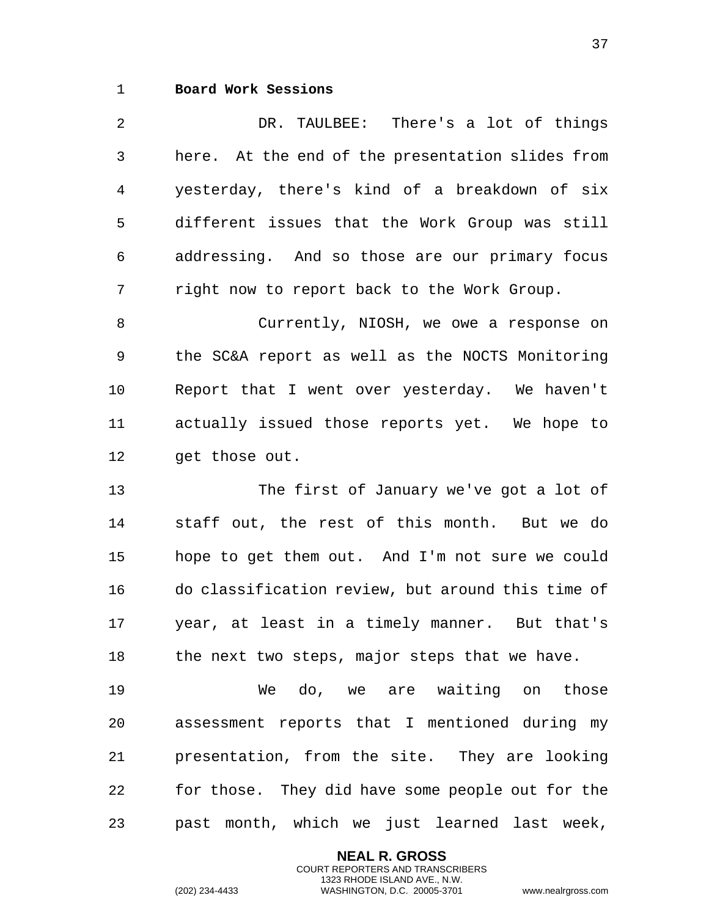**Board Work Sessions**

DR. TAULBEE: There's a lot of things here. At the end of the presentation slides from yesterday, there's kind of a breakdown of six different issues that the Work Group was still addressing. And so those are our primary focus right now to report back to the Work Group.

Currently, NIOSH, we owe a response on the SC&A report as well as the NOCTS Monitoring Report that I went over yesterday. We haven't actually issued those reports yet. We hope to get those out.

The first of January we've got a lot of staff out, the rest of this month. But we do hope to get them out. And I'm not sure we could do classification review, but around this time of year, at least in a timely manner. But that's the next two steps, major steps that we have.

We do, we are waiting on those assessment reports that I mentioned during my presentation, from the site. They are looking for those. They did have some people out for the past month, which we just learned last week,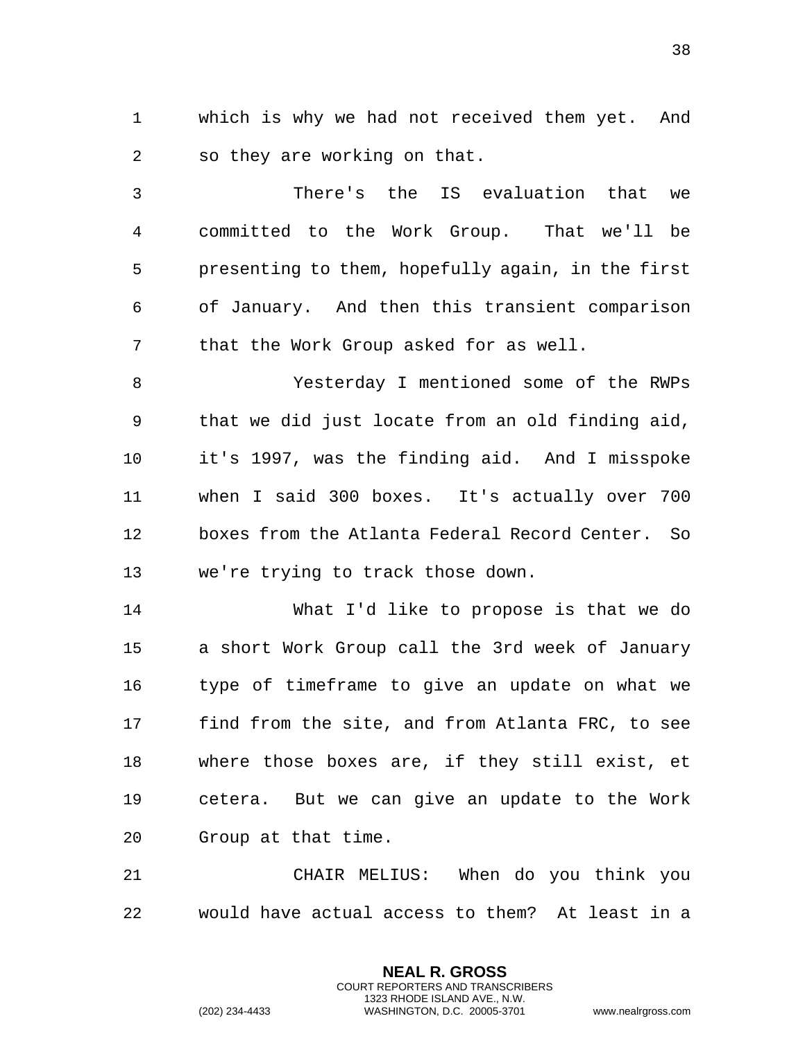which is why we had not received them yet. And so they are working on that.

There's the IS evaluation that we committed to the Work Group. That we'll be presenting to them, hopefully again, in the first of January. And then this transient comparison that the Work Group asked for as well.

Yesterday I mentioned some of the RWPs that we did just locate from an old finding aid, it's 1997, was the finding aid. And I misspoke when I said 300 boxes. It's actually over 700 boxes from the Atlanta Federal Record Center. So we're trying to track those down.

What I'd like to propose is that we do a short Work Group call the 3rd week of January type of timeframe to give an update on what we find from the site, and from Atlanta FRC, to see where those boxes are, if they still exist, et cetera. But we can give an update to the Work Group at that time.

CHAIR MELIUS: When do you think you would have actual access to them? At least in a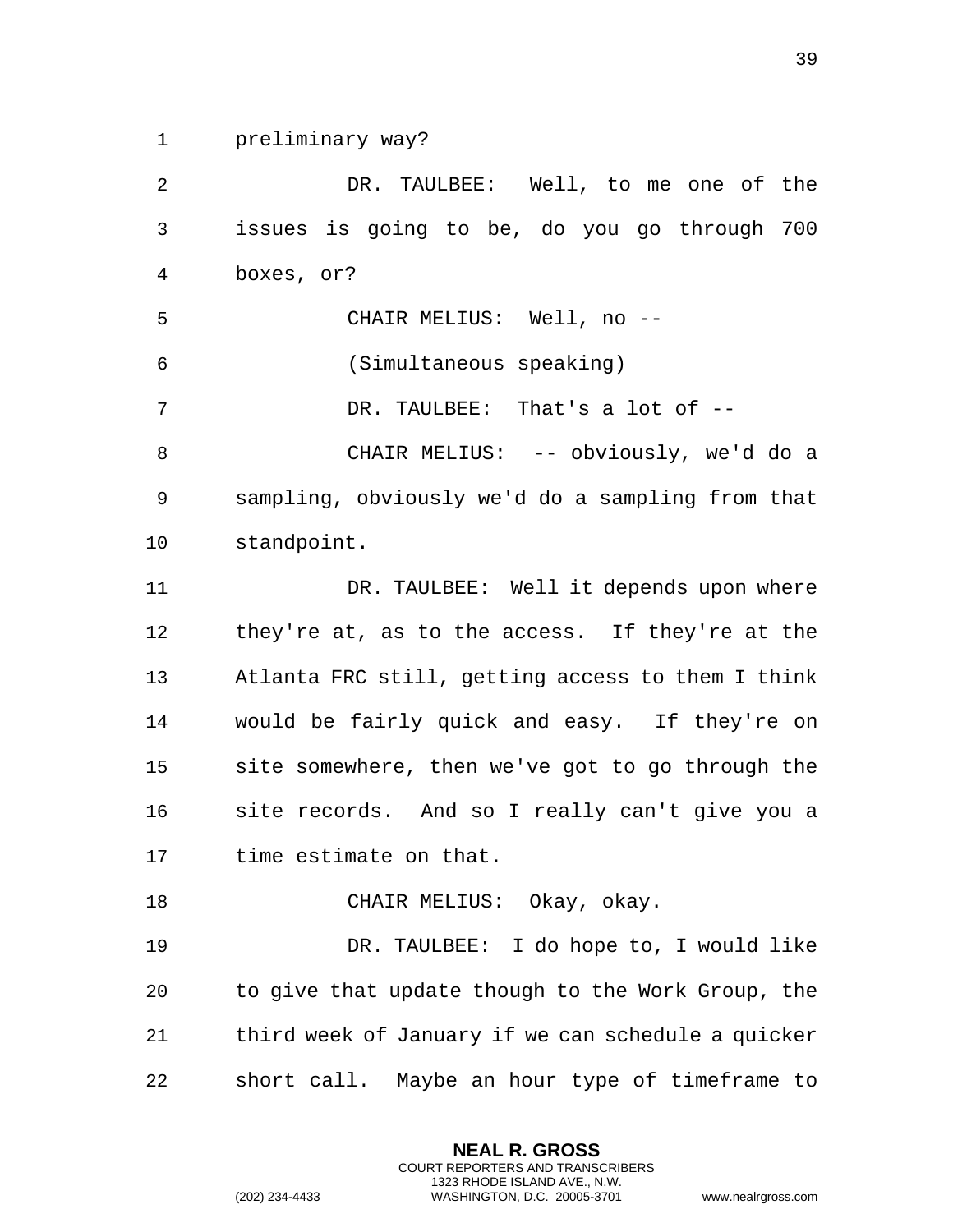preliminary way?

DR. TAULBEE: Well, to me one of the issues is going to be, do you go through 700 boxes, or?

CHAIR MELIUS: Well, no --

(Simultaneous speaking)

DR. TAULBEE: That's a lot of --

CHAIR MELIUS: -- obviously, we'd do a sampling, obviously we'd do a sampling from that standpoint.

DR. TAULBEE: Well it depends upon where they're at, as to the access. If they're at the Atlanta FRC still, getting access to them I think would be fairly quick and easy. If they're on site somewhere, then we've got to go through the site records. And so I really can't give you a time estimate on that.

CHAIR MELIUS: Okay, okay.

DR. TAULBEE: I do hope to, I would like to give that update though to the Work Group, the third week of January if we can schedule a quicker short call. Maybe an hour type of timeframe to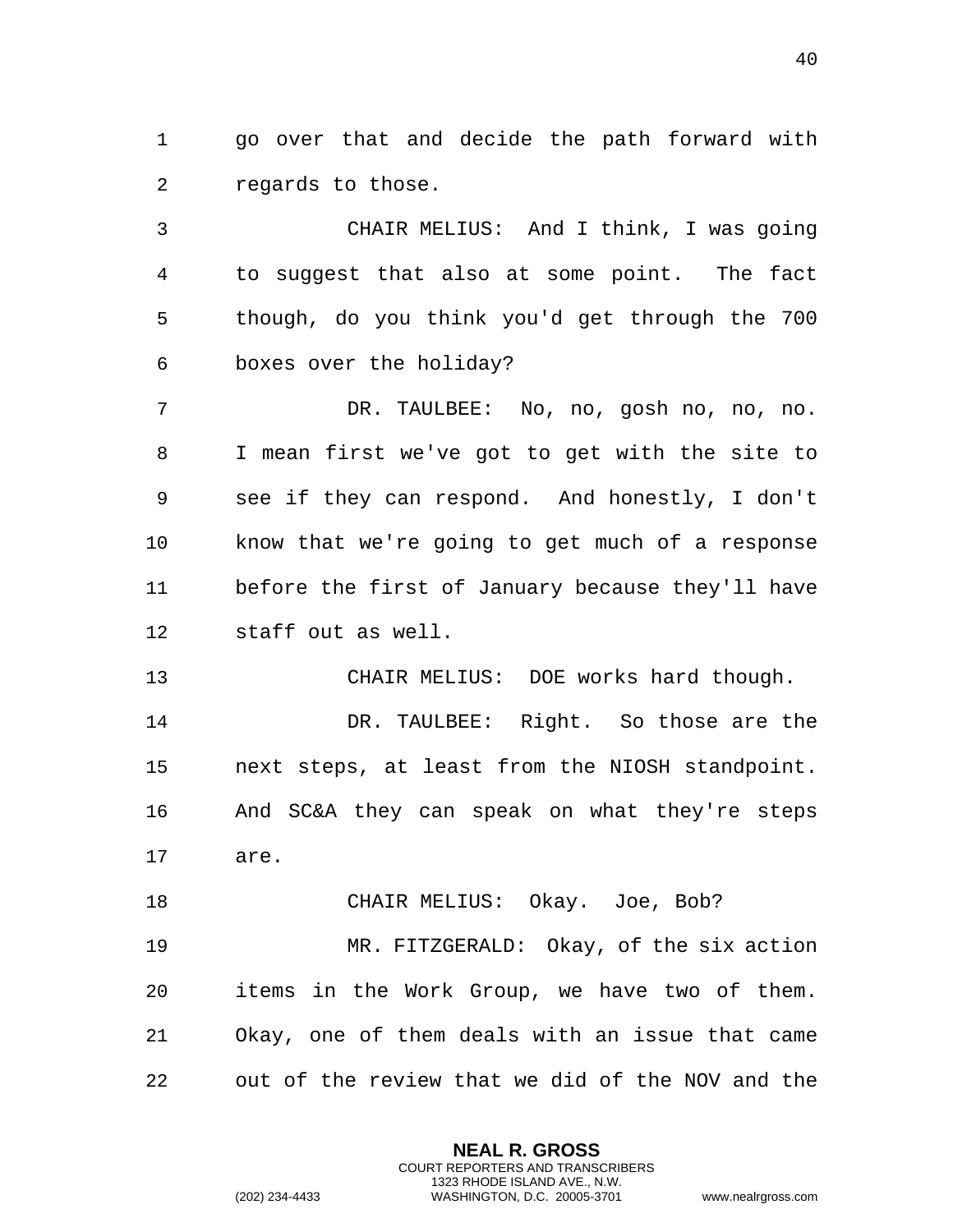go over that and decide the path forward with regards to those.

CHAIR MELIUS: And I think, I was going to suggest that also at some point. The fact though, do you think you'd get through the 700 boxes over the holiday?

DR. TAULBEE: No, no, gosh no, no, no. I mean first we've got to get with the site to see if they can respond. And honestly, I don't know that we're going to get much of a response before the first of January because they'll have staff out as well.

CHAIR MELIUS: DOE works hard though.

DR. TAULBEE: Right. So those are the next steps, at least from the NIOSH standpoint. And SC&A they can speak on what they're steps are.

CHAIR MELIUS: Okay. Joe, Bob?

MR. FITZGERALD: Okay, of the six action items in the Work Group, we have two of them. Okay, one of them deals with an issue that came out of the review that we did of the NOV and the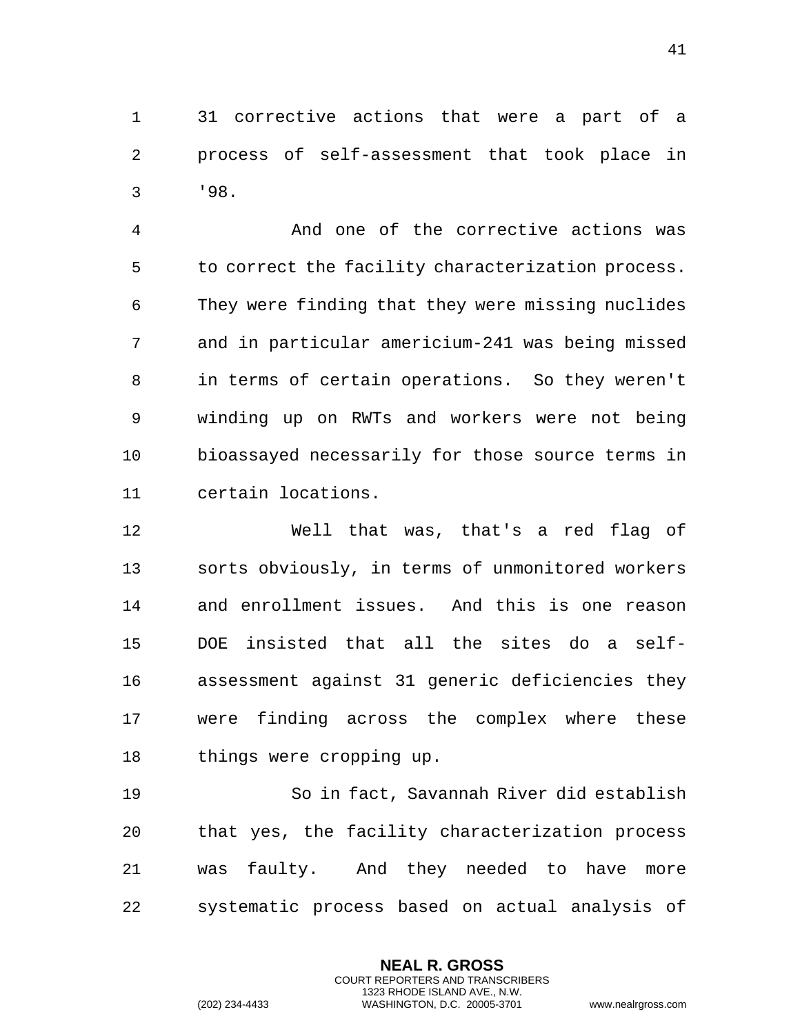31 corrective actions that were a part of a process of self-assessment that took place in '98.

And one of the corrective actions was to correct the facility characterization process. They were finding that they were missing nuclides and in particular americium-241 was being missed in terms of certain operations. So they weren't winding up on RWTs and workers were not being bioassayed necessarily for those source terms in certain locations.

Well that was, that's a red flag of sorts obviously, in terms of unmonitored workers and enrollment issues. And this is one reason DOE insisted that all the sites do a self-assessment against 31 generic deficiencies they were finding across the complex where these things were cropping up.

So in fact, Savannah River did establish that yes, the facility characterization process was faulty. And they needed to have more systematic process based on actual analysis of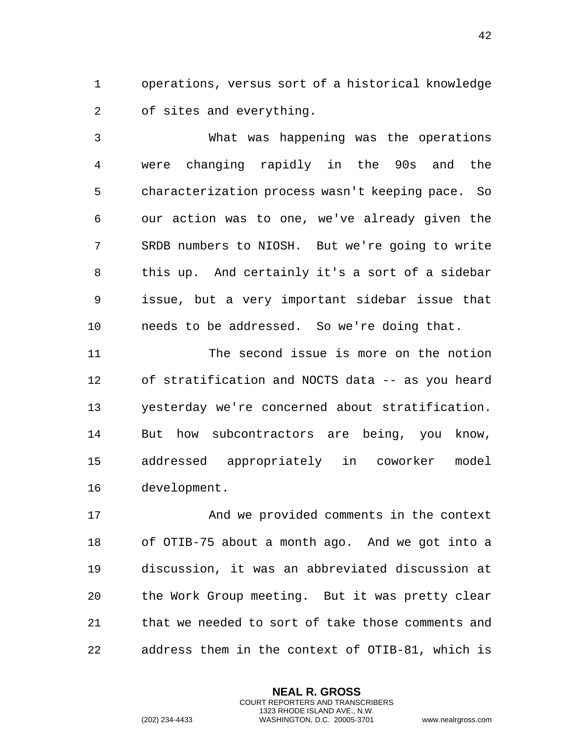operations, versus sort of a historical knowledge of sites and everything.

What was happening was the operations were changing rapidly in the 90s and the characterization process wasn't keeping pace. So our action was to one, we've already given the SRDB numbers to NIOSH. But we're going to write this up. And certainly it's a sort of a sidebar issue, but a very important sidebar issue that needs to be addressed. So we're doing that.

The second issue is more on the notion of stratification and NOCTS data -- as you heard yesterday we're concerned about stratification. But how subcontractors are being, you know, addressed appropriately in coworker model development.

And we provided comments in the context of OTIB-75 about a month ago. And we got into a discussion, it was an abbreviated discussion at the Work Group meeting. But it was pretty clear that we needed to sort of take those comments and address them in the context of OTIB-81, which is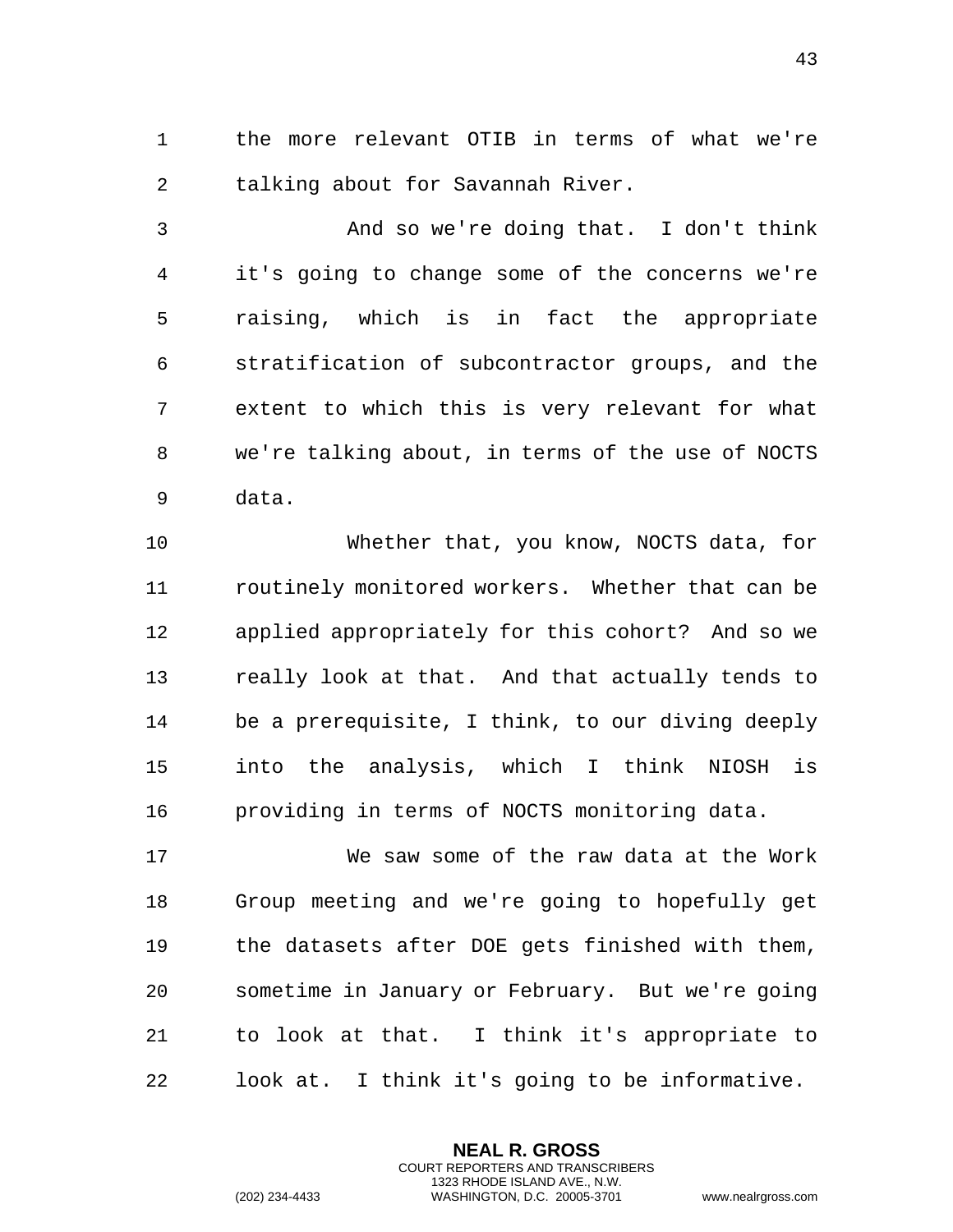the more relevant OTIB in terms of what we're talking about for Savannah River.

And so we're doing that. I don't think it's going to change some of the concerns we're raising, which is in fact the appropriate stratification of subcontractor groups, and the extent to which this is very relevant for what we're talking about, in terms of the use of NOCTS data.

Whether that, you know, NOCTS data, for routinely monitored workers. Whether that can be applied appropriately for this cohort? And so we really look at that. And that actually tends to be a prerequisite, I think, to our diving deeply into the analysis, which I think NIOSH is providing in terms of NOCTS monitoring data.

We saw some of the raw data at the Work Group meeting and we're going to hopefully get the datasets after DOE gets finished with them, sometime in January or February. But we're going to look at that. I think it's appropriate to look at. I think it's going to be informative.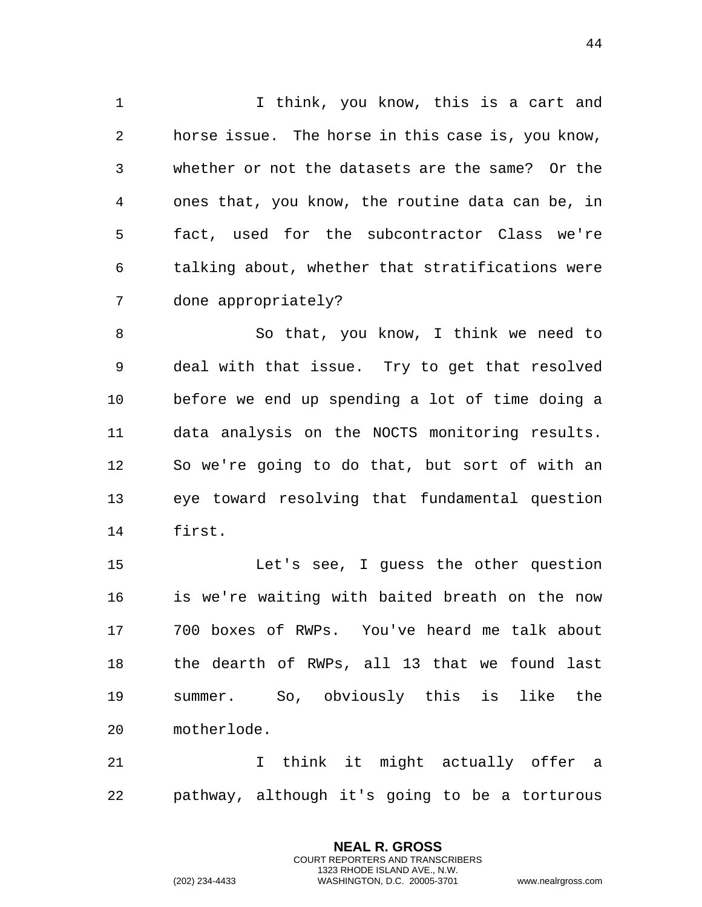I think, you know, this is a cart and horse issue. The horse in this case is, you know, whether or not the datasets are the same? Or the ones that, you know, the routine data can be, in fact, used for the subcontractor Class we're talking about, whether that stratifications were done appropriately?

So that, you know, I think we need to deal with that issue. Try to get that resolved before we end up spending a lot of time doing a data analysis on the NOCTS monitoring results. So we're going to do that, but sort of with an eye toward resolving that fundamental question first.

Let's see, I guess the other question is we're waiting with baited breath on the now 700 boxes of RWPs. You've heard me talk about the dearth of RWPs, all 13 that we found last summer. So, obviously this is like the motherlode.

I think it might actually offer a pathway, although it's going to be a torturous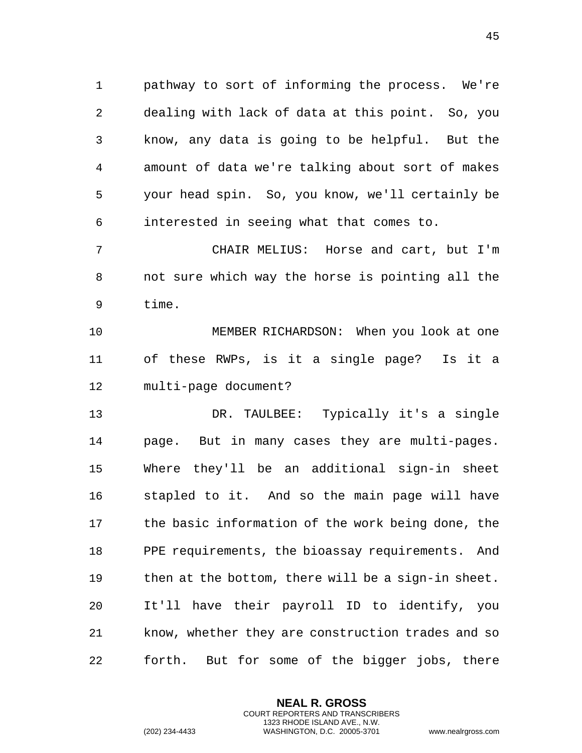pathway to sort of informing the process. We're dealing with lack of data at this point. So, you know, any data is going to be helpful. But the amount of data we're talking about sort of makes your head spin. So, you know, we'll certainly be interested in seeing what that comes to.

CHAIR MELIUS: Horse and cart, but I'm not sure which way the horse is pointing all the time.

MEMBER RICHARDSON: When you look at one of these RWPs, is it a single page? Is it a multi-page document?

DR. TAULBEE: Typically it's a single page. But in many cases they are multi-pages. Where they'll be an additional sign-in sheet stapled to it. And so the main page will have the basic information of the work being done, the PPE requirements, the bioassay requirements. And then at the bottom, there will be a sign-in sheet. It'll have their payroll ID to identify, you know, whether they are construction trades and so forth. But for some of the bigger jobs, there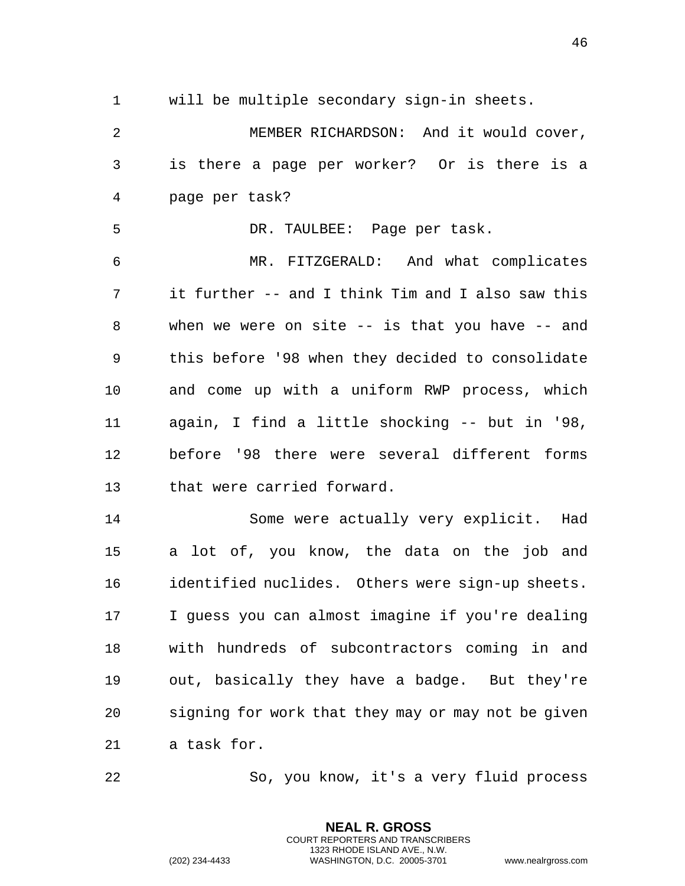will be multiple secondary sign-in sheets.

MEMBER RICHARDSON: And it would cover, is there a page per worker? Or is there is a page per task?

DR. TAULBEE: Page per task.

MR. FITZGERALD: And what complicates it further -- and I think Tim and I also saw this when we were on site -- is that you have -- and this before '98 when they decided to consolidate and come up with a uniform RWP process, which again, I find a little shocking -- but in '98, before '98 there were several different forms that were carried forward.

Some were actually very explicit. Had a lot of, you know, the data on the job and identified nuclides. Others were sign-up sheets. I guess you can almost imagine if you're dealing with hundreds of subcontractors coming in and out, basically they have a badge. But they're signing for work that they may or may not be given a task for.

So, you know, it's a very fluid process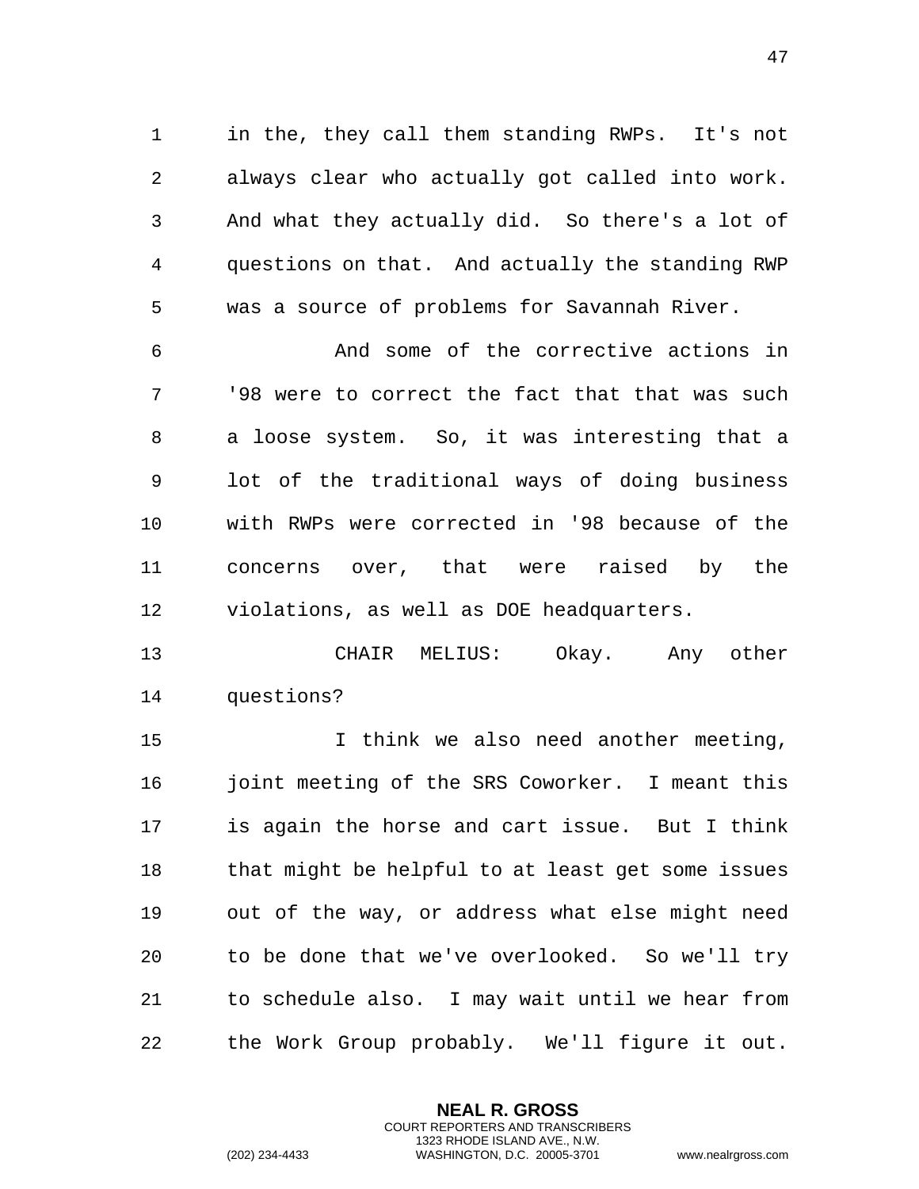in the, they call them standing RWPs. It's not always clear who actually got called into work. And what they actually did. So there's a lot of questions on that. And actually the standing RWP was a source of problems for Savannah River.

And some of the corrective actions in '98 were to correct the fact that that was such a loose system. So, it was interesting that a lot of the traditional ways of doing business with RWPs were corrected in '98 because of the concerns over, that were raised by the violations, as well as DOE headquarters.

CHAIR MELIUS: Okay. Any other questions?

I think we also need another meeting, joint meeting of the SRS Coworker. I meant this is again the horse and cart issue. But I think that might be helpful to at least get some issues out of the way, or address what else might need to be done that we've overlooked. So we'll try to schedule also. I may wait until we hear from the Work Group probably. We'll figure it out.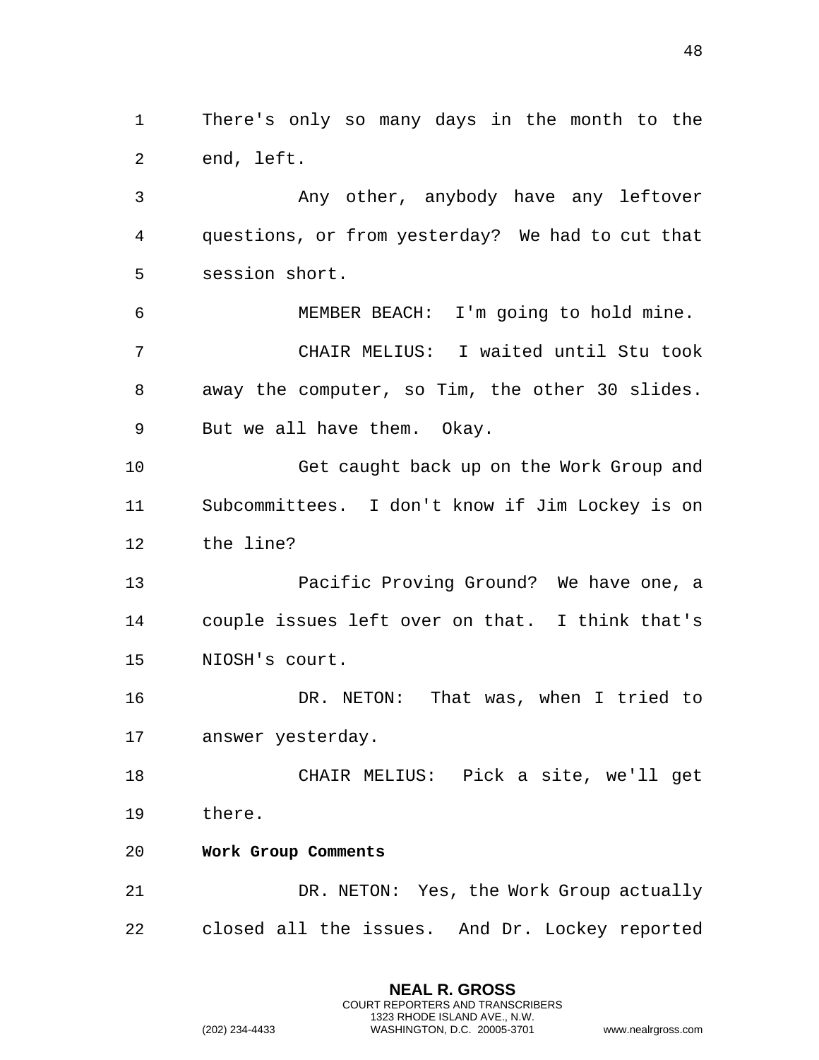There's only so many days in the month to the end, left.

Any other, anybody have any leftover questions, or from yesterday? We had to cut that session short.

MEMBER BEACH: I'm going to hold mine.

CHAIR MELIUS: I waited until Stu took away the computer, so Tim, the other 30 slides. But we all have them. Okay.

Get caught back up on the Work Group and Subcommittees. I don't know if Jim Lockey is on the line?

Pacific Proving Ground? We have one, a couple issues left over on that. I think that's NIOSH's court.

DR. NETON: That was, when I tried to answer yesterday.

CHAIR MELIUS: Pick a site, we'll get there.

**Work Group Comments**

DR. NETON: Yes, the Work Group actually closed all the issues. And Dr. Lockey reported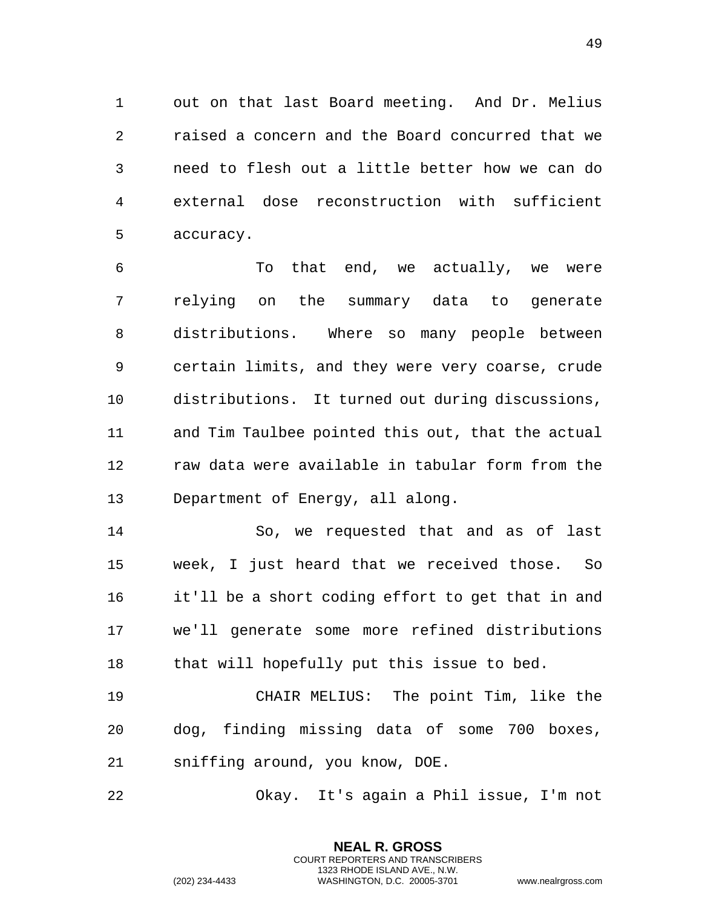out on that last Board meeting. And Dr. Melius raised a concern and the Board concurred that we need to flesh out a little better how we can do external dose reconstruction with sufficient accuracy.

To that end, we actually, we were relying on the summary data to generate distributions. Where so many people between certain limits, and they were very coarse, crude distributions. It turned out during discussions, and Tim Taulbee pointed this out, that the actual raw data were available in tabular form from the Department of Energy, all along.

So, we requested that and as of last week, I just heard that we received those. So it'll be a short coding effort to get that in and we'll generate some more refined distributions that will hopefully put this issue to bed.

CHAIR MELIUS: The point Tim, like the dog, finding missing data of some 700 boxes, sniffing around, you know, DOE.

Okay. It's again a Phil issue, I'm not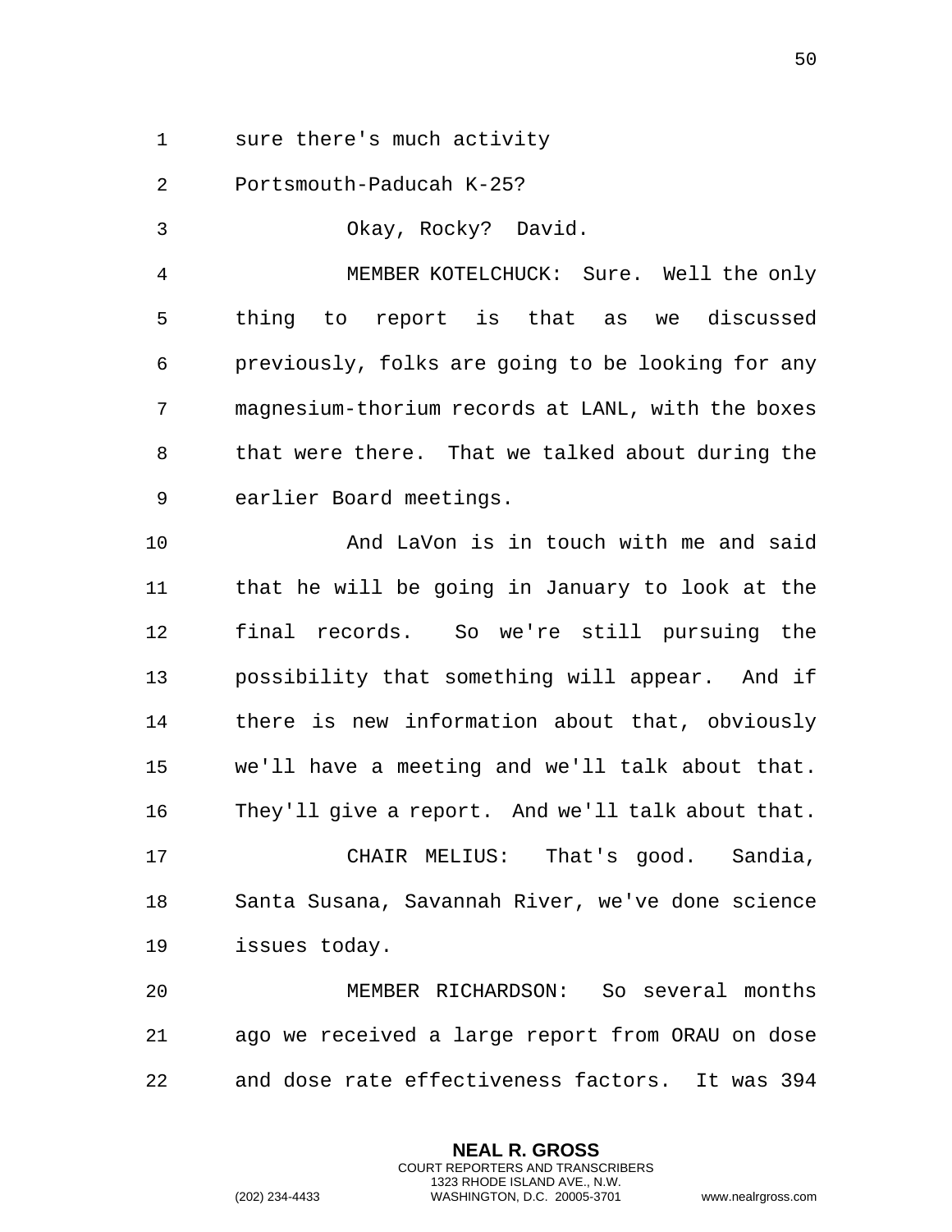sure there's much activity

Portsmouth-Paducah K-25?

Okay, Rocky? David.

MEMBER KOTELCHUCK: Sure. Well the only thing to report is that as we discussed previously, folks are going to be looking for any magnesium-thorium records at LANL, with the boxes that were there. That we talked about during the earlier Board meetings.

And LaVon is in touch with me and said that he will be going in January to look at the final records. So we're still pursuing the possibility that something will appear. And if there is new information about that, obviously we'll have a meeting and we'll talk about that. They'll give a report. And we'll talk about that.

CHAIR MELIUS: That's good. Sandia, Santa Susana, Savannah River, we've done science issues today.

MEMBER RICHARDSON: So several months ago we received a large report from ORAU on dose and dose rate effectiveness factors. It was 394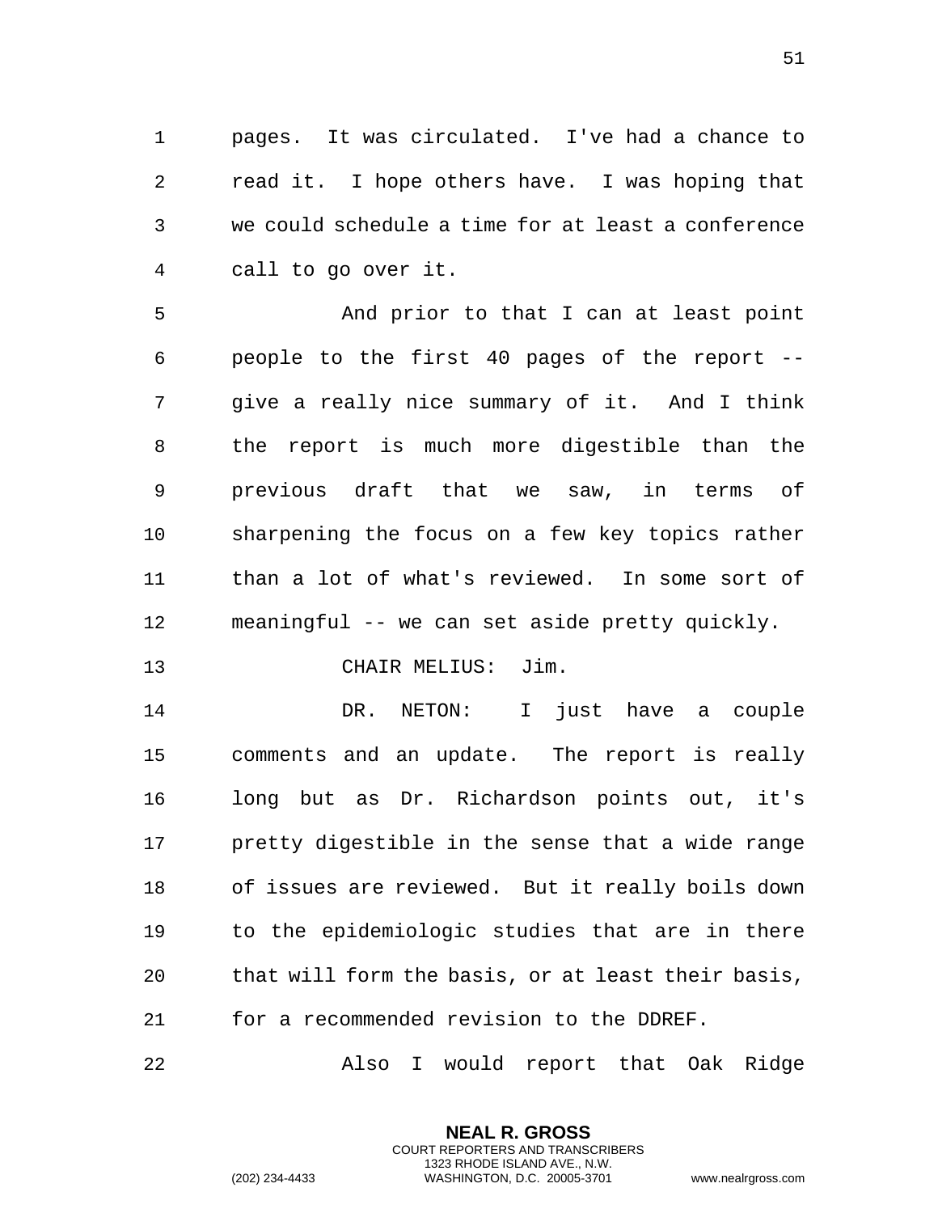pages. It was circulated. I've had a chance to read it. I hope others have. I was hoping that we could schedule a time for at least a conference call to go over it.

And prior to that I can at least point people to the first 40 pages of the report -- give a really nice summary of it. And I think the report is much more digestible than the previous draft that we saw, in terms of sharpening the focus on a few key topics rather than a lot of what's reviewed. In some sort of meaningful -- we can set aside pretty quickly.

CHAIR MELIUS: Jim.

DR. NETON: I just have a couple comments and an update. The report is really long but as Dr. Richardson points out, it's pretty digestible in the sense that a wide range of issues are reviewed. But it really boils down to the epidemiologic studies that are in there that will form the basis, or at least their basis, for a recommended revision to the DDREF.

Also I would report that Oak Ridge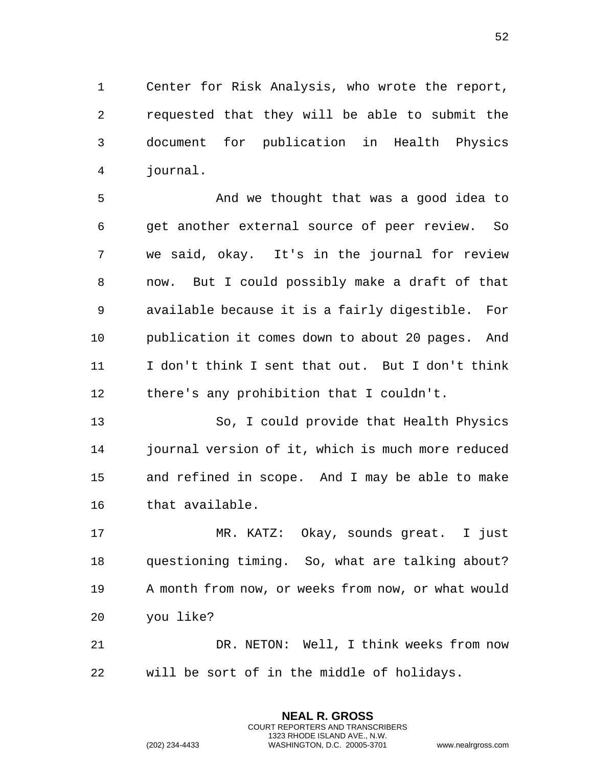Center for Risk Analysis, who wrote the report, requested that they will be able to submit the document for publication in Health Physics journal.

And we thought that was a good idea to get another external source of peer review. So we said, okay. It's in the journal for review now. But I could possibly make a draft of that available because it is a fairly digestible. For publication it comes down to about 20 pages. And I don't think I sent that out. But I don't think there's any prohibition that I couldn't.

So, I could provide that Health Physics journal version of it, which is much more reduced and refined in scope. And I may be able to make that available.

MR. KATZ: Okay, sounds great. I just questioning timing. So, what are talking about? A month from now, or weeks from now, or what would you like?

DR. NETON: Well, I think weeks from now will be sort of in the middle of holidays.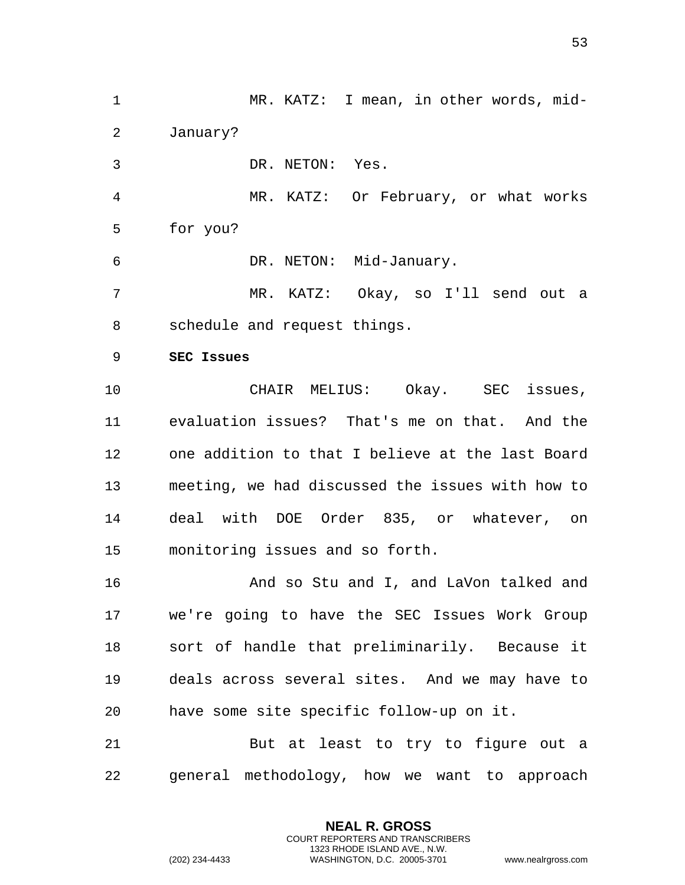MR. KATZ: I mean, in other words, mid-January?

DR. NETON: Yes.

MR. KATZ: Or February, or what works for you?

DR. NETON: Mid-January.

MR. KATZ: Okay, so I'll send out a schedule and request things.

**SEC Issues**

CHAIR MELIUS: Okay. SEC issues, evaluation issues? That's me on that. And the one addition to that I believe at the last Board meeting, we had discussed the issues with how to deal with DOE Order 835, or whatever, on monitoring issues and so forth.

And so Stu and I, and LaVon talked and we're going to have the SEC Issues Work Group sort of handle that preliminarily. Because it deals across several sites. And we may have to have some site specific follow-up on it.

But at least to try to figure out a general methodology, how we want to approach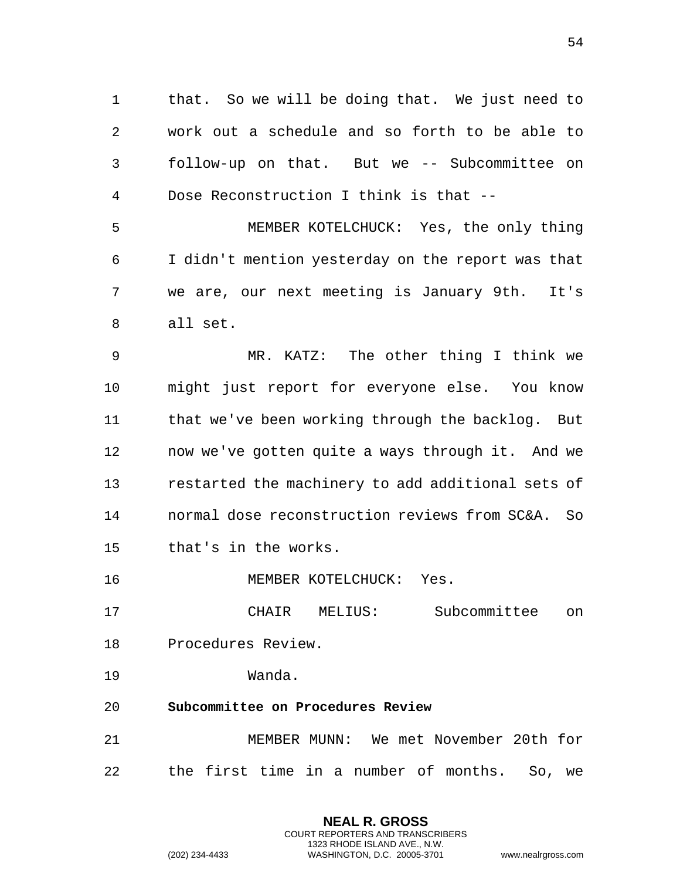that. So we will be doing that. We just need to work out a schedule and so forth to be able to follow-up on that. But we -- Subcommittee on Dose Reconstruction I think is that --

MEMBER KOTELCHUCK: Yes, the only thing I didn't mention yesterday on the report was that we are, our next meeting is January 9th. It's all set.

MR. KATZ: The other thing I think we might just report for everyone else. You know that we've been working through the backlog. But now we've gotten quite a ways through it. And we restarted the machinery to add additional sets of normal dose reconstruction reviews from SC&A. So that's in the works.

MEMBER KOTELCHUCK: Yes.

CHAIR MELIUS: Subcommittee on Procedures Review.

Wanda.

**Subcommittee on Procedures Review**

MEMBER MUNN: We met November 20th for the first time in a number of months. So, we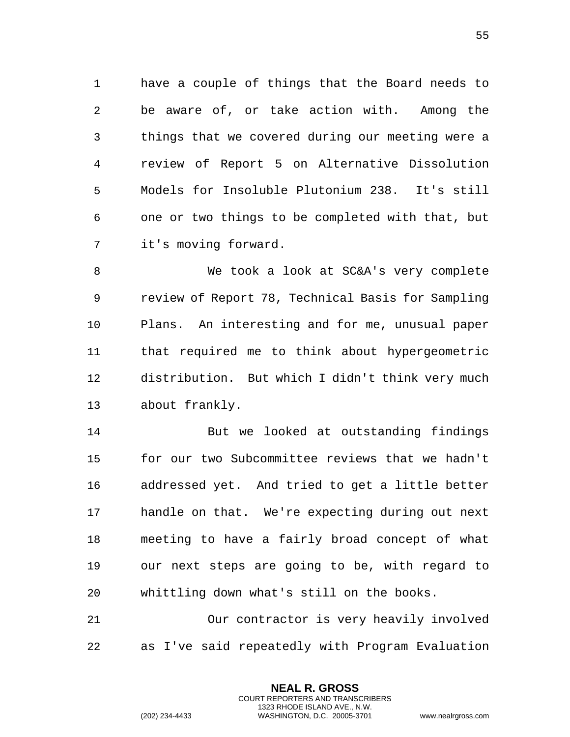have a couple of things that the Board needs to be aware of, or take action with. Among the things that we covered during our meeting were a review of Report 5 on Alternative Dissolution Models for Insoluble Plutonium 238. It's still one or two things to be completed with that, but it's moving forward.

We took a look at SC&A's very complete review of Report 78, Technical Basis for Sampling Plans. An interesting and for me, unusual paper that required me to think about hypergeometric distribution. But which I didn't think very much about frankly.

But we looked at outstanding findings for our two Subcommittee reviews that we hadn't addressed yet. And tried to get a little better handle on that. We're expecting during out next meeting to have a fairly broad concept of what our next steps are going to be, with regard to whittling down what's still on the books.

Our contractor is very heavily involved as I've said repeatedly with Program Evaluation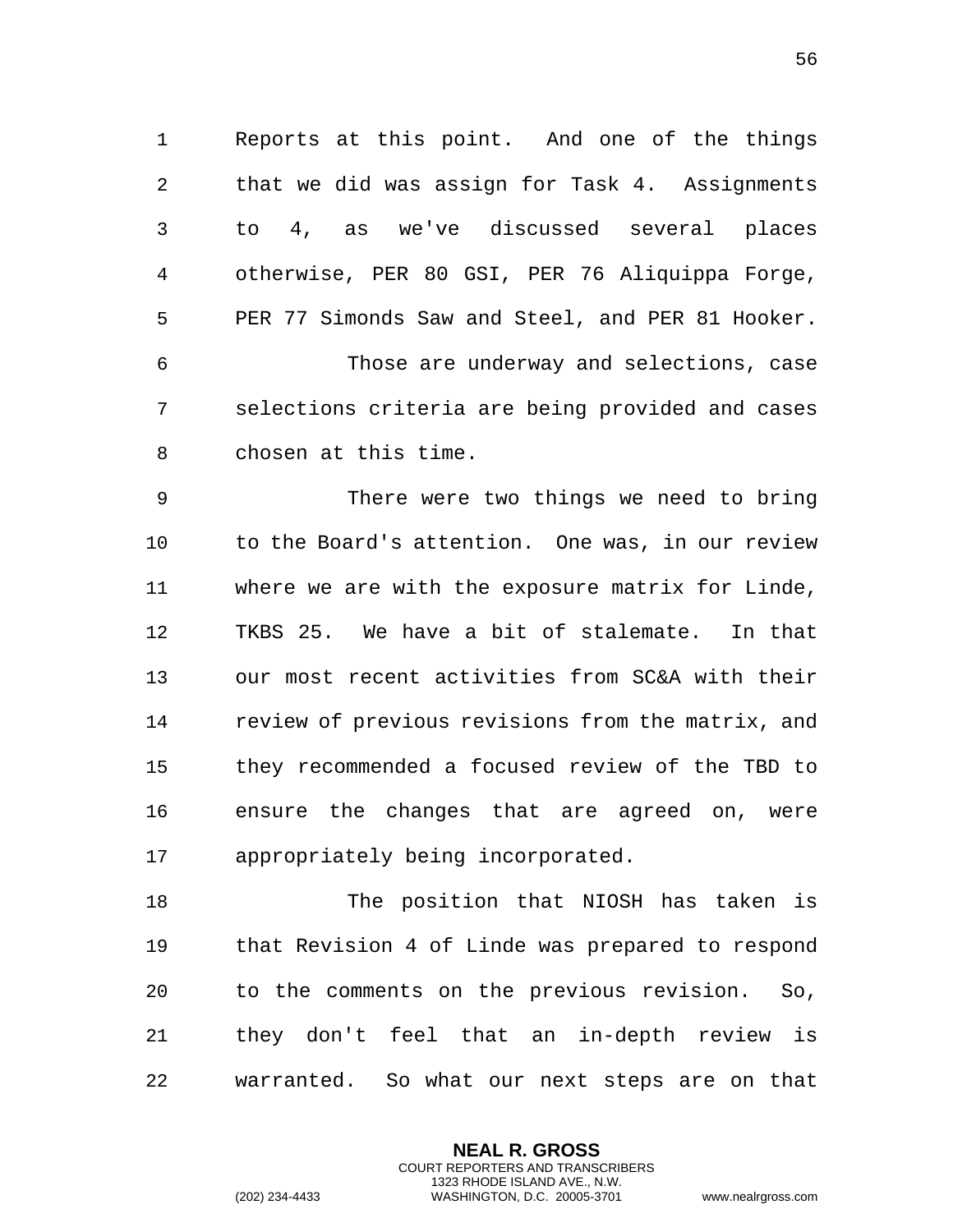Reports at this point. And one of the things that we did was assign for Task 4. Assignments to 4, as we've discussed several places otherwise, PER 80 GSI, PER 76 Aliquippa Forge, PER 77 Simonds Saw and Steel, and PER 81 Hooker.

Those are underway and selections, case selections criteria are being provided and cases chosen at this time.

There were two things we need to bring to the Board's attention. One was, in our review where we are with the exposure matrix for Linde, TKBS 25. We have a bit of stalemate. In that our most recent activities from SC&A with their review of previous revisions from the matrix, and they recommended a focused review of the TBD to ensure the changes that are agreed on, were appropriately being incorporated.

The position that NIOSH has taken is that Revision 4 of Linde was prepared to respond to the comments on the previous revision. So, they don't feel that an in-depth review is warranted. So what our next steps are on that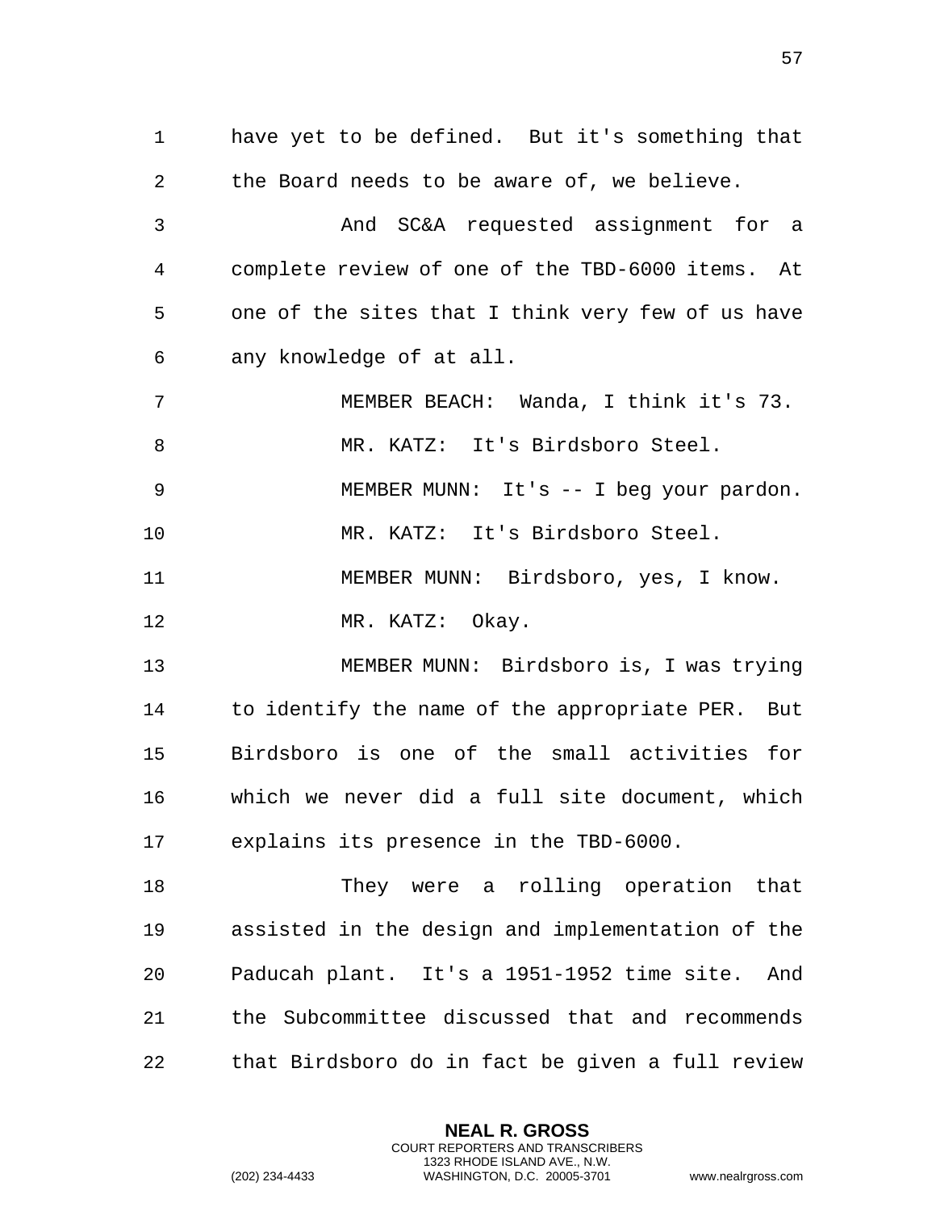have yet to be defined. But it's something that the Board needs to be aware of, we believe.

And SC&A requested assignment for a complete review of one of the TBD-6000 items. At one of the sites that I think very few of us have any knowledge of at all.

MEMBER BEACH: Wanda, I think it's 73.

MR. KATZ: It's Birdsboro Steel.

MEMBER MUNN: It's -- I beg your pardon.

MR. KATZ: It's Birdsboro Steel.

MEMBER MUNN: Birdsboro, yes, I know.

MR. KATZ: Okay.

MEMBER MUNN: Birdsboro is, I was trying to identify the name of the appropriate PER. But Birdsboro is one of the small activities for which we never did a full site document, which explains its presence in the TBD-6000.

They were a rolling operation that assisted in the design and implementation of the Paducah plant. It's a 1951-1952 time site. And the Subcommittee discussed that and recommends that Birdsboro do in fact be given a full review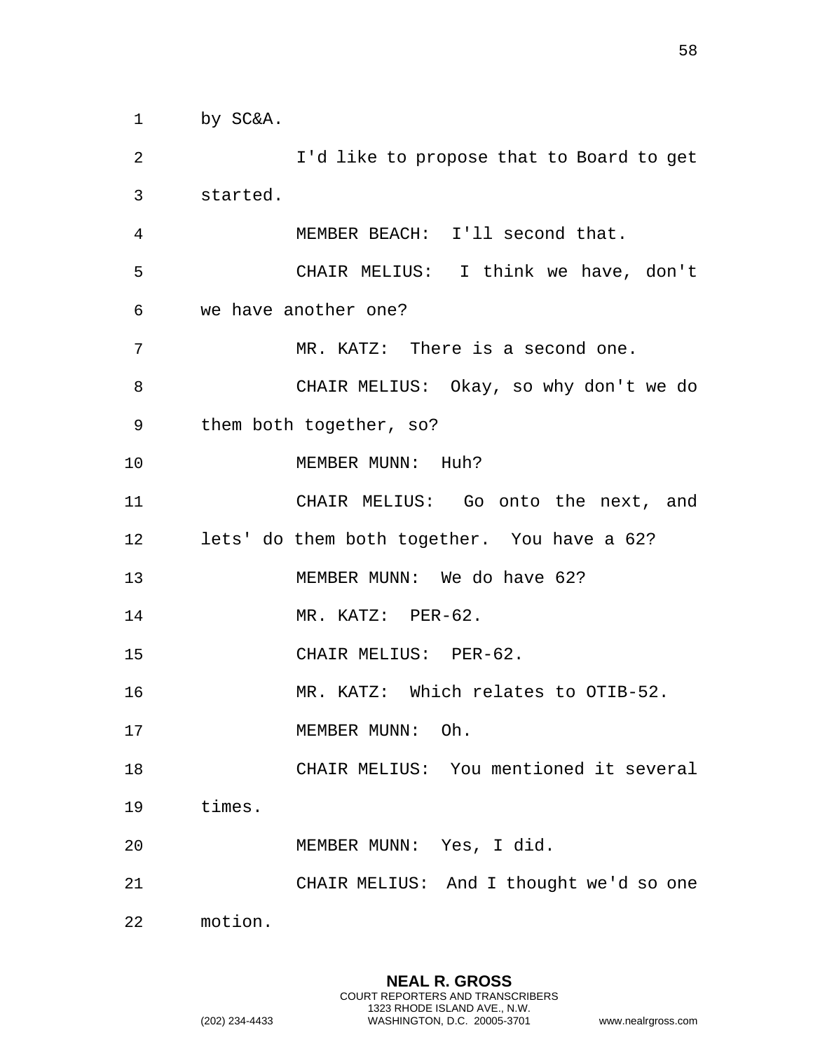1 by SC&A.

2 I'd like to propose that to Board to get

3 started.

4 MEMBER BEACH: I'll second that.

5 CHAIR MELIUS: I think we have, don't

6 we have another one?

7 MR. KATZ: There is a second one.

8 CHAIR MELIUS: Okay, so why don't we do

9 them both together, so?

10 MEMBER MUNN: Huh?

11 CHAIR MELIUS: Go onto the next, and

12 lets' do them both together. You have a 62?

13 MEMBER MUNN: We do have 62?

14 MR. KATZ: PER-62.

15 CHAIR MELIUS: PER-62.

16 MR. KATZ: Which relates to OTIB-52.

17 MEMBER MUNN: Oh.

18 CHAIR MELIUS: You mentioned it several

19 times.

20 MEMBER MUNN: Yes, I did.

21 CHAIR MELIUS: And I thought we'd so one

22 motion.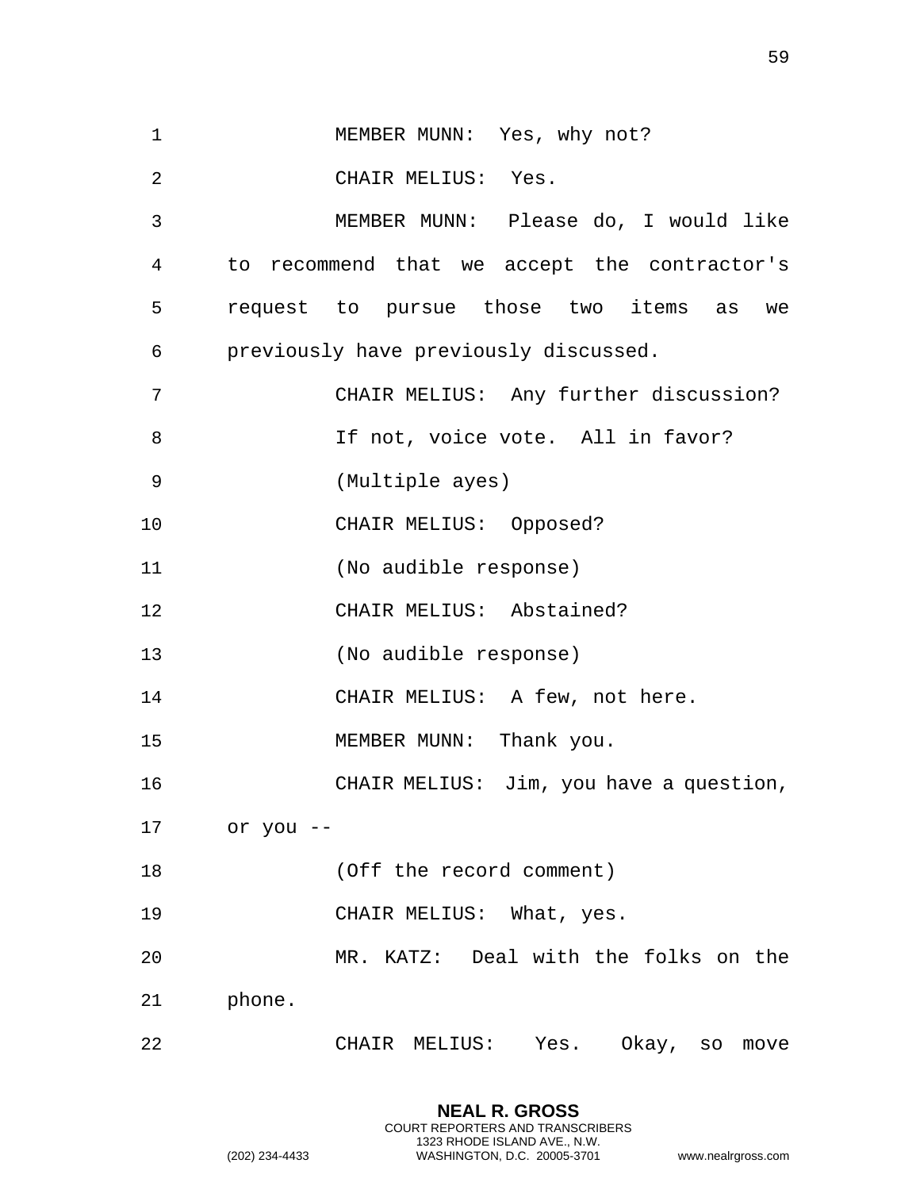MEMBER MUNN: Yes, why not?

CHAIR MELIUS: Yes.

MEMBER MUNN: Please do, I would like to recommend that we accept the contractor's request to pursue those two items as we previously have previously discussed.

CHAIR MELIUS: Any further discussion? If not, voice vote. All in favor?

(Multiple ayes)

CHAIR MELIUS: Opposed?

(No audible response)

CHAIR MELIUS: Abstained?

(No audible response)

CHAIR MELIUS: A few, not here.

MEMBER MUNN: Thank you.

CHAIR MELIUS: Jim, you have a question, or you --

(Off the record comment)

CHAIR MELIUS: What, yes.

MR. KATZ: Deal with the folks on the phone.

CHAIR MELIUS: Yes. Okay, so move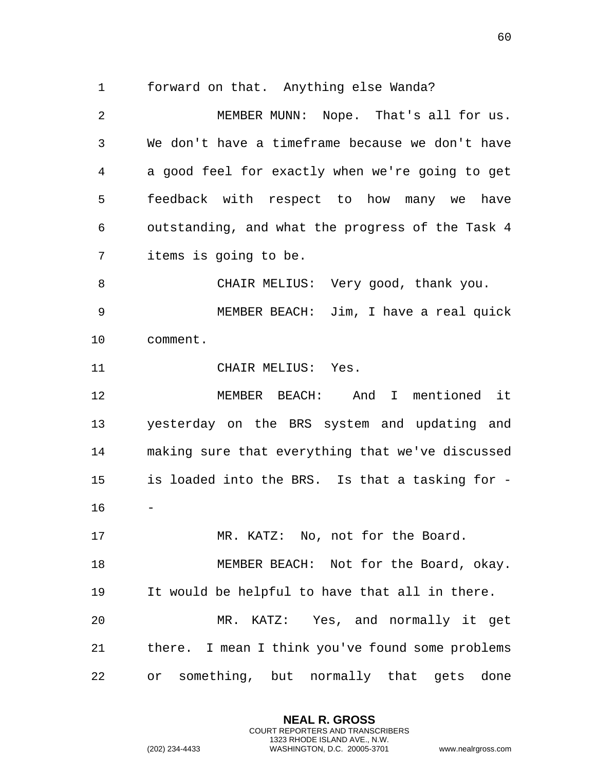forward on that. Anything else Wanda?

MEMBER MUNN: Nope. That's all for us. We don't have a timeframe because we don't have a good feel for exactly when we're going to get feedback with respect to how many we have outstanding, and what the progress of the Task 4 items is going to be.

CHAIR MELIUS: Very good, thank you.

MEMBER BEACH: Jim, I have a real quick comment.

CHAIR MELIUS: Yes.

MEMBER BEACH: And I mentioned it yesterday on the BRS system and updating and making sure that everything that we've discussed is loaded into the BRS. Is that a tasking for --

MR. KATZ: No, not for the Board.

MEMBER BEACH: Not for the Board, okay. It would be helpful to have that all in there.

MR. KATZ: Yes, and normally it get there. I mean I think you've found some problems or something, but normally that gets done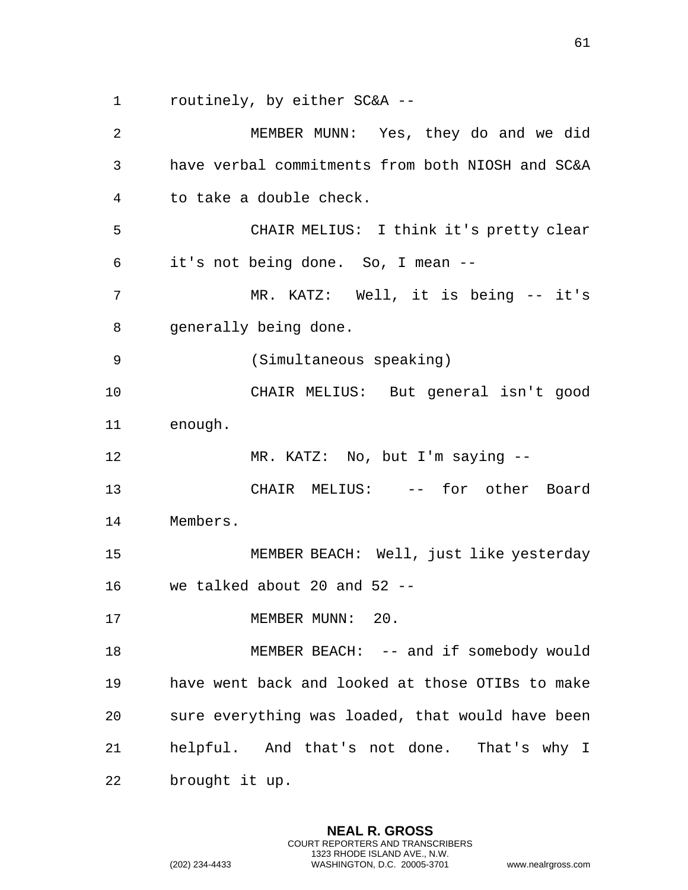routinely, by either SC&A --

MEMBER MUNN: Yes, they do and we did have verbal commitments from both NIOSH and SC&A to take a double check.

CHAIR MELIUS: I think it's pretty clear it's not being done. So, I mean --

MR. KATZ: Well, it is being -- it's generally being done.

(Simultaneous speaking)

CHAIR MELIUS: But general isn't good enough.

MR. KATZ: No, but I'm saying --

CHAIR MELIUS: -- for other Board Members.

MEMBER BEACH: Well, just like yesterday we talked about 20 and 52 --

MEMBER MUNN: 20.

MEMBER BEACH: -- and if somebody would have went back and looked at those OTIBs to make sure everything was loaded, that would have been helpful. And that's not done. That's why I brought it up.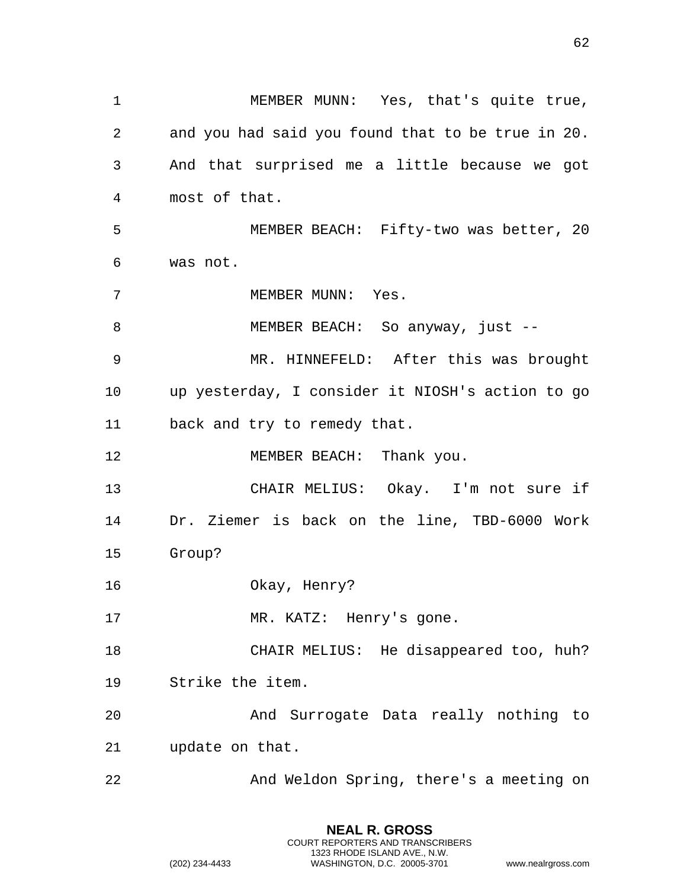MEMBER MUNN: Yes, that's quite true, and you had said you found that to be true in 20. And that surprised me a little because we got most of that.

MEMBER BEACH: Fifty-two was better, 20 was not.

MEMBER MUNN: Yes.

MEMBER BEACH: So anyway, just --

MR. HINNEFELD: After this was brought up yesterday, I consider it NIOSH's action to go back and try to remedy that.

MEMBER BEACH: Thank you.

CHAIR MELIUS: Okay. I'm not sure if Dr. Ziemer is back on the line, TBD-6000 Work Group?

Okay, Henry?

MR. KATZ: Henry's gone.

CHAIR MELIUS: He disappeared too, huh? Strike the item.

And Surrogate Data really nothing to update on that.

And Weldon Spring, there's a meeting on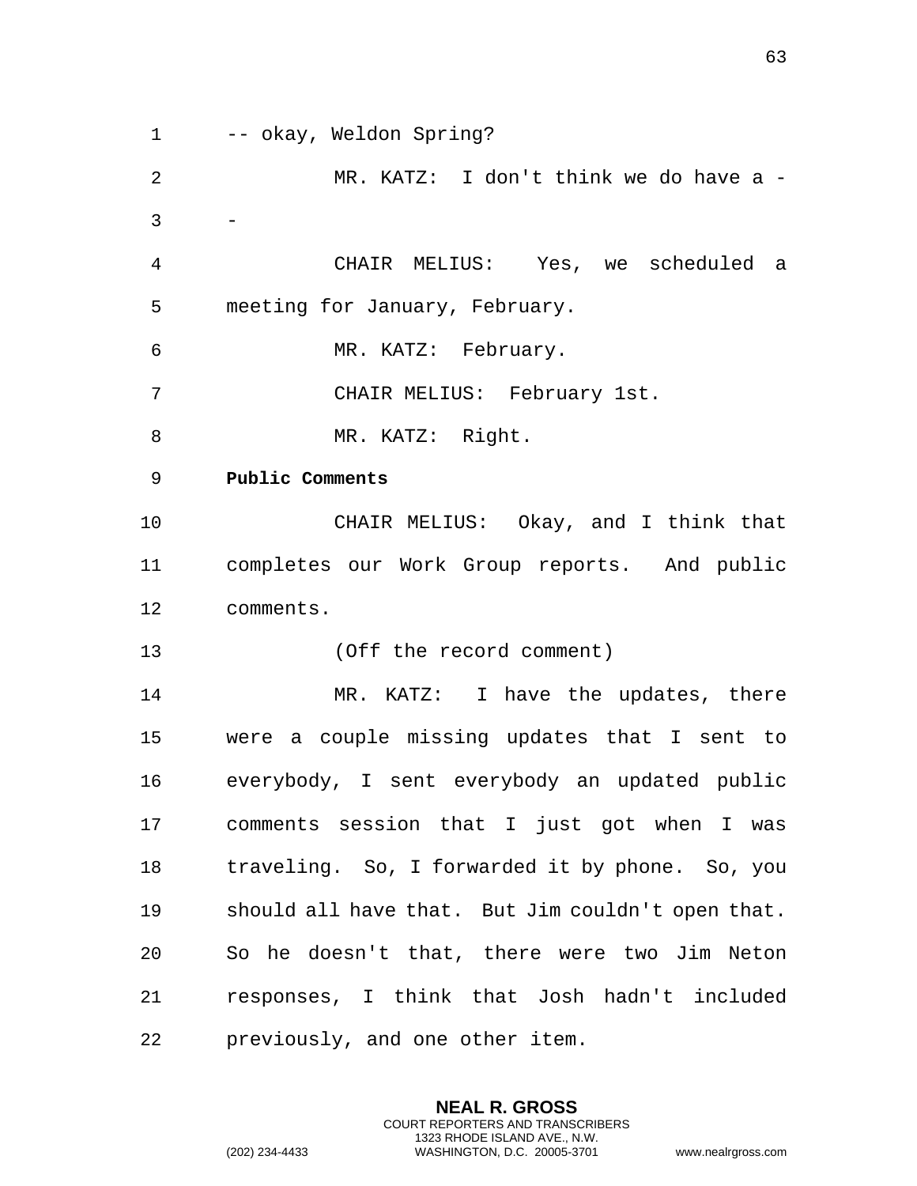-- okay, Weldon Spring?

MR. KATZ: I don't think we do have a --

CHAIR MELIUS: Yes, we scheduled a meeting for January, February.

MR. KATZ: February.

CHAIR MELIUS: February 1st.

MR. KATZ: Right.

**Public Comments**

CHAIR MELIUS: Okay, and I think that completes our Work Group reports. And public comments.

(Off the record comment)

MR. KATZ: I have the updates, there were a couple missing updates that I sent to everybody, I sent everybody an updated public comments session that I just got when I was traveling. So, I forwarded it by phone. So, you should all have that. But Jim couldn't open that. So he doesn't that, there were two Jim Neton responses, I think that Josh hadn't included previously, and one other item.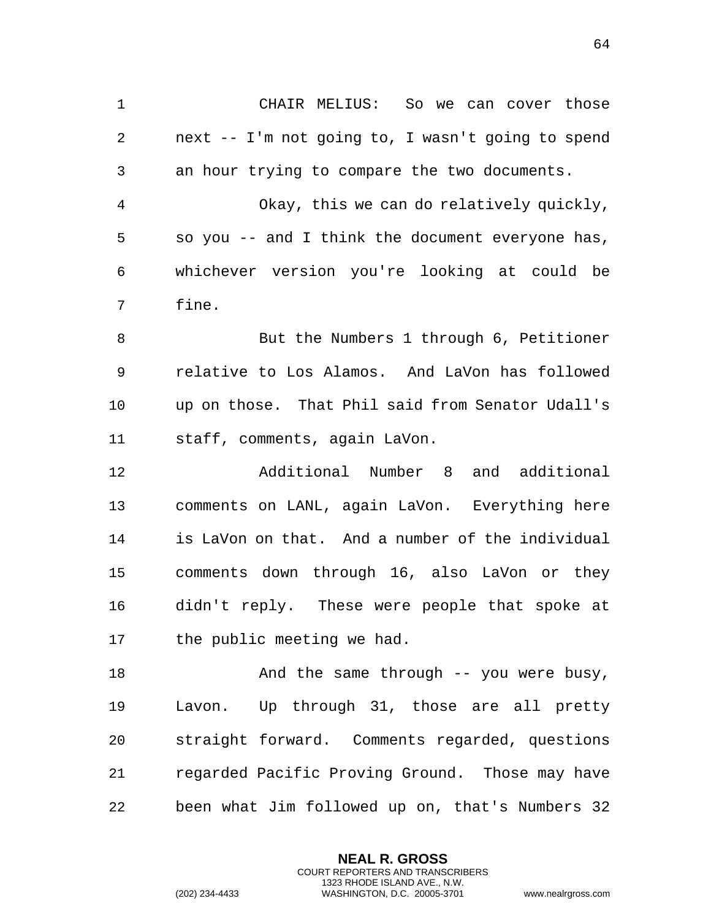CHAIR MELIUS: So we can cover those next -- I'm not going to, I wasn't going to spend an hour trying to compare the two documents.

Okay, this we can do relatively quickly, so you -- and I think the document everyone has, whichever version you're looking at could be fine.

But the Numbers 1 through 6, Petitioner relative to Los Alamos. And LaVon has followed up on those. That Phil said from Senator Udall's staff, comments, again LaVon.

Additional Number 8 and additional comments on LANL, again LaVon. Everything here is LaVon on that. And a number of the individual comments down through 16, also LaVon or they didn't reply. These were people that spoke at the public meeting we had.

And the same through -- you were busy, Lavon. Up through 31, those are all pretty straight forward. Comments regarded, questions regarded Pacific Proving Ground. Those may have been what Jim followed up on, that's Numbers 32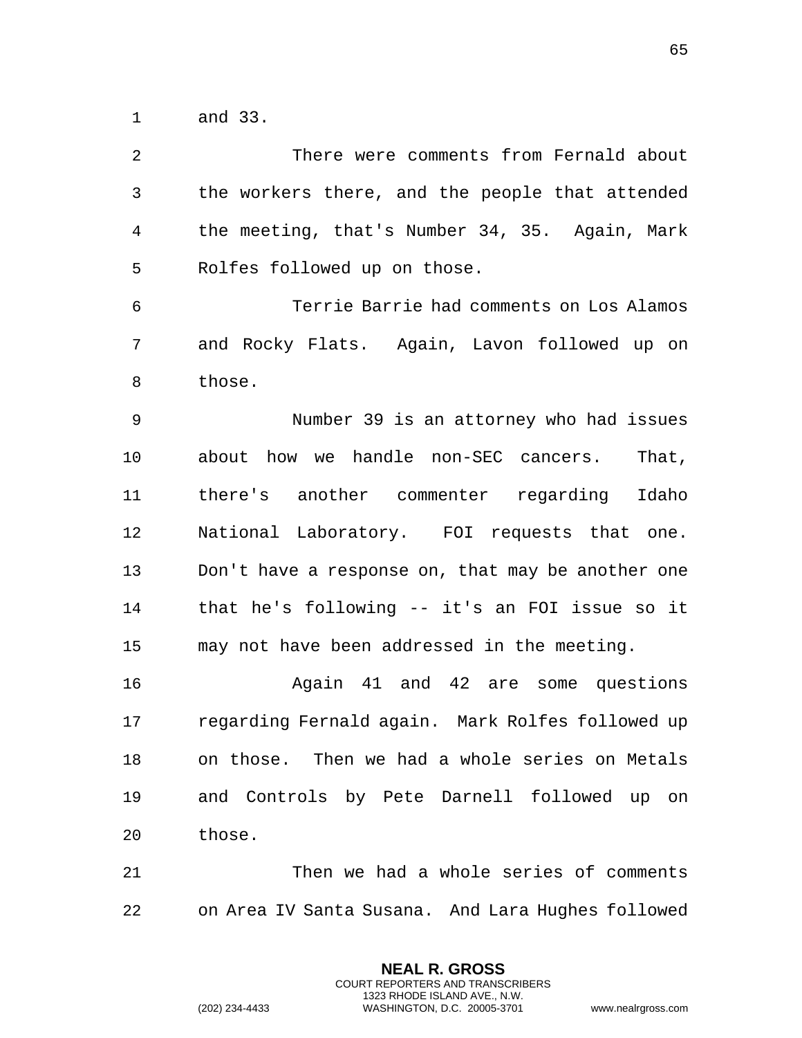and 33.

There were comments from Fernald about the workers there, and the people that attended the meeting, that's Number 34, 35. Again, Mark Rolfes followed up on those.

Terrie Barrie had comments on Los Alamos and Rocky Flats. Again, Lavon followed up on those.

Number 39 is an attorney who had issues about how we handle non-SEC cancers. That, there's another commenter regarding Idaho National Laboratory. FOI requests that one. Don't have a response on, that may be another one that he's following -- it's an FOI issue so it may not have been addressed in the meeting.

Again 41 and 42 are some questions regarding Fernald again. Mark Rolfes followed up on those. Then we had a whole series on Metals and Controls by Pete Darnell followed up on those.

Then we had a whole series of comments on Area IV Santa Susana. And Lara Hughes followed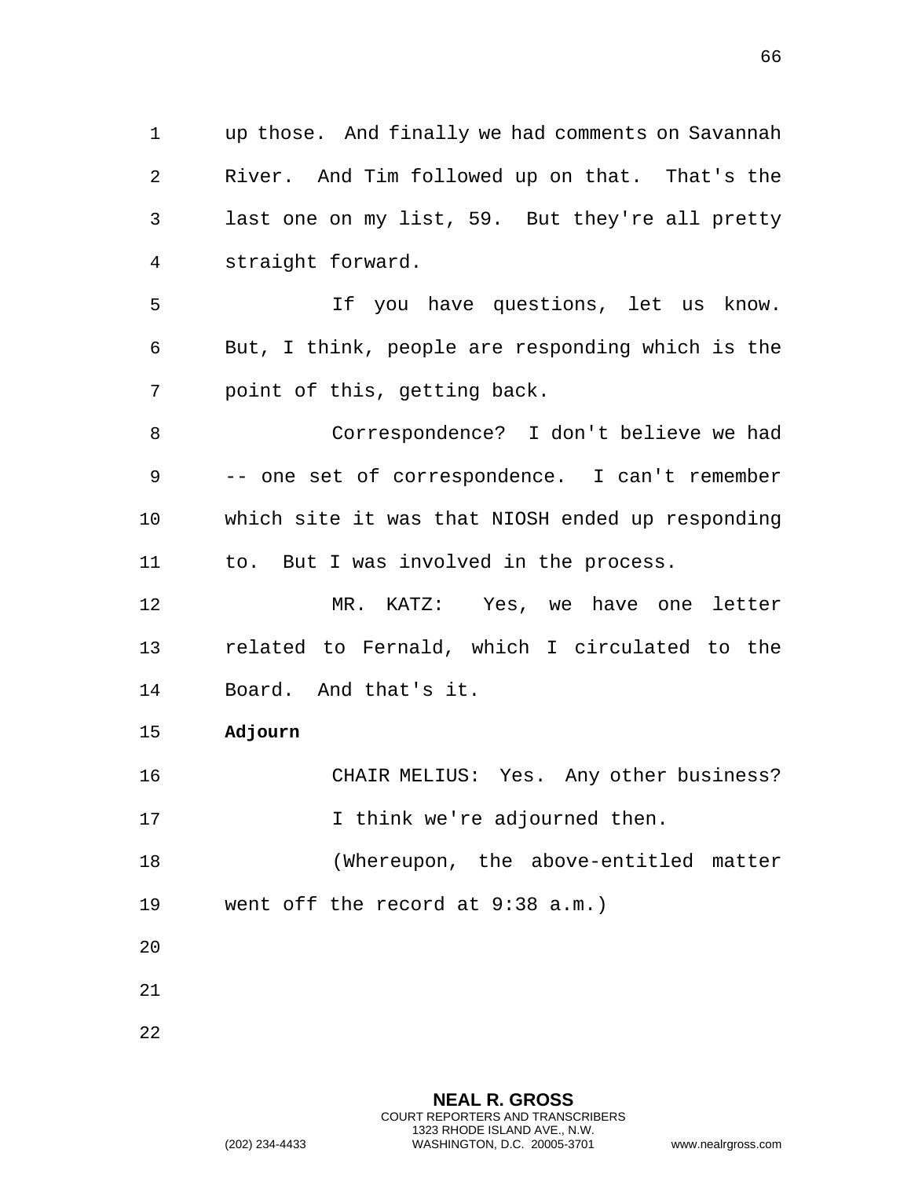up those. And finally we had comments on Savannah River. And Tim followed up on that. That's the last one on my list, 59. But they're all pretty straight forward.

If you have questions, let us know. But, I think, people are responding which is the point of this, getting back.

Correspondence? I don't believe we had -- one set of correspondence. I can't remember which site it was that NIOSH ended up responding to. But I was involved in the process.

MR. KATZ: Yes, we have one letter related to Fernald, which I circulated to the Board. And that's it.

**Adjourn**

CHAIR MELIUS: Yes. Any other business? I think we're adjourned then.

(Whereupon, the above-entitled matter went off the record at 9:38 a.m.)